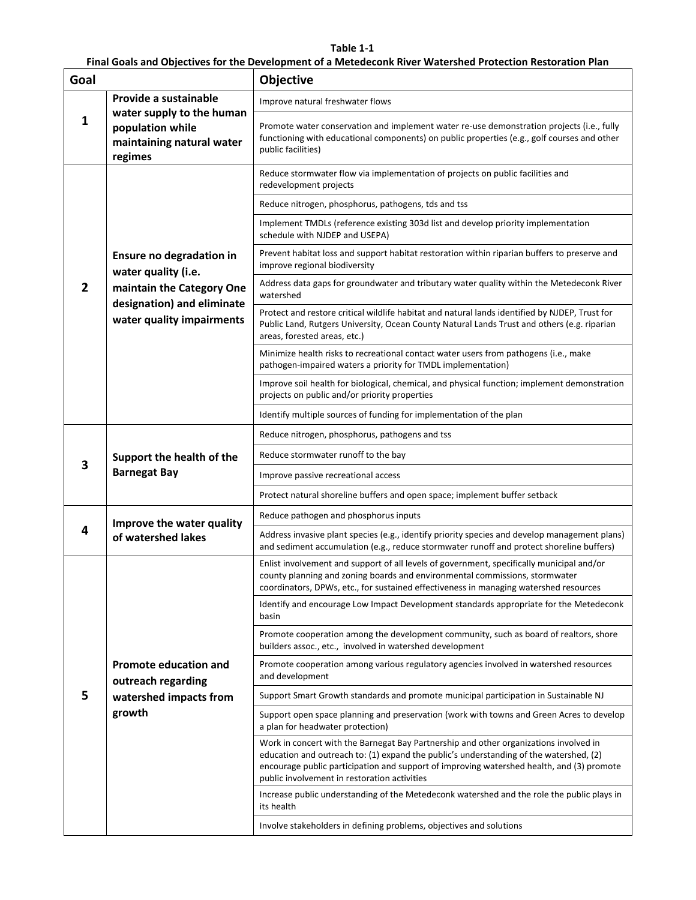**Table 1-1**
**Final Goals and Objectives for the Development of a Metedeconk River Watershed Protection Restoration Plan**

| Goal | | Objective |
|---|---|---|
| 1 | **Provide a sustainable water supply to the human population while maintaining natural water regimes** | Improve natural freshwater flows |
| | | Promote water conservation and implement water re-use demonstration projects (i.e., fully functioning with educational components) on public properties (e.g., golf courses and other public facilities) |
| 2 | **Ensure no degradation in water quality (i.e. maintain the Category One designation) and eliminate water quality impairments** | Reduce stormwater flow via implementation of projects on public facilities and redevelopment projects |
| | | Reduce nitrogen, phosphorus, pathogens, tds and tss |
| | | Implement TMDLs (reference existing 303d list and develop priority implementation schedule with NJDEP and USEPA) |
| | | Prevent habitat loss and support habitat restoration within riparian buffers to preserve and improve regional biodiversity |
| | | Address data gaps for groundwater and tributary water quality within the Metedeconk River watershed |
| | | Protect and restore critical wildlife habitat and natural lands identified by NJDEP, Trust for Public Land, Rutgers University, Ocean County Natural Lands Trust and others (e.g. riparian areas, forested areas, etc.) |
| | | Minimize health risks to recreational contact water users from pathogens (i.e., make pathogen-impaired waters a priority for TMDL implementation) |
| | | Improve soil health for biological, chemical, and physical function; implement demonstration projects on public and/or priority properties |
| | | Identify multiple sources of funding for implementation of the plan |
| 3 | **Support the health of the Barnegat Bay** | Reduce nitrogen, phosphorus, pathogens and tss |
| | | Reduce stormwater runoff to the bay |
| | | Improve passive recreational access |
| | | Protect natural shoreline buffers and open space; implement buffer setback |
| 4 | **Improve the water quality of watershed lakes** | Reduce pathogen and phosphorus inputs |
| | | Address invasive plant species (e.g., identify priority species and develop management plans) and sediment accumulation (e.g., reduce stormwater runoff and protect shoreline buffers) |
| 5 | **Promote education and outreach regarding watershed impacts from growth** | Enlist involvement and support of all levels of government, specifically municipal and/or county planning and zoning boards and environmental commissions, stormwater coordinators, DPWs, etc., for sustained effectiveness in managing watershed resources |
| | | Identify and encourage Low Impact Development standards appropriate for the Metedeconk basin |
| | | Promote cooperation among the development community, such as board of realtors, shore builders assoc., etc., involved in watershed development |
| | | Promote cooperation among various regulatory agencies involved in watershed resources and development |
| | | Support Smart Growth standards and promote municipal participation in Sustainable NJ |
| | | Support open space planning and preservation (work with towns and Green Acres to develop a plan for headwater protection) |
| | | Work in concert with the Barnegat Bay Partnership and other organizations involved in education and outreach to: (1) expand the public's understanding of the watershed, (2) encourage public participation and support of improving watershed health, and (3) promote public involvement in restoration activities |
| | | Increase public understanding of the Metedeconk watershed and the role the public plays in its health |
| | | Involve stakeholders in defining problems, objectives and solutions |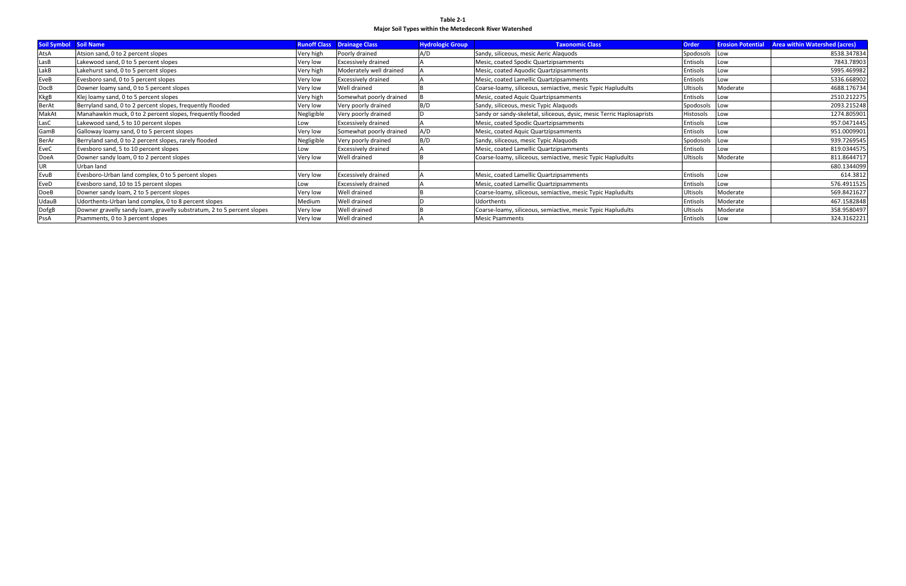**Table 2-1**

**Major Soil Types within the Metedeconk River Watershed**

| Soil Symbol | Soil Name | Runoff Class | Drainage Class | Hydrologic Group | Taxonomic Class | Order | Erosion Potential | Area within Watershed (acres) |
|---|---|---|---|---|---|---|---|---|
| AtsA | Atsion sand, 0 to 2 percent slopes | Very high | Poorly drained | A/D | Sandy, siliceous, mesic Aeric Alaquods | Spodosols | Low | 8538.347834 |
| LasB | Lakewood sand, 0 to 5 percent slopes | Very low | Excessively drained | A | Mesic, coated Spodic Quartzipsamments | Entisols | Low | 7843.78903 |
| LakB | Lakehurst sand, 0 to 5 percent slopes | Very high | Moderately well drained | A | Mesic, coated Aquodic Quartzipsamments | Entisols | Low | 5995.469982 |
| EveB | Evesboro sand, 0 to 5 percent slopes | Very low | Excessively drained | A | Mesic, coated Lamellic Quartzipsamments | Entisols | Low | 5336.668902 |
| DocB | Downer loamy sand, 0 to 5 percent slopes | Very low | Well drained | B | Coarse-loamy, siliceous, semiactive, mesic Typic Hapludults | Ultisols | Moderate | 4688.176734 |
| KkgB | Klej loamy sand, 0 to 5 percent slopes | Very high | Somewhat poorly drained | B | Mesic, coated Aquic Quartzipsamments | Entisols | Low | 2510.212275 |
| BerAt | Berryland sand, 0 to 2 percent slopes, frequently flooded | Very low | Very poorly drained | B/D | Sandy, siliceous, mesic Typic Alaquods | Spodosols | Low | 2093.215248 |
| MakAt | Manahawkin muck, 0 to 2 percent slopes, frequently flooded | Negligible | Very poorly drained | D | Sandy or sandy-skeletal, siliceous, dysic, mesic Terric Haplosaprists | Histosols | Low | 1274.805901 |
| LasC | Lakewood sand, 5 to 10 percent slopes | Low | Excessively drained | A | Mesic, coated Spodic Quartzipsamments | Entisols | Low | 957.0471445 |
| GamB | Galloway loamy sand, 0 to 5 percent slopes | Very low | Somewhat poorly drained | A/D | Mesic, coated Aquic Quartzipsamments | Entisols | Low | 951.0009901 |
| BerAr | Berryland sand, 0 to 2 percent slopes, rarely flooded | Negligible | Very poorly drained | B/D | Sandy, siliceous, mesic Typic Alaquods | Spodosols | Low | 939.7269545 |
| EveC | Evesboro sand, 5 to 10 percent slopes | Low | Excessively drained | A | Mesic, coated Lamellic Quartzipsamments | Entisols | Low | 819.0344575 |
| DoeA | Downer sandy loam, 0 to 2 percent slopes | Very low | Well drained | B | Coarse-loamy, siliceous, semiactive, mesic Typic Hapludults | Ultisols | Moderate | 811.8644717 |
| UR | Urban land | | | | | | | 680.1344099 |
| EvuB | Evesboro-Urban land complex, 0 to 5 percent slopes | Very low | Excessively drained | A | Mesic, coated Lamellic Quartzipsamments | Entisols | Low | 614.3812 |
| EveD | Evesboro sand, 10 to 15 percent slopes | Low | Excessively drained | A | Mesic, coated Lamellic Quartzipsamments | Entisols | Low | 576.4911525 |
| DoeB | Downer sandy loam, 2 to 5 percent slopes | Very low | Well drained | B | Coarse-loamy, siliceous, semiactive, mesic Typic Hapludults | Ultisols | Moderate | 569.8421627 |
| UdauB | Udorthents-Urban land complex, 0 to 8 percent slopes | Medium | Well drained | D | Udorthents | Entisols | Moderate | 467.1582848 |
| DofgB | Downer gravelly sandy loam, gravelly substratum, 2 to 5 percent slopes | Very low | Well drained | B | Coarse-loamy, siliceous, semiactive, mesic Typic Hapludults | Ultisols | Moderate | 358.9580497 |
| PssA | Psamments, 0 to 3 percent slopes | Very low | Well drained | A | Mesic Psamments | Entisols | Low | 324.3162221 |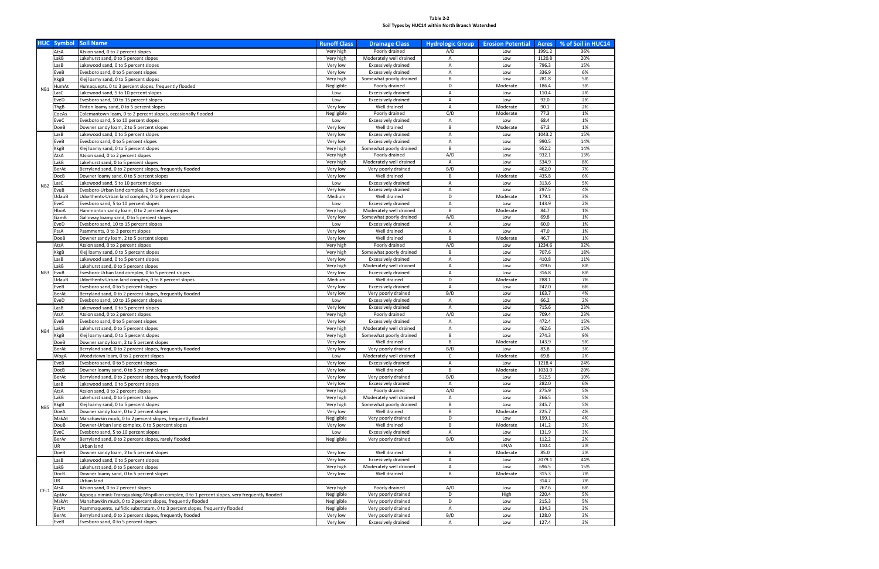**Table 2-2**
**Soil Types by HUC14 within North Branch Watershed**

| HUC | Symbol | Soil Name | Runoff Class | Drainage Class | Hydrologic Group | Erosion Potential | Acres | % of Soil in HUC14 |
|---|---|---|---|---|---|---|---|---|
| NB1 | AtsA | Atsion sand, 0 to 2 percent slopes | Very high | Poorly drained | A/D | Low | 1991.2 | 36% |
| | LakB | Lakehurst sand, 0 to 5 percent slopes | Very high | Moderately well drained | A | Low | 1120.8 | 20% |
| | LasB | Lakewood sand, 0 to 5 percent slopes | Very low | Excessively drained | A | Low | 796.3 | 15% |
| | EveB | Evesboro sand, 0 to 5 percent slopes | Very low | Excessively drained | A | Low | 336.9 | 6% |
| | KkgB | Klej loamy sand, 0 to 5 percent slopes | Very high | Somewhat poorly drained | B | Low | 281.8 | 5% |
| | HumAt | Humaquepts, 0 to 3 percent slopes, frequently flooded | Negligible | Poorly drained | D | Moderate | 186.4 | 3% |
| | LasC | Lakewood sand, 5 to 10 percent slopes | Low | Excessively drained | A | Low | 110.4 | 2% |
| | EveD | Evesboro sand, 10 to 15 percent slopes | Low | Excessively drained | A | Low | 92.0 | 2% |
| | ThgB | Tinton loamy sand, 0 to 5 percent slopes | Very low | Well drained | A | Moderate | 90.1 | 2% |
| | CoeAs | Colemantown loam, 0 to 2 percent slopes, occasionally flooded | Negligible | Poorly drained | C/D | Moderate | 77.3 | 1% |
| | EveC | Evesboro sand, 5 to 10 percent slopes | Low | Excessively drained | A | Low | 68.4 | 1% |
| | DoeB | Downer sandy loam, 2 to 5 percent slopes | Very low | Well drained | B | Moderate | 67.3 | 1% |
| NB2 | LasB | Lakewood sand, 0 to 5 percent slopes | Very low | Excessively drained | A | Low | 1043.2 | 15% |
| | EveB | Evesboro sand, 0 to 5 percent slopes | Very low | Excessively drained | A | Low | 990.5 | 14% |
| | KkgB | Klej loamy sand, 0 to 5 percent slopes | Very high | Somewhat poorly drained | B | Low | 952.2 | 14% |
| | AtsA | Atsion sand, 0 to 2 percent slopes | Very high | Poorly drained | A/D | Low | 932.1 | 13% |
| | LakB | Lakehurst sand, 0 to 5 percent slopes | Very high | Moderately well drained | A | Low | 534.9 | 8% |
| | BerAt | Berryland sand, 0 to 2 percent slopes, frequently flooded | Very low | Very poorly drained | B/D | Low | 462.0 | 7% |
| | DocB | Downer loamy sand, 0 to 5 percent slopes | Very low | Well drained | B | Moderate | 435.8 | 6% |
| | LasC | Lakewood sand, 5 to 10 percent slopes | Low | Excessively drained | A | Low | 313.6 | 5% |
| | EvuB | Evesboro-Urban land complex, 0 to 5 percent slopes | Very low | Excessively drained | A | Low | 297.5 | 4% |
| | UdauB | Udorthents-Urban land complex, 0 to 8 percent slopes | Medium | Well drained | D | Moderate | 179.1 | 3% |
| | EveC | Evesboro sand, 5 to 10 percent slopes | Low | Excessively drained | A | Low | 143.9 | 2% |
| | HboA | Hammonton sandy loam, 0 to 2 percent slopes | Very high | Moderately well drained | B | Moderate | 84.7 | 1% |
| | GamB | Galloway loamy sand, 0 to 5 percent slopes | Very low | Somewhat poorly drained | A/D | Low | 69.8 | 1% |
| | EveD | Evesboro sand, 10 to 15 percent slopes | Low | Excessively drained | A | Low | 60.0 | 1% |
| | PssA | Psamments, 0 to 3 percent slopes | Very low | Well drained | A | Low | 47.0 | 1% |
| | DoeB | Downer sandy loam, 2 to 5 percent slopes | Very low | Well drained | B | Moderate | 46.7 | 1% |
| NB3 | AtsA | Atsion sand, 0 to 2 percent slopes | Very high | Poorly drained | A/D | Low | 1234.6 | 32% |
| | KkgB | Klej loamy sand, 0 to 5 percent slopes | Very high | Somewhat poorly drained | B | Low | 707.6 | 18% |
| | LasB | Lakewood sand, 0 to 5 percent slopes | Very low | Excessively drained | A | Low | 410.8 | 11% |
| | LakB | Lakehurst sand, 0 to 5 percent slopes | Very high | Moderately well drained | A | Low | 319.6 | 8% |
| | EvuB | Evesboro-Urban land complex, 0 to 5 percent slopes | Very low | Excessively drained | A | Low | 316.8 | 8% |
| | UdauB | Udorthents-Urban land complex, 0 to 8 percent slopes | Medium | Well drained | D | Moderate | 288.1 | 7% |
| | EveB | Evesboro sand, 0 to 5 percent slopes | Very low | Excessively drained | A | Low | 242.0 | 6% |
| | BerAt | Berryland sand, 0 to 2 percent slopes, frequently flooded | Very low | Very poorly drained | B/D | Low | 163.7 | 4% |
| | EveD | Evesboro sand, 10 to 15 percent slopes | Low | Excessively drained | A | Low | 66.2 | 2% |
| NB4 | LasB | Lakewood sand, 0 to 5 percent slopes | Very low | Excessively drained | A | Low | 715.6 | 23% |
| | AtsA | Atsion sand, 0 to 2 percent slopes | Very high | Poorly drained | A/D | Low | 709.4 | 23% |
| | EveB | Evesboro sand, 0 to 5 percent slopes | Very low | Excessively drained | A | Low | 472.4 | 15% |
| | LakB | Lakehurst sand, 0 to 5 percent slopes | Very high | Moderately well drained | A | Low | 462.6 | 15% |
| | KkgB | Klej loamy sand, 0 to 5 percent slopes | Very high | Somewhat poorly drained | B | Low | 274.3 | 9% |
| | DoeB | Downer sandy loam, 2 to 5 percent slopes | Very low | Well drained | B | Moderate | 143.9 | 5% |
| | BerAt | Berryland sand, 0 to 2 percent slopes, frequently flooded | Very low | Very poorly drained | B/D | Low | 83.8 | 3% |
| | WogA | Woodstown loam, 0 to 2 percent slopes | Low | Moderately well drained | C | Moderate | 69.8 | 2% |
| NB5 | EveB | Evesboro sand, 0 to 5 percent slopes | Very low | Excessively drained | A | Low | 1218.4 | 24% |
| | DocB | Downer loamy sand, 0 to 5 percent slopes | Very low | Well drained | B | Moderate | 1033.0 | 20% |
| | BerAt | Berryland sand, 0 to 2 percent slopes, frequently flooded | Very low | Very poorly drained | B/D | Low | 512.5 | 10% |
| | LasB | Lakewood sand, 0 to 5 percent slopes | Very low | Excessively drained | A | Low | 282.0 | 6% |
| | AtsA | Atsion sand, 0 to 2 percent slopes | Very high | Poorly drained | A/D | Low | 275.9 | 5% |
| | LakB | Lakehurst sand, 0 to 5 percent slopes | Very high | Moderately well drained | A | Low | 266.5 | 5% |
| | KkgB | Klej loamy sand, 0 to 5 percent slopes | Very high | Somewhat poorly drained | B | Low | 245.7 | 5% |
| | DoeA | Downer sandy loam, 0 to 2 percent slopes | Very low | Well drained | B | Moderate | 225.7 | 4% |
| | MakAt | Manahawkin muck, 0 to 2 percent slopes, frequently flooded | Negligible | Very poorly drained | D | Low | 199.1 | 4% |
| | DouB | Downer-Urban land complex, 0 to 5 percent slopes | Very low | Well drained | B | Moderate | 141.2 | 3% |
| | EveC | Evesboro sand, 5 to 10 percent slopes | Low | Excessively drained | A | Low | 131.9 | 3% |
| | BerAr | Berryland sand, 0 to 2 percent slopes, rarely flooded | Negligible | Very poorly drained | B/D | Low | 112.2 | 2% |
| | UR | Urban land | | | | #N/A | 110.4 | 2% |
| | DoeB | Downer sandy loam, 2 to 5 percent slopes | Very low | Well drained | B | Moderate | 85.0 | 2% |
| CFL1 | LasB | Lakewood sand, 0 to 5 percent slopes | Very low | Excessively drained | A | Low | 2079.1 | 44% |
| | LakB | Lakehurst sand, 0 to 5 percent slopes | Very high | Moderately well drained | A | Low | 696.5 | 15% |
| | DocB | Downer loamy sand, 0 to 5 percent slopes | Very low | Well drained | B | Moderate | 315.3 | 7% |
| | UR | Urban land | | | | | 314.2 | 7% |
| | AtsA | Atsion sand, 0 to 2 percent slopes | Very high | Poorly drained | A/D | Low | 267.6 | 6% |
| | AptAv | Appoquinimink-Transquaking-Mispillion complex, 0 to 1 percent slopes, very frequently flooded | Negligible | Very poorly drained | D | High | 220.4 | 5% |
| | MakAt | Manahawkin muck, 0 to 2 percent slopes, frequently flooded | Negligible | Very poorly drained | D | Low | 215.3 | 5% |
| | PstAt | Psammaquents, sulfidic substratum, 0 to 3 percent slopes, frequently flooded | Negligible | Very poorly drained | A | Low | 134.3 | 3% |
| | BerAt | Berryland sand, 0 to 2 percent slopes, frequently flooded | Very low | Very poorly drained | B/D | Low | 128.0 | 3% |
| | EveB | Evesboro sand, 0 to 5 percent slopes | Very low | Excessively drained | A | Low | 127.4 | 3% |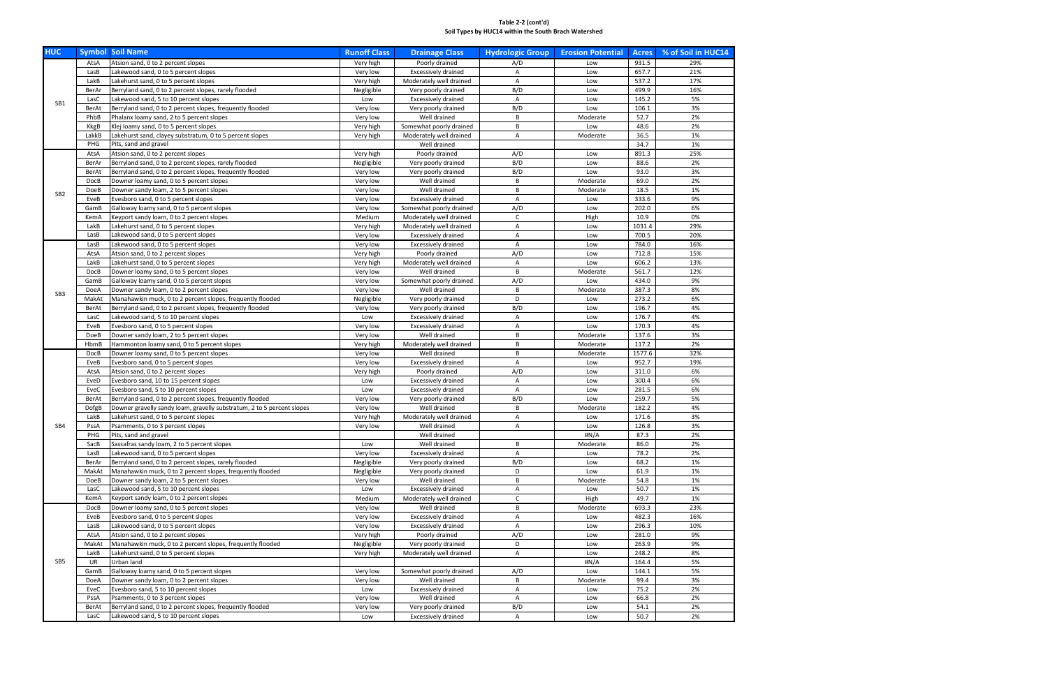**Table 2-2 (cont'd)**
**Soil Types by HUC14 within the South Brach Watershed**

| HUC | Symbol | Soil Name | Runoff Class | Drainage Class | Hydrologic Group | Erosion Potential | Acres | % of Soil in HUC14 |
|---|---|---|---|---|---|---|---|---|
| SB1 | AtsA | Atsion sand, 0 to 2 percent slopes | Very high | Poorly drained | A/D | Low | 931.5 | 29% |
| | LasB | Lakewood sand, 0 to 5 percent slopes | Very low | Excessively drained | A | Low | 657.7 | 21% |
| | LakB | Lakehurst sand, 0 to 5 percent slopes | Very high | Moderately well drained | A | Low | 537.2 | 17% |
| | BerAr | Berryland sand, 0 to 2 percent slopes, rarely flooded | Negligible | Very poorly drained | B/D | Low | 499.9 | 16% |
| | LasC | Lakewood sand, 5 to 10 percent slopes | Low | Excessively drained | A | Low | 145.2 | 5% |
| | BerAt | Berryland sand, 0 to 2 percent slopes, frequently flooded | Very low | Very poorly drained | B/D | Low | 106.1 | 3% |
| | PhbB | Phalanx loamy sand, 2 to 5 percent slopes | Very low | Well drained | B | Moderate | 52.7 | 2% |
| | KkgB | Klej loamy sand, 0 to 5 percent slopes | Very high | Somewhat poorly drained | B | Low | 48.6 | 2% |
| | LakkB | Lakehurst sand, clayey substratum, 0 to 5 percent slopes | Very high | Moderately well drained | A | Moderate | 36.5 | 1% |
| | PHG | Pits, sand and gravel | | Well drained | | | 34.7 | 1% |
| SB2 | AtsA | Atsion sand, 0 to 2 percent slopes | Very high | Poorly drained | A/D | Low | 891.3 | 25% |
| | BerAr | Berryland sand, 0 to 2 percent slopes, rarely flooded | Negligible | Very poorly drained | B/D | Low | 88.6 | 2% |
| | BerAt | Berryland sand, 0 to 2 percent slopes, frequently flooded | Very low | Very poorly drained | B/D | Low | 93.0 | 3% |
| | DocB | Downer loamy sand, 0 to 5 percent slopes | Very low | Well drained | B | Moderate | 69.0 | 2% |
| | DoeB | Downer sandy loam, 2 to 5 percent slopes | Very low | Well drained | B | Moderate | 18.5 | 1% |
| | EveB | Evesboro sand, 0 to 5 percent slopes | Very low | Excessively drained | A | Low | 333.6 | 9% |
| | GamB | Galloway loamy sand, 0 to 5 percent slopes | Very low | Somewhat poorly drained | A/D | Low | 202.0 | 6% |
| | KemA | Keyport sandy loam, 0 to 2 percent slopes | Medium | Moderately well drained | C | High | 10.9 | 0% |
| | LakB | Lakehurst sand, 0 to 5 percent slopes | Very high | Moderately well drained | A | Low | 1031.4 | 29% |
| | LasB | Lakewood sand, 0 to 5 percent slopes | Very low | Excessively drained | A | Low | 700.5 | 20% |
| SB3 | LasB | Lakewood sand, 0 to 5 percent slopes | Very low | Excessively drained | A | Low | 784.0 | 16% |
| | AtsA | Atsion sand, 0 to 2 percent slopes | Very high | Poorly drained | A/D | Low | 712.8 | 15% |
| | LakB | Lakehurst sand, 0 to 5 percent slopes | Very high | Moderately well drained | A | Low | 606.2 | 13% |
| | DocB | Downer loamy sand, 0 to 5 percent slopes | Very low | Well drained | B | Moderate | 561.7 | 12% |
| | GamB | Galloway loamy sand, 0 to 5 percent slopes | Very low | Somewhat poorly drained | A/D | Low | 434.0 | 9% |
| | DoeA | Downer sandy loam, 0 to 2 percent slopes | Very low | Well drained | B | Moderate | 387.3 | 8% |
| | MakAt | Manahawkin muck, 0 to 2 percent slopes, frequently flooded | Negligible | Very poorly drained | D | Low | 273.2 | 6% |
| | BerAt | Berryland sand, 0 to 2 percent slopes, frequently flooded | Very low | Very poorly drained | B/D | Low | 196.7 | 4% |
| | LasC | Lakewood sand, 5 to 10 percent slopes | Low | Excessively drained | A | Low | 176.7 | 4% |
| | EveB | Evesboro sand, 0 to 5 percent slopes | Very low | Excessively drained | A | Low | 170.3 | 4% |
| | DoeB | Downer sandy loam, 2 to 5 percent slopes | Very low | Well drained | B | Moderate | 137.6 | 3% |
| | HbmB | Hammonton loamy sand, 0 to 5 percent slopes | Very high | Moderately well drained | B | Moderate | 117.2 | 2% |
| SB4 | DocB | Downer loamy sand, 0 to 5 percent slopes | Very low | Well drained | B | Moderate | 1577.6 | 32% |
| | EveB | Evesboro sand, 0 to 5 percent slopes | Very low | Excessively drained | A | Low | 952.7 | 19% |
| | AtsA | Atsion sand, 0 to 2 percent slopes | Very high | Poorly drained | A/D | Low | 311.0 | 6% |
| | EveD | Evesboro sand, 10 to 15 percent slopes | Low | Excessively drained | A | Low | 300.4 | 6% |
| | EveC | Evesboro sand, 5 to 10 percent slopes | Low | Excessively drained | A | Low | 281.5 | 6% |
| | BerAt | Berryland sand, 0 to 2 percent slopes, frequently flooded | Very low | Very poorly drained | B/D | Low | 259.7 | 5% |
| | DofgB | Downer gravelly sandy loam, gravelly substratum, 2 to 5 percent slopes | Very low | Well drained | B | Moderate | 182.2 | 4% |
| | LakB | Lakehurst sand, 0 to 5 percent slopes | Very high | Moderately well drained | A | Low | 171.6 | 3% |
| | PssA | Psamments, 0 to 3 percent slopes | Very low | Well drained | A | Low | 126.8 | 3% |
| | PHG | Pits, sand and gravel | | Well drained | | #N/A | 87.3 | 2% |
| | SacB | Sassafras sandy loam, 2 to 5 percent slopes | Low | Well drained | B | Moderate | 86.0 | 2% |
| | LasB | Lakewood sand, 0 to 5 percent slopes | Very low | Excessively drained | A | Low | 78.2 | 2% |
| | BerAr | Berryland sand, 0 to 2 percent slopes, rarely flooded | Negligible | Very poorly drained | B/D | Low | 68.2 | 1% |
| | MakAt | Manahawkin muck, 0 to 2 percent slopes, frequently flooded | Negligible | Very poorly drained | D | Low | 61.9 | 1% |
| | DoeB | Downer sandy loam, 2 to 5 percent slopes | Very low | Well drained | B | Moderate | 54.8 | 1% |
| | LasC | Lakewood sand, 5 to 10 percent slopes | Low | Excessively drained | A | Low | 50.7 | 1% |
| | KemA | Keyport sandy loam, 0 to 2 percent slopes | Medium | Moderately well drained | C | High | 49.7 | 1% |
| SB5 | DocB | Downer loamy sand, 0 to 5 percent slopes | Very low | Well drained | B | Moderate | 693.3 | 23% |
| | EveB | Evesboro sand, 0 to 5 percent slopes | Very low | Excessively drained | A | Low | 482.3 | 16% |
| | LasB | Lakewood sand, 0 to 5 percent slopes | Very low | Excessively drained | A | Low | 296.3 | 10% |
| | AtsA | Atsion sand, 0 to 2 percent slopes | Very high | Poorly drained | A/D | Low | 281.0 | 9% |
| | MakAt | Manahawkin muck, 0 to 2 percent slopes, frequently flooded | Negligible | Very poorly drained | D | Low | 263.9 | 9% |
| | LakB | Lakehurst sand, 0 to 5 percent slopes | Very high | Moderately well drained | A | Low | 248.2 | 8% |
| | UR | Urban land | | | | #N/A | 164.4 | 5% |
| | GamB | Galloway loamy sand, 0 to 5 percent slopes | Very low | Somewhat poorly drained | A/D | Low | 144.1 | 5% |
| | DoeA | Downer sandy loam, 0 to 2 percent slopes | Very low | Well drained | B | Moderate | 99.4 | 3% |
| | EveC | Evesboro sand, 5 to 10 percent slopes | Low | Excessively drained | A | Low | 75.2 | 2% |
| | PssA | Psamments, 0 to 3 percent slopes | Very low | Well drained | A | Low | 66.8 | 2% |
| | BerAt | Berryland sand, 0 to 2 percent slopes, frequently flooded | Very low | Very poorly drained | B/D | Low | 54.1 | 2% |
| | LasC | Lakewood sand, 5 to 10 percent slopes | Low | Excessively drained | A | Low | 50.7 | 2% |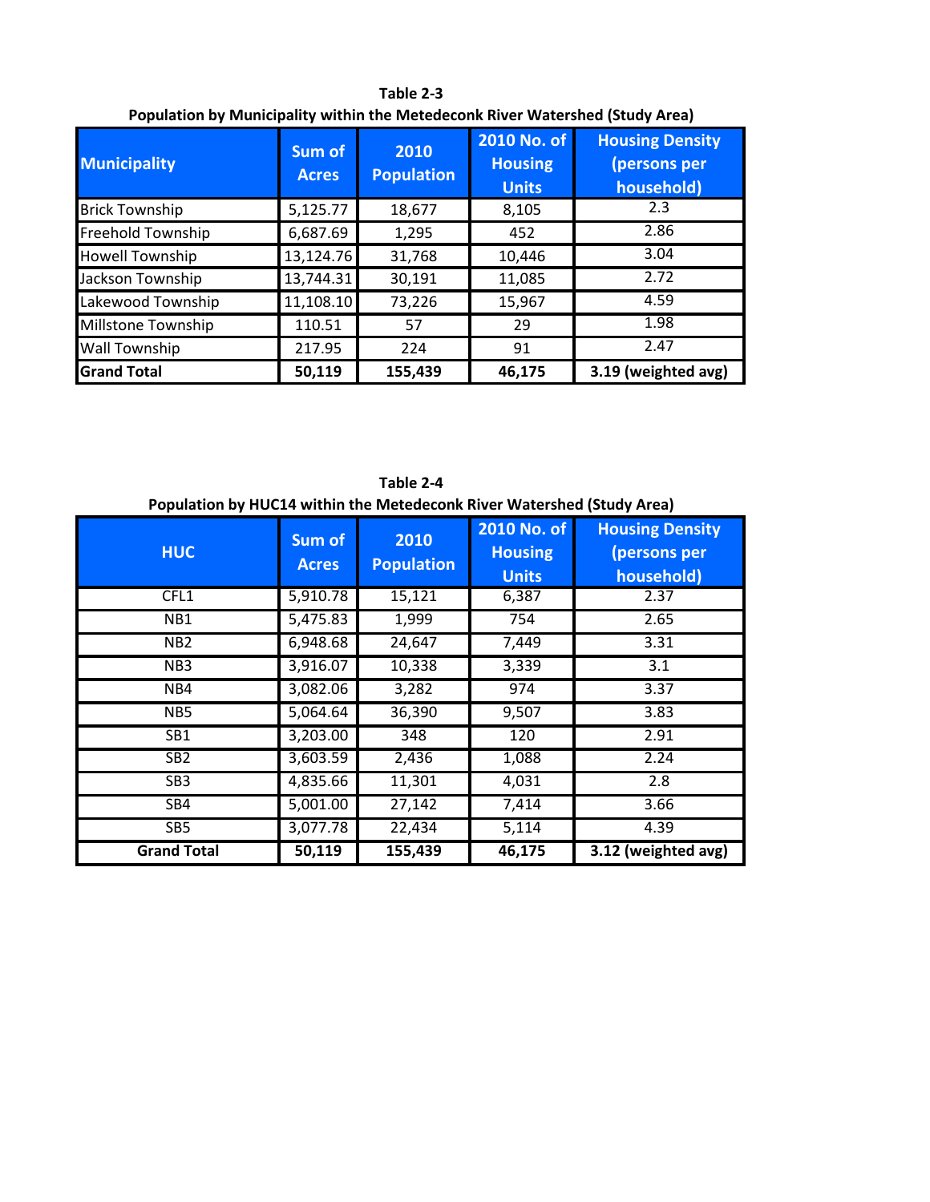**Table 2-3**

**Population by Municipality within the Metedeconk River Watershed (Study Area)**

| Municipality | Sum of Acres | 2010 Population | 2010 No. of Housing Units | Housing Density (persons per household) |
|---|---|---|---|---|
| Brick Township | 5,125.77 | 18,677 | 8,105 | 2.3 |
| Freehold Township | 6,687.69 | 1,295 | 452 | 2.86 |
| Howell Township | 13,124.76 | 31,768 | 10,446 | 3.04 |
| Jackson Township | 13,744.31 | 30,191 | 11,085 | 2.72 |
| Lakewood Township | 11,108.10 | 73,226 | 15,967 | 4.59 |
| Millstone Township | 110.51 | 57 | 29 | 1.98 |
| Wall Township | 217.95 | 224 | 91 | 2.47 |
| **Grand Total** | **50,119** | **155,439** | **46,175** | **3.19 (weighted avg)** |

**Table 2-4**

**Population by HUC14 within the Metedeconk River Watershed (Study Area)**

| HUC | Sum of Acres | 2010 Population | 2010 No. of Housing Units | Housing Density (persons per household) |
|---|---|---|---|---|
| CFL1 | 5,910.78 | 15,121 | 6,387 | 2.37 |
| NB1 | 5,475.83 | 1,999 | 754 | 2.65 |
| NB2 | 6,948.68 | 24,647 | 7,449 | 3.31 |
| NB3 | 3,916.07 | 10,338 | 3,339 | 3.1 |
| NB4 | 3,082.06 | 3,282 | 974 | 3.37 |
| NB5 | 5,064.64 | 36,390 | 9,507 | 3.83 |
| SB1 | 3,203.00 | 348 | 120 | 2.91 |
| SB2 | 3,603.59 | 2,436 | 1,088 | 2.24 |
| SB3 | 4,835.66 | 11,301 | 4,031 | 2.8 |
| SB4 | 5,001.00 | 27,142 | 7,414 | 3.66 |
| SB5 | 3,077.78 | 22,434 | 5,114 | 4.39 |
| **Grand Total** | **50,119** | **155,439** | **46,175** | **3.12 (weighted avg)** |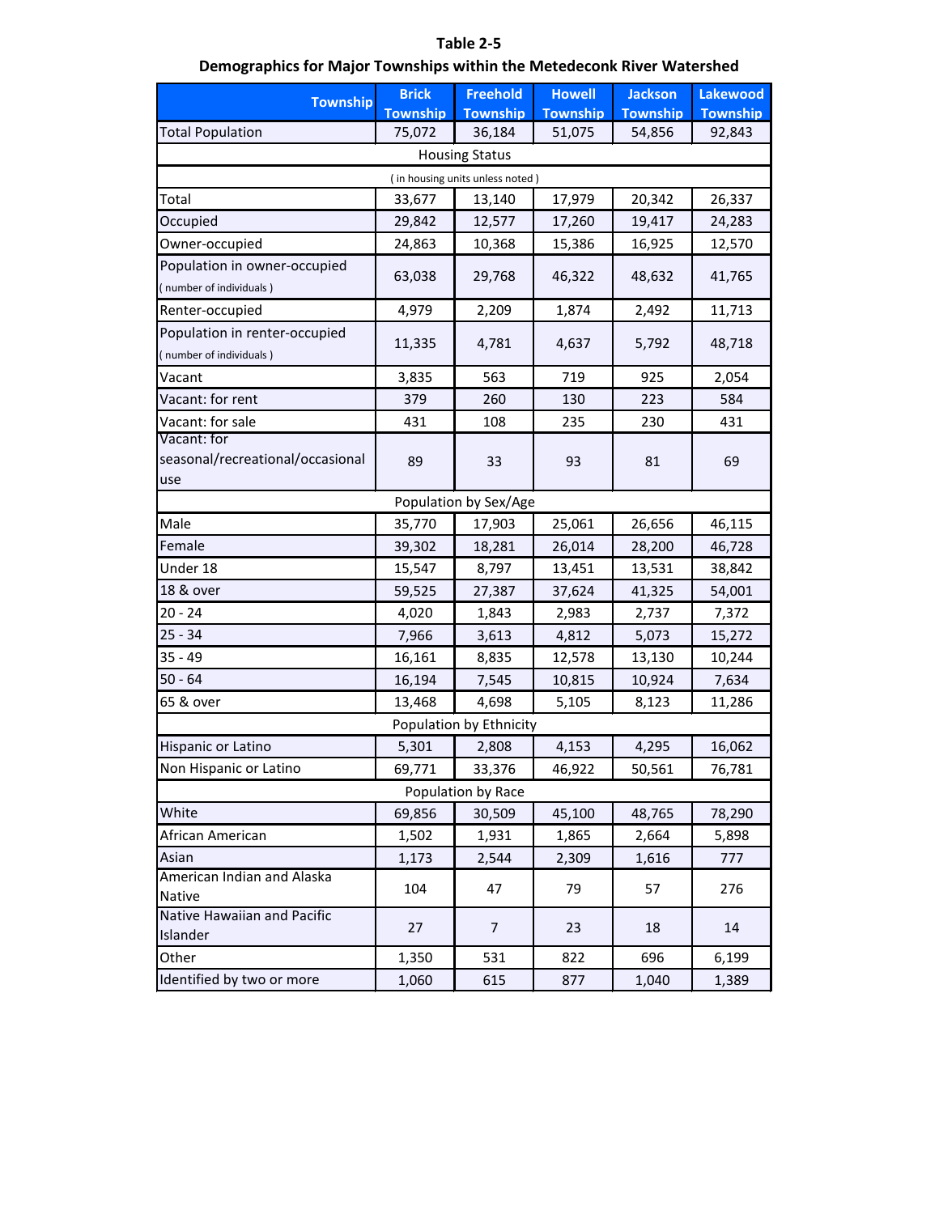**Table 2-5**

**Demographics for Major Townships within the Metedeconk River Watershed**

| Township | Brick Township | Freehold Township | Howell Township | Jackson Township | Lakewood Township |
|---|---|---|---|---|---|
| Total Population | 75,072 | 36,184 | 51,075 | 54,856 | 92,843 |
| Housing Status | | | | | |
| ( in housing units unless noted ) | | | | | |
| Total | 33,677 | 13,140 | 17,979 | 20,342 | 26,337 |
| Occupied | 29,842 | 12,577 | 17,260 | 19,417 | 24,283 |
| Owner-occupied | 24,863 | 10,368 | 15,386 | 16,925 | 12,570 |
| Population in owner-occupied ( number of individuals ) | 63,038 | 29,768 | 46,322 | 48,632 | 41,765 |
| Renter-occupied | 4,979 | 2,209 | 1,874 | 2,492 | 11,713 |
| Population in renter-occupied ( number of individuals ) | 11,335 | 4,781 | 4,637 | 5,792 | 48,718 |
| Vacant | 3,835 | 563 | 719 | 925 | 2,054 |
| Vacant: for rent | 379 | 260 | 130 | 223 | 584 |
| Vacant: for sale | 431 | 108 | 235 | 230 | 431 |
| Vacant: for seasonal/recreational/occasional use | 89 | 33 | 93 | 81 | 69 |
| Population by Sex/Age | | | | | |
| Male | 35,770 | 17,903 | 25,061 | 26,656 | 46,115 |
| Female | 39,302 | 18,281 | 26,014 | 28,200 | 46,728 |
| Under 18 | 15,547 | 8,797 | 13,451 | 13,531 | 38,842 |
| 18 & over | 59,525 | 27,387 | 37,624 | 41,325 | 54,001 |
| 20 - 24 | 4,020 | 1,843 | 2,983 | 2,737 | 7,372 |
| 25 - 34 | 7,966 | 3,613 | 4,812 | 5,073 | 15,272 |
| 35 - 49 | 16,161 | 8,835 | 12,578 | 13,130 | 10,244 |
| 50 - 64 | 16,194 | 7,545 | 10,815 | 10,924 | 7,634 |
| 65 & over | 13,468 | 4,698 | 5,105 | 8,123 | 11,286 |
| Population by Ethnicity | | | | | |
| Hispanic or Latino | 5,301 | 2,808 | 4,153 | 4,295 | 16,062 |
| Non Hispanic or Latino | 69,771 | 33,376 | 46,922 | 50,561 | 76,781 |
| Population by Race | | | | | |
| White | 69,856 | 30,509 | 45,100 | 48,765 | 78,290 |
| African American | 1,502 | 1,931 | 1,865 | 2,664 | 5,898 |
| Asian | 1,173 | 2,544 | 2,309 | 1,616 | 777 |
| American Indian and Alaska Native | 104 | 47 | 79 | 57 | 276 |
| Native Hawaiian and Pacific Islander | 27 | 7 | 23 | 18 | 14 |
| Other | 1,350 | 531 | 822 | 696 | 6,199 |
| Identified by two or more | 1,060 | 615 | 877 | 1,040 | 1,389 |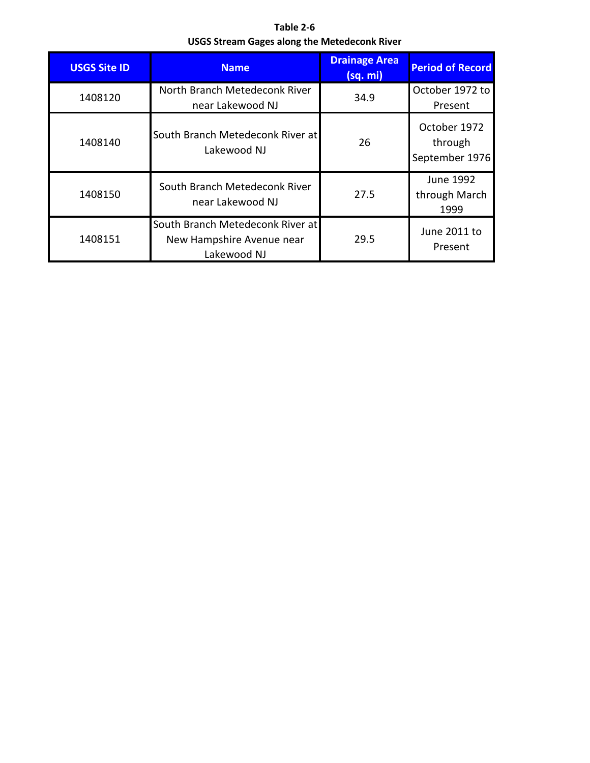**Table 2-6**
**USGS Stream Gages along the Metedeconk River**

| USGS Site ID | Name | Drainage Area (sq. mi) | Period of Record |
|---|---|---|---|
| 1408120 | North Branch Metedeconk River near Lakewood NJ | 34.9 | October 1972 to Present |
| 1408140 | South Branch Metedeconk River at Lakewood NJ | 26 | October 1972 through September 1976 |
| 1408150 | South Branch Metedeconk River near Lakewood NJ | 27.5 | June 1992 through March 1999 |
| 1408151 | South Branch Metedeconk River at New Hampshire Avenue near Lakewood NJ | 29.5 | June 2011 to Present |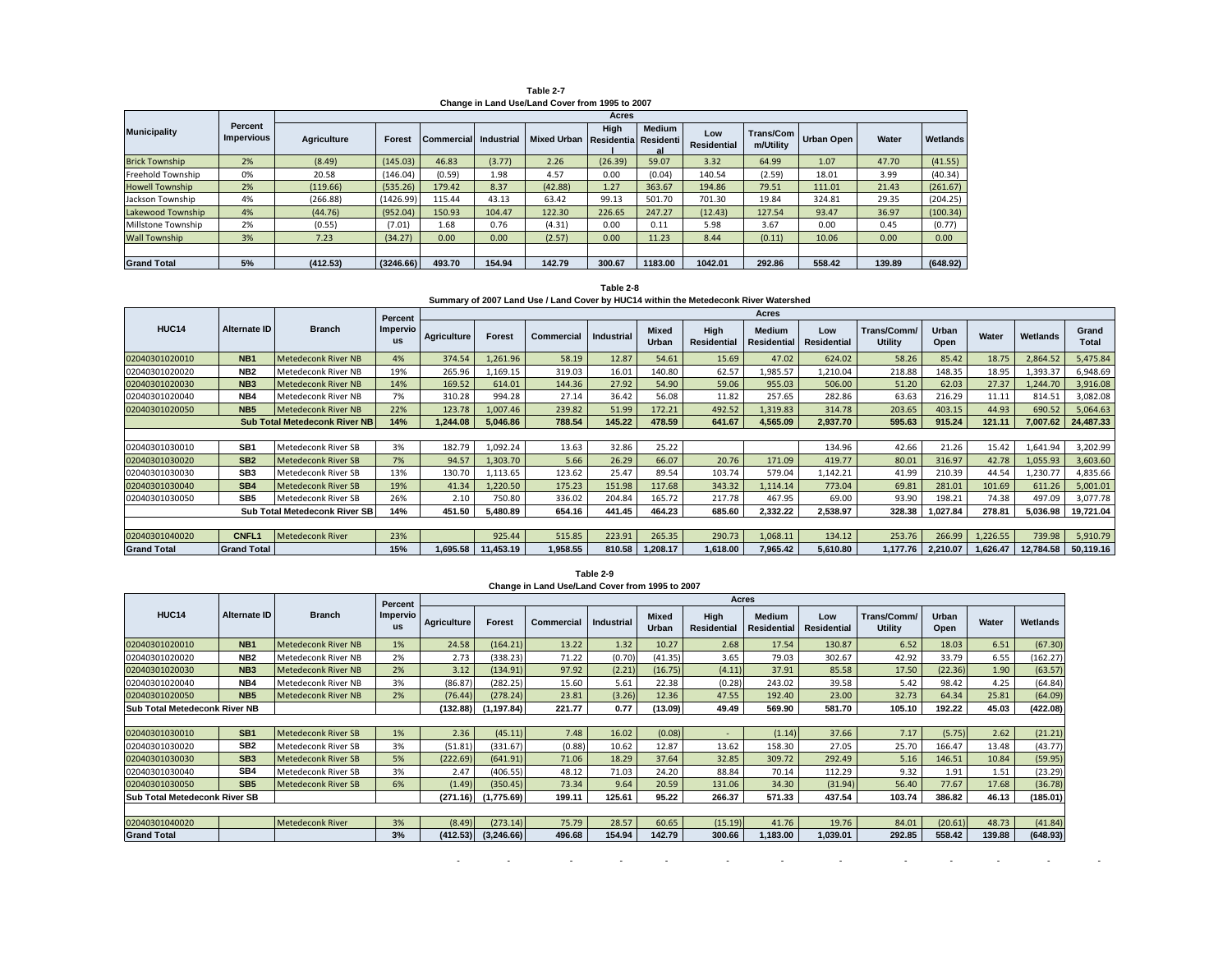**Table 2-7**
**Change in Land Use/Land Cover from 1995 to 2007**

| Municipality | Percent Impervious | Acres | | | | | | | | | | | |
|---|---|---|---|---|---|---|---|---|---|---|---|---|---|
| | | Agriculture | Forest | Commercial | Industrial | Mixed Urban | High Residential | Medium Residential | Low Residential | Trans/Com m/Utility | Urban Open | Water | Wetlands |
| Brick Township | 2% | (8.49) | (145.03) | 46.83 | (3.77) | 2.26 | (26.39) | 59.07 | 3.32 | 64.99 | 1.07 | 47.70 | (41.55) |
| Freehold Township | 0% | 20.58 | (146.04) | (0.59) | 1.98 | 4.57 | 0.00 | (0.04) | 140.54 | (2.59) | 18.01 | 3.99 | (40.34) |
| Howell Township | 2% | (119.66) | (535.26) | 179.42 | 8.37 | (42.88) | 1.27 | 363.67 | 194.86 | 79.51 | 111.01 | 21.43 | (261.67) |
| Jackson Township | 4% | (266.88) | (1426.99) | 115.44 | 43.13 | 63.42 | 99.13 | 501.70 | 701.30 | 19.84 | 324.81 | 29.35 | (204.25) |
| Lakewood Township | 4% | (44.76) | (952.04) | 150.93 | 104.47 | 122.30 | 226.65 | 247.27 | (12.43) | 127.54 | 93.47 | 36.97 | (100.34) |
| Millstone Township | 2% | (0.55) | (7.01) | 1.68 | 0.76 | (4.31) | 0.00 | 0.11 | 5.98 | 3.67 | 0.00 | 0.45 | (0.77) |
| Wall Township | 3% | 7.23 | (34.27) | 0.00 | 0.00 | (2.57) | 0.00 | 11.23 | 8.44 | (0.11) | 10.06 | 0.00 | 0.00 |
| | | | | | | | | | | | | | |
| **Grand Total** | **5%** | **(412.53)** | **(3246.66)** | **493.70** | **154.94** | **142.79** | **300.67** | **1183.00** | **1042.01** | **292.86** | **558.42** | **139.89** | **(648.92)** |

**Table 2-8**
**Summary of 2007 Land Use / Land Cover by HUC14 within the Metedeconk River Watershed**

| HUC14 | Alternate ID | Branch | Percent Impervious | Acres | | | | | | | | | | | | |
|---|---|---|---|---|---|---|---|---|---|---|---|---|---|---|---|---|
| | | | | Agriculture | Forest | Commercial | Industrial | Mixed Urban | High Residential | Medium Residential | Low Residential | Trans/Comm/ Utility | Urban Open | Water | Wetlands | Grand Total |
| 02040301020010 | **NB1** | Metedeconk River NB | 4% | 374.54 | 1,261.96 | 58.19 | 12.87 | 54.61 | 15.69 | 47.02 | 624.02 | 58.26 | 85.42 | 18.75 | 2,864.52 | 5,475.84 |
| 02040301020020 | **NB2** | Metedeconk River NB | 19% | 265.96 | 1,169.15 | 319.03 | 16.01 | 140.80 | 62.57 | 1,985.57 | 1,210.04 | 218.88 | 148.35 | 18.95 | 1,393.37 | 6,948.69 |
| 02040301020030 | **NB3** | Metedeconk River NB | 14% | 169.52 | 614.01 | 144.36 | 27.92 | 54.90 | 59.06 | 955.03 | 506.00 | 51.20 | 62.03 | 27.37 | 1,244.70 | 3,916.08 |
| 02040301020040 | **NB4** | Metedeconk River NB | 7% | 310.28 | 994.28 | 27.14 | 36.42 | 56.08 | 11.82 | 257.65 | 282.86 | 63.63 | 216.29 | 11.11 | 814.51 | 3,082.08 |
| 02040301020050 | **NB5** | Metedeconk River NB | 22% | 123.78 | 1,007.46 | 239.82 | 51.99 | 172.21 | 492.52 | 1,319.83 | 314.78 | 203.65 | 403.15 | 44.93 | 690.52 | 5,064.63 |
| **Sub Total Metedeconk River NB** | | | **14%** | **1,244.08** | **5,046.86** | **788.54** | **145.22** | **478.59** | **641.67** | **4,565.09** | **2,937.70** | **595.63** | **915.24** | **121.11** | **7,007.62** | **24,487.33** |
| | | | | | | | | | | | | | | | | |
| 02040301030010 | **SB1** | Metedeconk River SB | 3% | 182.79 | 1,092.24 | 13.63 | 32.86 | 25.22 | | | 134.96 | 42.66 | 21.26 | 15.42 | 1,641.94 | 3,202.99 |
| 02040301030020 | **SB2** | Metedeconk River SB | 7% | 94.57 | 1,303.70 | 5.66 | 26.29 | 66.07 | 20.76 | 171.09 | 419.77 | 80.01 | 316.97 | 42.78 | 1,055.93 | 3,603.60 |
| 02040301030030 | **SB3** | Metedeconk River SB | 13% | 130.70 | 1,113.65 | 123.62 | 25.47 | 89.54 | 103.74 | 579.04 | 1,142.21 | 41.99 | 210.39 | 44.54 | 1,230.77 | 4,835.66 |
| 02040301030040 | **SB4** | Metedeconk River SB | 19% | 41.34 | 1,220.50 | 175.23 | 151.98 | 117.68 | 343.32 | 1,114.14 | 773.04 | 69.81 | 281.01 | 101.69 | 611.26 | 5,001.01 |
| 02040301030050 | **SB5** | Metedeconk River SB | 26% | 2.10 | 750.80 | 336.02 | 204.84 | 165.72 | 217.78 | 467.95 | 69.00 | 93.90 | 198.21 | 74.38 | 497.09 | 3,077.78 |
| **Sub Total Metedeconk River SB** | | | **14%** | **451.50** | **5,480.89** | **654.16** | **441.45** | **464.23** | **685.60** | **2,332.22** | **2,538.97** | **328.38** | **1,027.84** | **278.81** | **5,036.98** | **19,721.04** |
| | | | | | | | | | | | | | | | | |
| 02040301040020 | **CNFL1** | Metedeconk River | 23% | | 925.44 | 515.85 | 223.91 | 265.35 | 290.73 | 1,068.11 | 134.12 | 253.76 | 266.99 | 1,226.55 | 739.98 | 5,910.79 |
| **Grand Total** | **Grand Total** | | **15%** | **1,695.58** | **11,453.19** | **1,958.55** | **810.58** | **1,208.17** | **1,618.00** | **7,965.42** | **5,610.80** | **1,177.76** | **2,210.07** | **1,626.47** | **12,784.58** | **50,119.16** |

**Table 2-9**
**Change in Land Use/Land Cover from 1995 to 2007**

| HUC14 | Alternate ID | Branch | Percent Impervious | Acres | | | | | | | | | | | |
|---|---|---|---|---|---|---|---|---|---|---|---|---|---|---|---|
| | | | | Agriculture | Forest | Commercial | Industrial | Mixed Urban | High Residential | Medium Residential | Low Residential | Trans/Comm/ Utility | Urban Open | Water | Wetlands |
| 02040301020010 | **NB1** | Metedeconk River NB | 1% | 24.58 | (164.21) | 13.22 | 1.32 | 10.27 | 2.68 | 17.54 | 130.87 | 6.52 | 18.03 | 6.51 | (67.30) |
| 02040301020020 | **NB2** | Metedeconk River NB | 2% | 2.73 | (338.23) | 71.22 | (0.70) | (41.35) | 3.65 | 79.03 | 302.67 | 42.92 | 33.79 | 6.55 | (162.27) |
| 02040301020030 | **NB3** | Metedeconk River NB | 2% | 3.12 | (134.91) | 97.92 | (2.21) | (16.75) | (4.11) | 37.91 | 85.58 | 17.50 | (22.36) | 1.90 | (63.57) |
| 02040301020040 | **NB4** | Metedeconk River NB | 3% | (86.87) | (282.25) | 15.60 | 5.61 | 22.38 | (0.28) | 243.02 | 39.58 | 5.42 | 98.42 | 4.25 | (64.84) |
| 02040301020050 | **NB5** | Metedeconk River NB | 2% | (76.44) | (278.24) | 23.81 | (3.26) | 12.36 | 47.55 | 192.40 | 23.00 | 32.73 | 64.34 | 25.81 | (64.09) |
| **Sub Total Metedeconk River NB** | | | | **(132.88)** | **(1,197.84)** | **221.77** | **0.77** | **(13.09)** | **49.49** | **569.90** | **581.70** | **105.10** | **192.22** | **45.03** | **(422.08)** |
| | | | | | | | | | | | | | | | |
| 02040301030010 | **SB1** | Metedeconk River SB | 1% | 2.36 | (45.11) | 7.48 | 16.02 | (0.08) | - | (1.14) | 37.66 | 7.17 | (5.75) | 2.62 | (21.21) |
| 02040301030020 | **SB2** | Metedeconk River SB | 3% | (51.81) | (331.67) | (0.88) | 10.62 | 12.87 | 13.62 | 158.30 | 27.05 | 25.70 | 166.47 | 13.48 | (43.77) |
| 02040301030030 | **SB3** | Metedeconk River SB | 5% | (222.69) | (641.91) | 71.06 | 18.29 | 37.64 | 32.85 | 309.72 | 292.49 | 5.16 | 146.51 | 10.84 | (59.95) |
| 02040301030040 | **SB4** | Metedeconk River SB | 3% | 2.47 | (406.55) | 48.12 | 71.03 | 24.20 | 88.84 | 70.14 | 112.29 | 9.32 | 1.91 | 1.51 | (23.29) |
| 02040301030050 | **SB5** | Metedeconk River SB | 6% | (1.49) | (350.45) | 73.34 | 9.64 | 20.59 | 131.06 | 34.30 | (31.94) | 56.40 | 77.67 | 17.68 | (36.78) |
| **Sub Total Metedeconk River SB** | | | | **(271.16)** | **(1,775.69)** | **199.11** | **125.61** | **95.22** | **266.37** | **571.33** | **437.54** | **103.74** | **386.82** | **46.13** | **(185.01)** |
| | | | | | | | | | | | | | | | |
| 02040301040020 | | Metedeconk River | 3% | (8.49) | (273.14) | 75.79 | 28.57 | 60.65 | (15.19) | 41.76 | 19.76 | 84.01 | (20.61) | 48.73 | (41.84) |
| **Grand Total** | | | **3%** | **(412.53)** | **(3,246.66)** | **496.68** | **154.94** | **142.79** | **300.66** | **1,183.00** | **1,039.01** | **292.85** | **558.42** | **139.88** | **(648.93)** |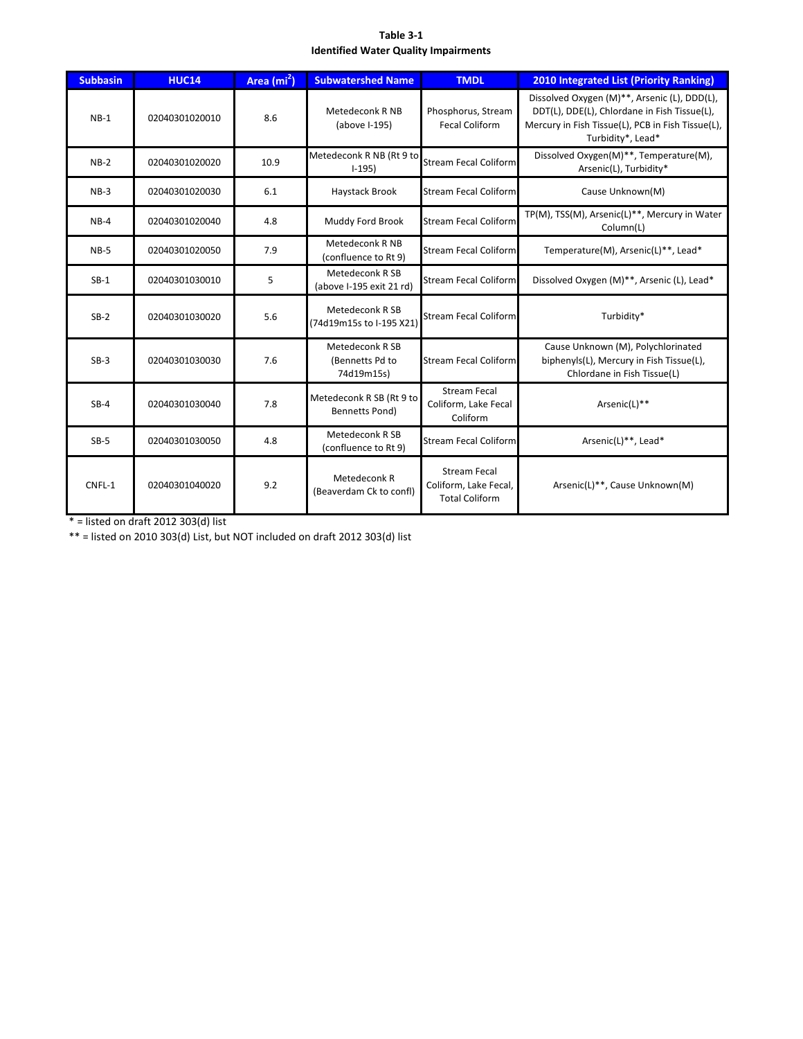**Table 3-1**
**Identified Water Quality Impairments**

| Subbasin | HUC14 | Area ($mi^2$) | Subwatershed Name | TMDL | 2010 Integrated List (Priority Ranking) |
|---|---|---|---|---|---|
| NB-1 | 02040301020010 | 8.6 | Metedeconk R NB (above I-195) | Phosphorus, Stream Fecal Coliform | Dissolved Oxygen (M)**, Arsenic (L), DDD(L), DDT(L), DDE(L), Chlordane in Fish Tissue(L), Mercury in Fish Tissue(L), PCB in Fish Tissue(L), Turbidity*, Lead* |
| NB-2 | 02040301020020 | 10.9 | Metedeconk R NB (Rt 9 to I-195) | Stream Fecal Coliform | Dissolved Oxygen(M)**, Temperature(M), Arsenic(L), Turbidity* |
| NB-3 | 02040301020030 | 6.1 | Haystack Brook | Stream Fecal Coliform | Cause Unknown(M) |
| NB-4 | 02040301020040 | 4.8 | Muddy Ford Brook | Stream Fecal Coliform | TP(M), TSS(M), Arsenic(L)**, Mercury in Water Column(L) |
| NB-5 | 02040301020050 | 7.9 | Metedeconk R NB (confluence to Rt 9) | Stream Fecal Coliform | Temperature(M), Arsenic(L)**, Lead* |
| SB-1 | 02040301030010 | 5 | Metedeconk R SB (above I-195 exit 21 rd) | Stream Fecal Coliform | Dissolved Oxygen (M)**, Arsenic (L), Lead* |
| SB-2 | 02040301030020 | 5.6 | Metedeconk R SB (74d19m15s to I-195 X21) | Stream Fecal Coliform | Turbidity* |
| SB-3 | 02040301030030 | 7.6 | Metedeconk R SB (Bennetts Pd to 74d19m15s) | Stream Fecal Coliform | Cause Unknown (M), Polychlorinated biphenyls(L), Mercury in Fish Tissue(L), Chlordane in Fish Tissue(L) |
| SB-4 | 02040301030040 | 7.8 | Metedeconk R SB (Rt 9 to Bennetts Pond) | Stream Fecal Coliform, Lake Fecal Coliform | Arsenic(L)** |
| SB-5 | 02040301030050 | 4.8 | Metedeconk R SB (confluence to Rt 9) | Stream Fecal Coliform | Arsenic(L)**, Lead* |
| CNFL-1 | 02040301040020 | 9.2 | Metedeconk R (Beaverdam Ck to confl) | Stream Fecal Coliform, Lake Fecal, Total Coliform | Arsenic(L)**, Cause Unknown(M) |

* = listed on draft 2012 303(d) list

** = listed on 2010 303(d) List, but NOT included on draft 2012 303(d) list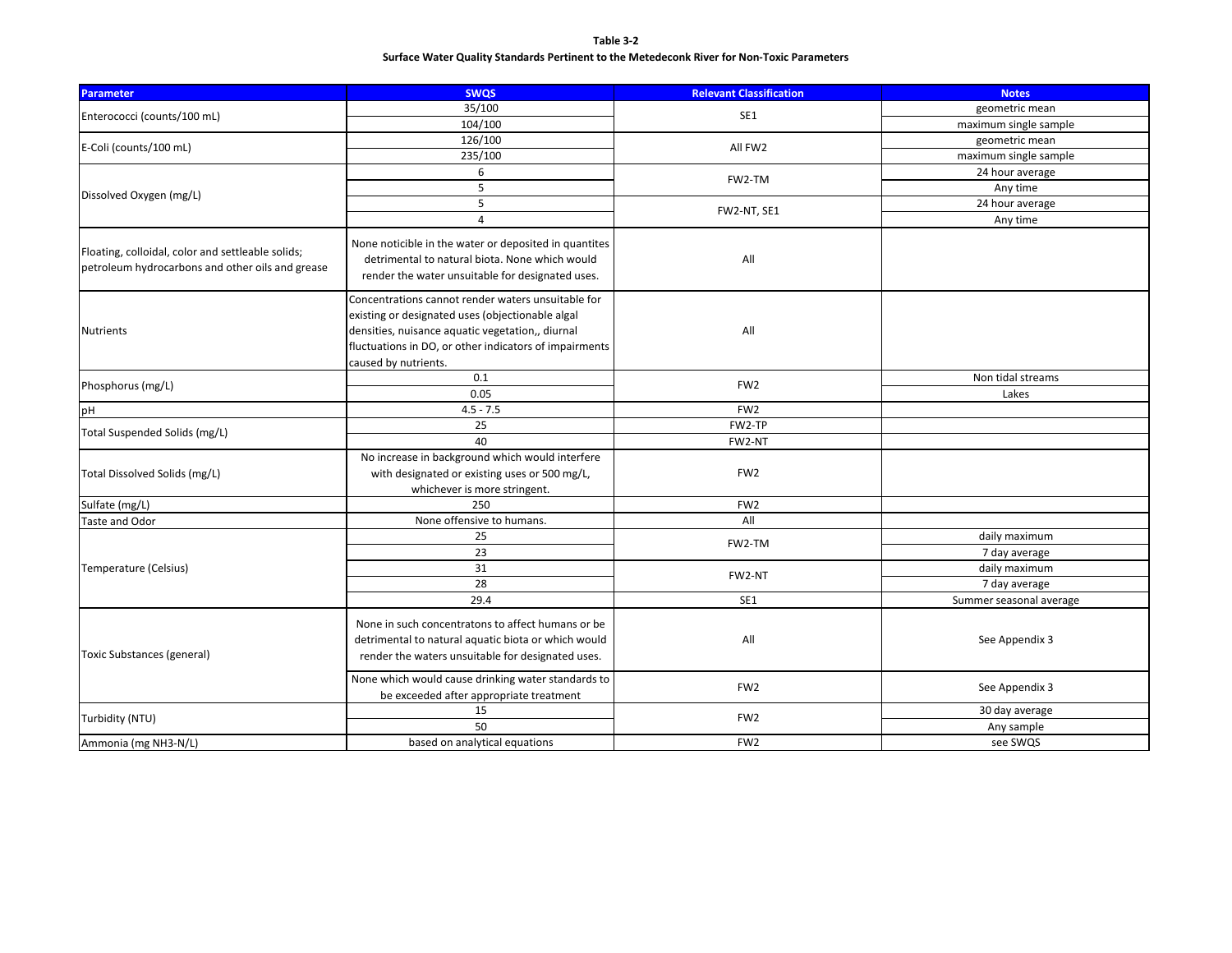**Table 3-2**

**Surface Water Quality Standards Pertinent to the Metedeconk River for Non-Toxic Parameters**

| Parameter | SWQS | Relevant Classification | Notes |
|---|---|---|---|
| Enterococci (counts/100 mL) | 35/100 | SE1 | geometric mean |
| | 104/100 | | maximum single sample |
| E-Coli (counts/100 mL) | 126/100 | All FW2 | geometric mean |
| | 235/100 | | maximum single sample |
| Dissolved Oxygen (mg/L) | 6 | FW2-TM | 24 hour average |
| | 5 | | Any time |
| | 5 | FW2-NT, SE1 | 24 hour average |
| | 4 | | Any time |
| Floating, colloidal, color and settleable solids; petroleum hydrocarbons and other oils and grease | None noticible in the water or deposited in quantites detrimental to natural biota. None which would render the water unsuitable for designated uses. | All | |
| Nutrients | Concentrations cannot render waters unsuitable for existing or designated uses (objectionable algal densities, nuisance aquatic vegetation,, diurnal fluctuations in DO, or other indicators of impairments caused by nutrients. | All | |
| Phosphorus (mg/L) | 0.1 | FW2 | Non tidal streams |
| | 0.05 | | Lakes |
| pH | 4.5 - 7.5 | FW2 | |
| Total Suspended Solids (mg/L) | 25 | FW2-TP | |
| | 40 | FW2-NT | |
| Total Dissolved Solids (mg/L) | No increase in background which would interfere with designated or existing uses or 500 mg/L, whichever is more stringent. | FW2 | |
| Sulfate (mg/L) | 250 | FW2 | |
| Taste and Odor | None offensive to humans. | All | |
| Temperature (Celsius) | 25 | FW2-TM | daily maximum |
| | 23 | | 7 day average |
| | 31 | FW2-NT | daily maximum |
| | 28 | | 7 day average |
| | 29.4 | SE1 | Summer seasonal average |
| Toxic Substances (general) | None in such concentratons to affect humans or be detrimental to natural aquatic biota or which would render the waters unsuitable for designated uses. | All | See Appendix 3 |
| | None which would cause drinking water standards to be exceeded after appropriate treatment | FW2 | See Appendix 3 |
| Turbidity (NTU) | 15 | FW2 | 30 day average |
| | 50 | | Any sample |
| Ammonia (mg NH3-N/L) | based on analytical equations | FW2 | see SWQS |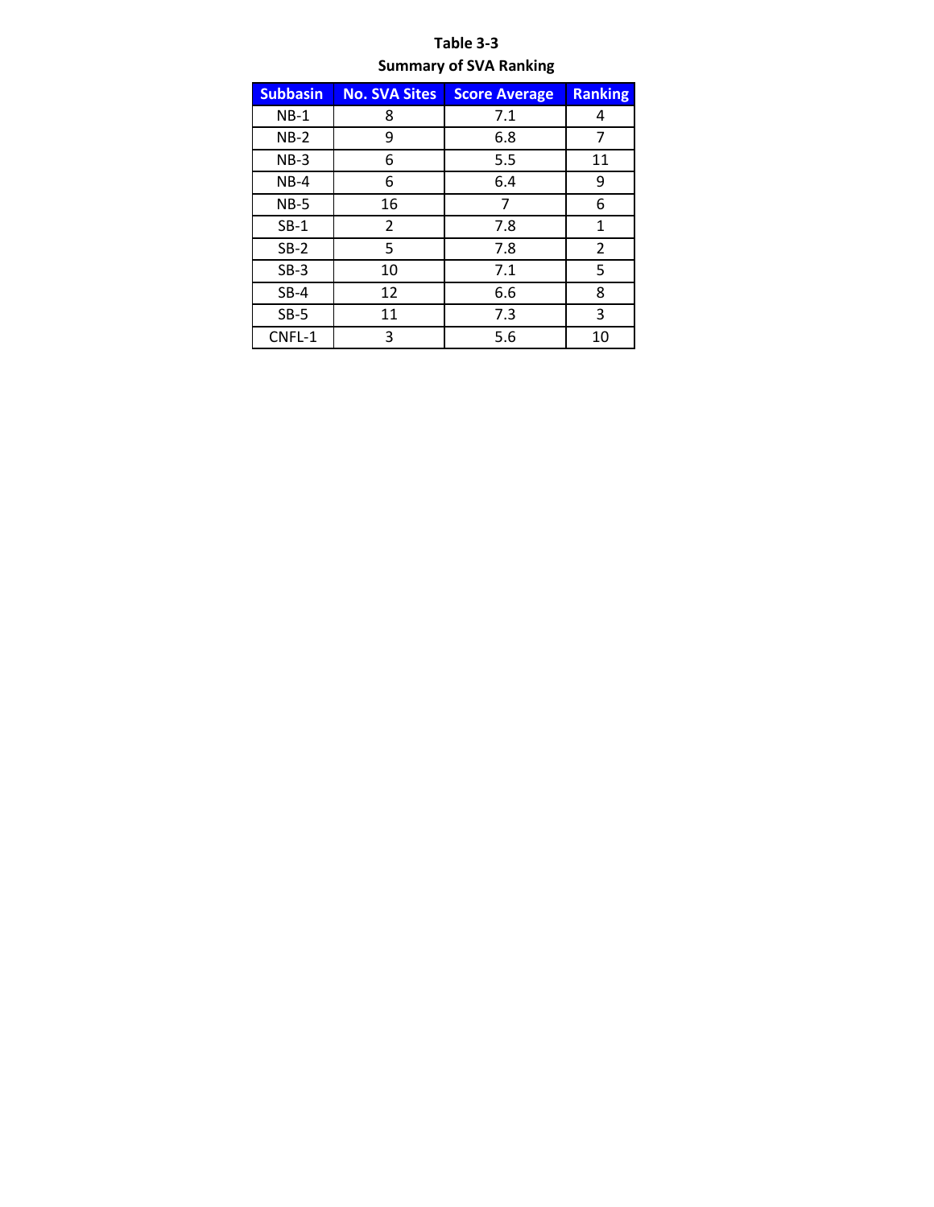**Table 3-3**
**Summary of SVA Ranking**

| Subbasin | No. SVA Sites | Score Average | Ranking |
|---|---|---|---|
| NB-1 | 8 | 7.1 | 4 |
| NB-2 | 9 | 6.8 | 7 |
| NB-3 | 6 | 5.5 | 11 |
| NB-4 | 6 | 6.4 | 9 |
| NB-5 | 16 | 7 | 6 |
| SB-1 | 2 | 7.8 | 1 |
| SB-2 | 5 | 7.8 | 2 |
| SB-3 | 10 | 7.1 | 5 |
| SB-4 | 12 | 6.6 | 8 |
| SB-5 | 11 | 7.3 | 3 |
| CNFL-1 | 3 | 5.6 | 10 |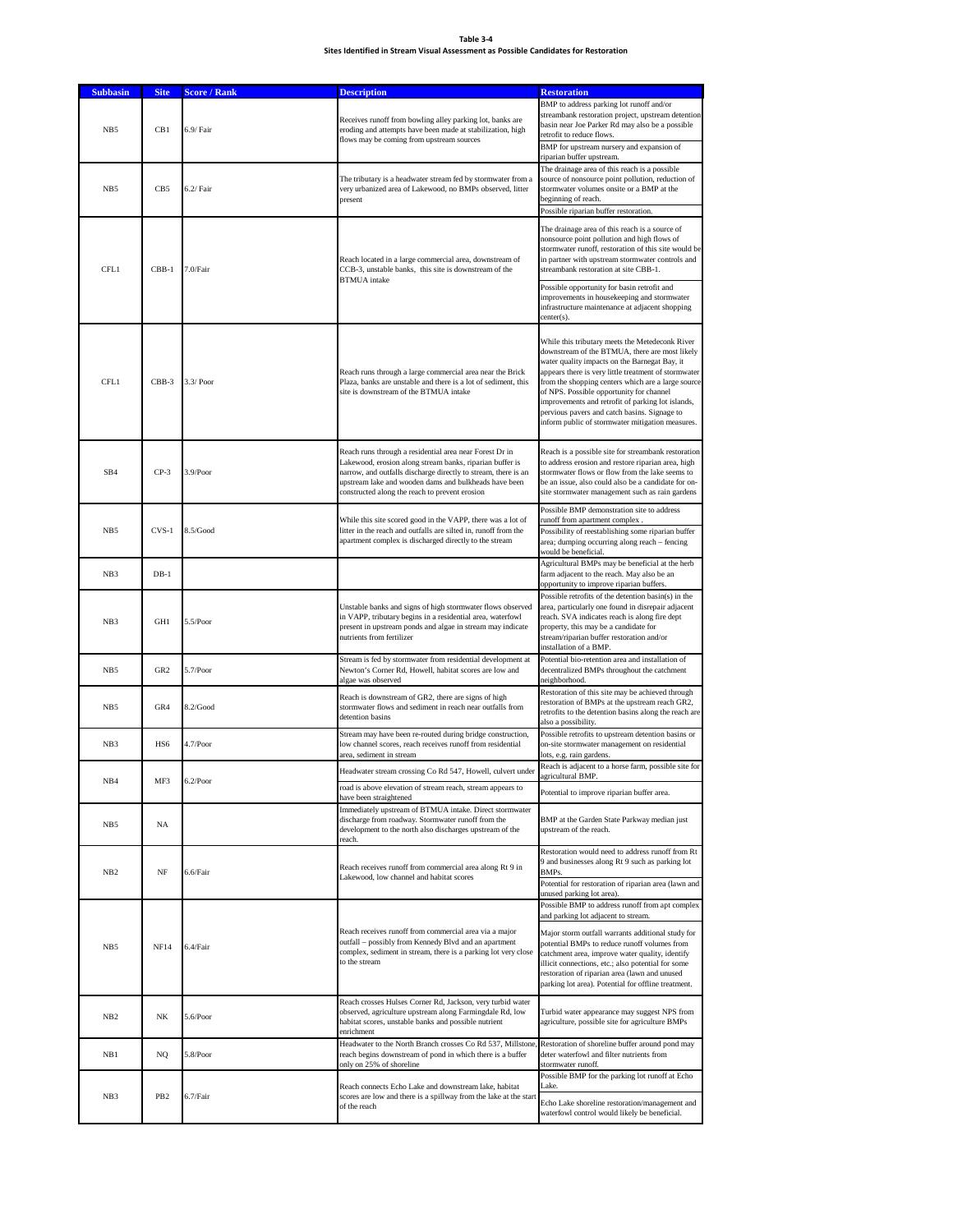**Table 3-4**
**Sites Identified in Stream Visual Assessment as Possible Candidates for Restoration**

| Subbasin | Site | Score / Rank | Description | Restoration |
|---|---|---|---|---|
| NB5 | CB1 | 6.9/ Fair | Receives runoff from bowling alley parking lot, banks are eroding and attempts have been made at stabilization, high flows may be coming from upstream sources | BMP to address parking lot runoff and/or streambank restoration project, upstream detention basin near Joe Parker Rd may also be a possible retrofit to reduce flows. BMP for upstream nursery and expansion of riparian buffer upstream. |
| NB5 | CB5 | 6.2/ Fair | The tributary is a headwater stream fed by stormwater from a very urbanized area of Lakewood, no BMPs observed, litter present | The drainage area of this reach is a possible source of nonsource point pollution, reduction of stormwater volumes onsite or a BMP at the beginning of reach. Possible riparian buffer restoration. |
| CFL1 | CBB-1 | 7.0/Fair | Reach located in a large commercial area, downstream of CCB-3, unstable banks, this site is downstream of the BTMUA intake | The drainage area of this reach is a source of nonsource point pollution and high flows of stormwater runoff, restoration of this site would be in partner with upstream stormwater controls and streambank restoration at site CBB-1. Possible opportunity for basin retrofit and improvements in housekeeping and stormwater infrastructure maintenance at adjacent shopping center(s). |
| CFL1 | CBB-3 | 3.3/ Poor | Reach runs through a large commercial area near the Brick Plaza, banks are unstable and there is a lot of sediment, this site is downstream of the BTMUA intake | While this tributary meets the Metedeconk River downstream of the BTMUA, there are most likely water quality impacts on the Barnegat Bay, it appears there is very little treatment of stormwater from the shopping centers which are a large source of NPS. Possible opportunity for channel improvements and retrofit of parking lot islands, pervious pavers and catch basins. Signage to inform public of stormwater mitigation measures. |
| SB4 | CP-3 | 3.9/Poor | Reach runs through a residential area near Forest Dr in Lakewood, erosion along stream banks, riparian buffer is narrow, and outfalls discharge directly to stream, there is an upstream lake and wooden dams and bulkheads have been constructed along the reach to prevent erosion | Reach is a possible site for streambank restoration to address erosion and restore riparian area, high stormwater flows or flow from the lake seems to be an issue, also could also be a candidate for on-site stormwater management such as rain gardens |
| NB5 | CVS-1 | 8.5/Good | While this site scored good in the VAPP, there was a lot of litter in the reach and outfalls are silted in, runoff from the apartment complex is discharged directly to the stream | Possible BMP demonstration site to address runoff from apartment complex . Possibility of reestablishing some riparian buffer area; dumping occurring along reach – fencing would be beneficial. |
| NB3 | DB-1 | | | Agricultural BMPs may be beneficial at the herb farm adjacent to the reach. May also be an opportunity to improve riparian buffers. |
| NB3 | GH1 | 5.5/Poor | Unstable banks and signs of high stormwater flows observed in VAPP, tributary begins in a residential area, waterfowl present in upstream ponds and algae in stream may indicate nutrients from fertilizer | Possible retrofits of the detention basin(s) in the area, particularly one found in disrepair adjacent reach. SVA indicates reach is along fire dept property, this may be a candidate for stream/riparian buffer restoration and/or installation of a BMP. |
| NB5 | GR2 | 5.7/Poor | Stream is fed by stormwater from residential development at Newton's Corner Rd, Howell, habitat scores are low and algae was observed | Potential bio-retention area and installation of decentralized BMPs throughout the catchment neighborhood. |
| NB5 | GR4 | 8.2/Good | Reach is downstream of GR2, there are signs of high stormwater flows and sediment in reach near outfalls from detention basins | Restoration of this site may be achieved through restoration of BMPs at the upstream reach GR2, retrofits to the detention basins along the reach are also a possibility. |
| NB3 | HS6 | 4.7/Poor | Stream may have been re-routed during bridge construction, low channel scores, reach receives runoff from residential area, sediment in stream | Possible retrofits to upstream detention basins or on-site stormwater management on residential lots, e.g. rain gardens. |
| NB4 | MF3 | 6.2/Poor | Headwater stream crossing Co Rd 547, Howell, culvert under road is above elevation of stream reach, stream appears to have been straightened | Reach is adjacent to a horse farm, possible site for agricultural BMP. Potential to improve riparian buffer area. |
| NB5 | NA | | Immediately upstream of BTMUA intake. Direct stormwater discharge from roadway. Stormwater runoff from the development to the north also discharges upstream of the reach. | BMP at the Garden State Parkway median just upstream of the reach. |
| NB2 | NF | 6.6/Fair | Reach receives runoff from commercial area along Rt 9 in Lakewood, low channel and habitat scores | Restoration would need to address runoff from Rt 9 and businesses along Rt 9 such as parking lot BMPs. Potential for restoration of riparian area (lawn and unused parking lot area). |
| NB5 | NF14 | 6.4/Fair | Reach receives runoff from commercial area via a major outfall – possibly from Kennedy Blvd and an apartment complex, sediment in stream, there is a parking lot very close to the stream | Possible BMP to address runoff from apt complex and parking lot adjacent to stream. Major storm outfall warrants additional study for potential BMPs to reduce runoff volumes from catchment area, improve water quality, identify illicit connections, etc.; also potential for some restoration of riparian area (lawn and unused parking lot area). Potential for offline treatment. |
| NB2 | NK | 5.6/Poor | Reach crosses Hulses Corner Rd, Jackson, very turbid water observed, agriculture upstream along Farmingdale Rd, low habitat scores, unstable banks and possible nutrient enrichment | Turbid water appearance may suggest NPS from agriculture, possible site for agriculture BMPs |
| NB1 | NQ | 5.8/Poor | Headwater to the North Branch crosses Co Rd 537, Millstone, reach begins downstream of pond in which there is a buffer only on 25% of shoreline | Restoration of shoreline buffer around pond may deter waterfowl and filter nutrients from stormwater runoff. |
| NB3 | PB2 | 6.7/Fair | Reach connects Echo Lake and downstream lake, habitat scores are low and there is a spillway from the lake at the start of the reach | Possible BMP for the parking lot runoff at Echo Lake. Echo Lake shoreline restoration/management and waterfowl control would likely be beneficial. |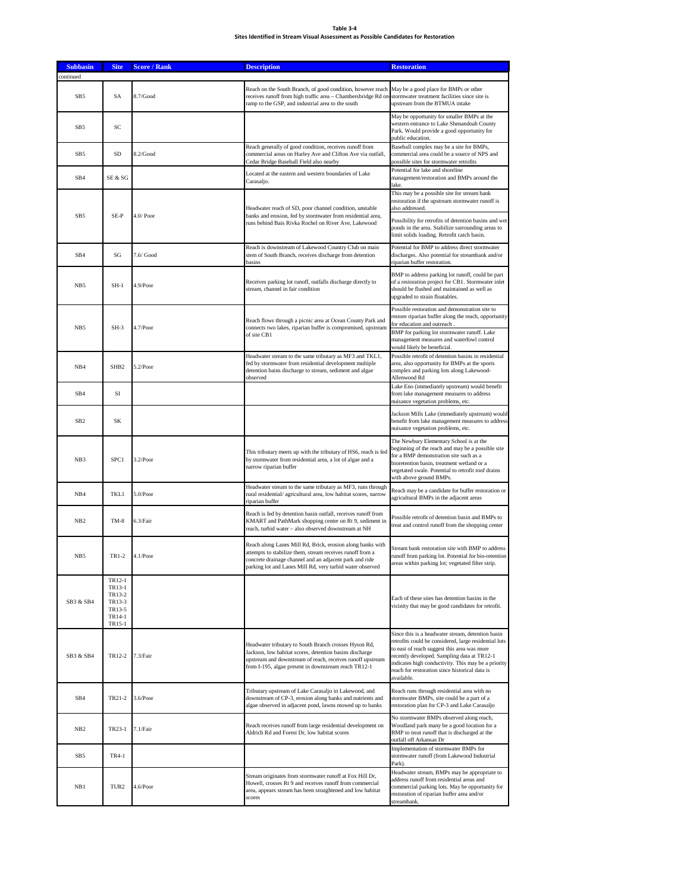**Table 3-4**
**Sites Identified in Stream Visual Assessment as Possible Candidates for Restoration**

| Subbasin | Site | Score / Rank | Description | Restoration |
|---|---|---|---|---|
| continued | | | | |
| SB5 | SA | 8.7/Good | Reach on the South Branch, of good condition, however reach receives runoff from high traffic area – Chambersbridge Rd on-ramp to the GSP, and industrial area to the south | May be a good place for BMPs or other stormwater treatment facilities since site is upstream from the BTMUA intake |
| SB5 | SC | | | May be opportunity for smaller BMPs at the western entrance to Lake Shenandoah County Park. Would provide a good opportunity for public education. |
| SB5 | SD | 8.2/Good | Reach generally of good condition, receives runoff from commercial areas on Hurley Ave and Clifton Ave via outfall, Cedar Bridge Baseball Field also nearby | Baseball complex may be a site for BMPs, commercial area could be a source of NPS and possible sites for stormwater retrofits |
| SB4 | SE & SG | | Located at the eastern and western boundaries of Lake Carasaljo. | Potential for lake and shoreline management/restoration and BMPs around the lake. |
| SB5 | SE-P | 4.0/ Poor | Headwater reach of SD, poor channel condition, unstable banks and erosion, fed by stormwater from residential area, runs behind Bais Rivka Rochel on River Ave, Lakewood | This may be a possible site for stream bank restoration if the upstream stormwater runoff is also addressed. Possibility for retrofits of detention basins and wet ponds in the area. Stabilize surrounding areas to limit solids loading. Retrofit catch basin. |
| SB4 | SG | 7.6/ Good | Reach is downstream of Lakewood Country Club on main stem of South Branch, receives discharge from detention basins | Potential for BMP to address direct stormwater discharges. Also potential for streambank and/or riparian buffer restoration. |
| NB5 | SH-1 | 4.9/Poor | Receives parking lot runoff, outfalls discharge directly to stream, channel in fair condition | BMP to address parking lot runoff, could be part of a restoration project for CB1. Stormwater inlet should be flushed and maintained as well as upgraded to strain floatables. |
| NB5 | SH-3 | 4.7/Poor | Reach flows through a picnic area at Ocean County Park and connects two lakes, riparian buffer is compromised, upstream of site CB1 | Possible restoration and demonstration site to restore riparian buffer along the reach, opportunity for education and outreach . BMP for parking lot stormwater runoff. Lake management measures and waterfowl control would likely be beneficial. |
| NB4 | SHB2 | 5.2/Poor | Headwater stream to the same tributary as MF3 and TKL1, fed by stormwater from residential development multiple detention bains discharge to stream, sediment and algae observed | Possible retrofit of detention basins in residential area, also opportunity for BMPs at the sports complex and parking lots along Lakewood-Allenwood Rd |
| SB4 | SI | | | Lake Eno (immediately upstream) would benefit from lake management measures to address nuisance vegetation problems, etc. |
| SB2 | SK | | | Jackson Mills Lake (immediately upstream) would benefit from lake management measures to address nuisance vegetation problems, etc. |
| NB3 | SPC1 | 3.2/Poor | This tributary meets up with the tributary of HS6, reach is fed by stormwater from residential area, a lot of algae and a narrow riparian buffer | The Newbury Elementary School is at the beginning of the reach and may be a possible site for a BMP demonstration site such as a bioretention basin, treatment wetland or a vegetated swale. Potential to retrofit roof drains with above ground BMPs. |
| NB4 | TKL1 | 5.0/Poor | Headwater stream to the same tributary as MF3, runs through rural residential/ agricultural area, low habitat scores, narrow riparian buffer | Reach may be a candidate for buffer restoration or agricultural BMPs in the adjacent areas |
| NB2 | TM-8 | 6.3/Fair | Reach is fed by detention basin outfall, receives runoff from KMART and PathMark shopping center on Rt 9, sediment in reach, turbid water – also observed downstream at NH | Possible retrofit of detention basin and BMPs to treat and control runoff from the shopping center |
| NB5 | TR1-2 | 4.1/Poor | Reach along Lanes Mill Rd, Brick, erosion along banks with attempts to stabilize them, stream receives runoff from a concrete drainage channel and an adjacent park and ride parking lot and Lanes Mill Rd, very turbid water observed | Stream bank restoration site with BMP to address runoff from parking lot. Potential for bio-retention areas within parking lot; vegetated filter strip. |
| SB3 & SB4 | TR12-1 TR13-1 TR13-2 TR13-3 TR13-5 TR14-1 TR15-1 | | | Each of these sites has detention basins in the vicinity that may be good candidates for retrofit. |
| SB3 & SB4 | TR12-2 | 7.3/Fair | Headwater tributary to South Branch crosses Hyson Rd, Jackson, low habitat scores, detention basins discharge upstream and downstream of reach, receives runoff upstream from I-195, algae present in downstream reach TR12-1 | Since this is a headwater stream, detention basin retrofits could be considered, large residential lots to east of reach suggest this area was more recently developed. Sampling data at TR12-1 indicates high conductivity. This may be a priority reach for restoration since historical data is available. |
| SB4 | TR21-2 | 3.6/Poor | Tributary upstream of Lake Carasaljo in Lakewood, and downstream of CP-3, erosion along banks and nutrients and algae observed in adjacent pond, lawns mowed up to banks | Reach runs through residential area with no stormwater BMPs, site could be a part of a restoration plan for CP-3 and Lake Carasaljo |
| NB2 | TR23-1 | 7.1/Fair | Reach receives runoff from large residential development on Aldrich Rd and Forest Dr, low habitat scores | No stormwater BMPs observed along reach, Woodland park many be a good location for a BMP to treat runoff that is discharged at the outfall off Arkansas Dr |
| SB5 | TR4-1 | | | Implementation of stormwater BMPs for stormwater runoff (from Lakewood Industrial Park). |
| NB1 | TUR2 | 4.6/Poor | Stream originates from stormwater runoff at Fox Hill Dr, Howell, crosses Rt 9 and receives runoff from commercial area, appears stream has been straightened and low habitat scores | Headwater stream, BMPs may be appropriate to address runoff from residential areas and commercial parking lots. May be opportunity for restoration of riparian buffer area and/or streambank. |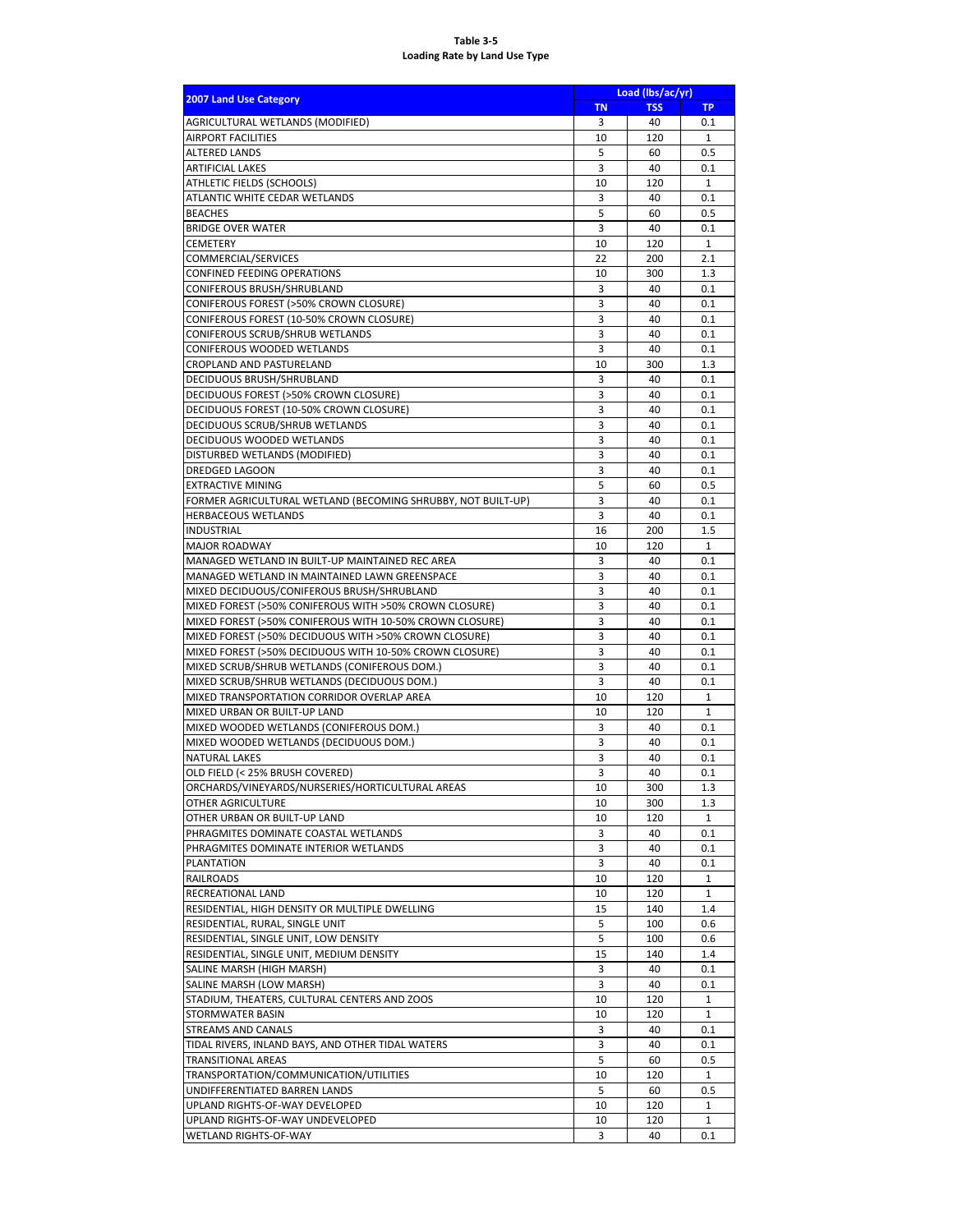**Table 3-5**
**Loading Rate by Land Use Type**

| 2007 Land Use Category | Load (lbs/ac/yr) | | |
|---|---|---|---|
| | TN | TSS | TP |
| AGRICULTURAL WETLANDS (MODIFIED) | 3 | 40 | 0.1 |
| AIRPORT FACILITIES | 10 | 120 | 1 |
| ALTERED LANDS | 5 | 60 | 0.5 |
| ARTIFICIAL LAKES | 3 | 40 | 0.1 |
| ATHLETIC FIELDS (SCHOOLS) | 10 | 120 | 1 |
| ATLANTIC WHITE CEDAR WETLANDS | 3 | 40 | 0.1 |
| BEACHES | 5 | 60 | 0.5 |
| BRIDGE OVER WATER | 3 | 40 | 0.1 |
| CEMETERY | 10 | 120 | 1 |
| COMMERCIAL/SERVICES | 22 | 200 | 2.1 |
| CONFINED FEEDING OPERATIONS | 10 | 300 | 1.3 |
| CONIFEROUS BRUSH/SHRUBLAND | 3 | 40 | 0.1 |
| CONIFEROUS FOREST (>50% CROWN CLOSURE) | 3 | 40 | 0.1 |
| CONIFEROUS FOREST (10-50% CROWN CLOSURE) | 3 | 40 | 0.1 |
| CONIFEROUS SCRUB/SHRUB WETLANDS | 3 | 40 | 0.1 |
| CONIFEROUS WOODED WETLANDS | 3 | 40 | 0.1 |
| CROPLAND AND PASTURELAND | 10 | 300 | 1.3 |
| DECIDUOUS BRUSH/SHRUBLAND | 3 | 40 | 0.1 |
| DECIDUOUS FOREST (>50% CROWN CLOSURE) | 3 | 40 | 0.1 |
| DECIDUOUS FOREST (10-50% CROWN CLOSURE) | 3 | 40 | 0.1 |
| DECIDUOUS SCRUB/SHRUB WETLANDS | 3 | 40 | 0.1 |
| DECIDUOUS WOODED WETLANDS | 3 | 40 | 0.1 |
| DISTURBED WETLANDS (MODIFIED) | 3 | 40 | 0.1 |
| DREDGED LAGOON | 3 | 40 | 0.1 |
| EXTRACTIVE MINING | 5 | 60 | 0.5 |
| FORMER AGRICULTURAL WETLAND (BECOMING SHRUBBY, NOT BUILT-UP) | 3 | 40 | 0.1 |
| HERBACEOUS WETLANDS | 3 | 40 | 0.1 |
| INDUSTRIAL | 16 | 200 | 1.5 |
| MAJOR ROADWAY | 10 | 120 | 1 |
| MANAGED WETLAND IN BUILT-UP MAINTAINED REC AREA | 3 | 40 | 0.1 |
| MANAGED WETLAND IN MAINTAINED LAWN GREENSPACE | 3 | 40 | 0.1 |
| MIXED DECIDUOUS/CONIFEROUS BRUSH/SHRUBLAND | 3 | 40 | 0.1 |
| MIXED FOREST (>50% CONIFEROUS WITH >50% CROWN CLOSURE) | 3 | 40 | 0.1 |
| MIXED FOREST (>50% CONIFEROUS WITH 10-50% CROWN CLOSURE) | 3 | 40 | 0.1 |
| MIXED FOREST (>50% DECIDUOUS WITH >50% CROWN CLOSURE) | 3 | 40 | 0.1 |
| MIXED FOREST (>50% DECIDUOUS WITH 10-50% CROWN CLOSURE) | 3 | 40 | 0.1 |
| MIXED SCRUB/SHRUB WETLANDS (CONIFEROUS DOM.) | 3 | 40 | 0.1 |
| MIXED SCRUB/SHRUB WETLANDS (DECIDUOUS DOM.) | 3 | 40 | 0.1 |
| MIXED TRANSPORTATION CORRIDOR OVERLAP AREA | 10 | 120 | 1 |
| MIXED URBAN OR BUILT-UP LAND | 10 | 120 | 1 |
| MIXED WOODED WETLANDS (CONIFEROUS DOM.) | 3 | 40 | 0.1 |
| MIXED WOODED WETLANDS (DECIDUOUS DOM.) | 3 | 40 | 0.1 |
| NATURAL LAKES | 3 | 40 | 0.1 |
| OLD FIELD (< 25% BRUSH COVERED) | 3 | 40 | 0.1 |
| ORCHARDS/VINEYARDS/NURSERIES/HORTICULTURAL AREAS | 10 | 300 | 1.3 |
| OTHER AGRICULTURE | 10 | 300 | 1.3 |
| OTHER URBAN OR BUILT-UP LAND | 10 | 120 | 1 |
| PHRAGMITES DOMINATE COASTAL WETLANDS | 3 | 40 | 0.1 |
| PHRAGMITES DOMINATE INTERIOR WETLANDS | 3 | 40 | 0.1 |
| PLANTATION | 3 | 40 | 0.1 |
| RAILROADS | 10 | 120 | 1 |
| RECREATIONAL LAND | 10 | 120 | 1 |
| RESIDENTIAL, HIGH DENSITY OR MULTIPLE DWELLING | 15 | 140 | 1.4 |
| RESIDENTIAL, RURAL, SINGLE UNIT | 5 | 100 | 0.6 |
| RESIDENTIAL, SINGLE UNIT, LOW DENSITY | 5 | 100 | 0.6 |
| RESIDENTIAL, SINGLE UNIT, MEDIUM DENSITY | 15 | 140 | 1.4 |
| SALINE MARSH (HIGH MARSH) | 3 | 40 | 0.1 |
| SALINE MARSH (LOW MARSH) | 3 | 40 | 0.1 |
| STADIUM, THEATERS, CULTURAL CENTERS AND ZOOS | 10 | 120 | 1 |
| STORMWATER BASIN | 10 | 120 | 1 |
| STREAMS AND CANALS | 3 | 40 | 0.1 |
| TIDAL RIVERS, INLAND BAYS, AND OTHER TIDAL WATERS | 3 | 40 | 0.1 |
| TRANSITIONAL AREAS | 5 | 60 | 0.5 |
| TRANSPORTATION/COMMUNICATION/UTILITIES | 10 | 120 | 1 |
| UNDIFFERENTIATED BARREN LANDS | 5 | 60 | 0.5 |
| UPLAND RIGHTS-OF-WAY DEVELOPED | 10 | 120 | 1 |
| UPLAND RIGHTS-OF-WAY UNDEVELOPED | 10 | 120 | 1 |
| WETLAND RIGHTS-OF-WAY | 3 | 40 | 0.1 |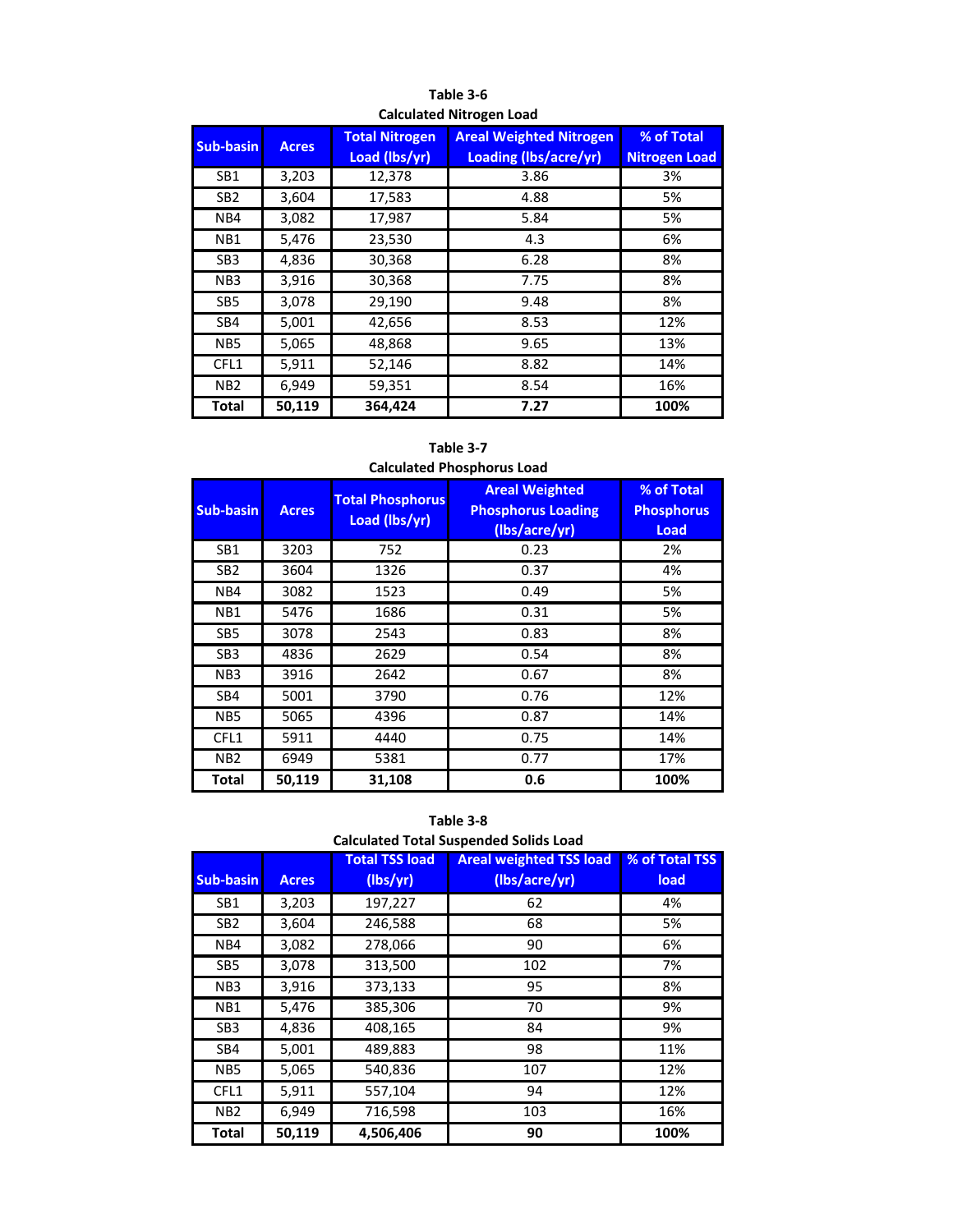**Table 3-6**
**Calculated Nitrogen Load**

| Sub-basin | Acres | Total Nitrogen Load (lbs/yr) | Areal Weighted Nitrogen Loading (lbs/acre/yr) | % of Total Nitrogen Load |
|---|---|---|---|---|
| SB1 | 3,203 | 12,378 | 3.86 | 3% |
| SB2 | 3,604 | 17,583 | 4.88 | 5% |
| NB4 | 3,082 | 17,987 | 5.84 | 5% |
| NB1 | 5,476 | 23,530 | 4.3 | 6% |
| SB3 | 4,836 | 30,368 | 6.28 | 8% |
| NB3 | 3,916 | 30,368 | 7.75 | 8% |
| SB5 | 3,078 | 29,190 | 9.48 | 8% |
| SB4 | 5,001 | 42,656 | 8.53 | 12% |
| NB5 | 5,065 | 48,868 | 9.65 | 13% |
| CFL1 | 5,911 | 52,146 | 8.82 | 14% |
| NB2 | 6,949 | 59,351 | 8.54 | 16% |
| **Total** | **50,119** | **364,424** | **7.27** | **100%** |

**Table 3-7**
**Calculated Phosphorus Load**

| Sub-basin | Acres | Total Phosphorus Load (lbs/yr) | Areal Weighted Phosphorus Loading (lbs/acre/yr) | % of Total Phosphorus Load |
|---|---|---|---|---|
| SB1 | 3203 | 752 | 0.23 | 2% |
| SB2 | 3604 | 1326 | 0.37 | 4% |
| NB4 | 3082 | 1523 | 0.49 | 5% |
| NB1 | 5476 | 1686 | 0.31 | 5% |
| SB5 | 3078 | 2543 | 0.83 | 8% |
| SB3 | 4836 | 2629 | 0.54 | 8% |
| NB3 | 3916 | 2642 | 0.67 | 8% |
| SB4 | 5001 | 3790 | 0.76 | 12% |
| NB5 | 5065 | 4396 | 0.87 | 14% |
| CFL1 | 5911 | 4440 | 0.75 | 14% |
| NB2 | 6949 | 5381 | 0.77 | 17% |
| **Total** | **50,119** | **31,108** | **0.6** | **100%** |

**Table 3-8**
**Calculated Total Suspended Solids Load**

| Sub-basin | Acres | Total TSS load (lbs/yr) | Areal weighted TSS load (lbs/acre/yr) | % of Total TSS load |
|---|---|---|---|---|
| SB1 | 3,203 | 197,227 | 62 | 4% |
| SB2 | 3,604 | 246,588 | 68 | 5% |
| NB4 | 3,082 | 278,066 | 90 | 6% |
| SB5 | 3,078 | 313,500 | 102 | 7% |
| NB3 | 3,916 | 373,133 | 95 | 8% |
| NB1 | 5,476 | 385,306 | 70 | 9% |
| SB3 | 4,836 | 408,165 | 84 | 9% |
| SB4 | 5,001 | 489,883 | 98 | 11% |
| NB5 | 5,065 | 540,836 | 107 | 12% |
| CFL1 | 5,911 | 557,104 | 94 | 12% |
| NB2 | 6,949 | 716,598 | 103 | 16% |
| **Total** | **50,119** | **4,506,406** | **90** | **100%** |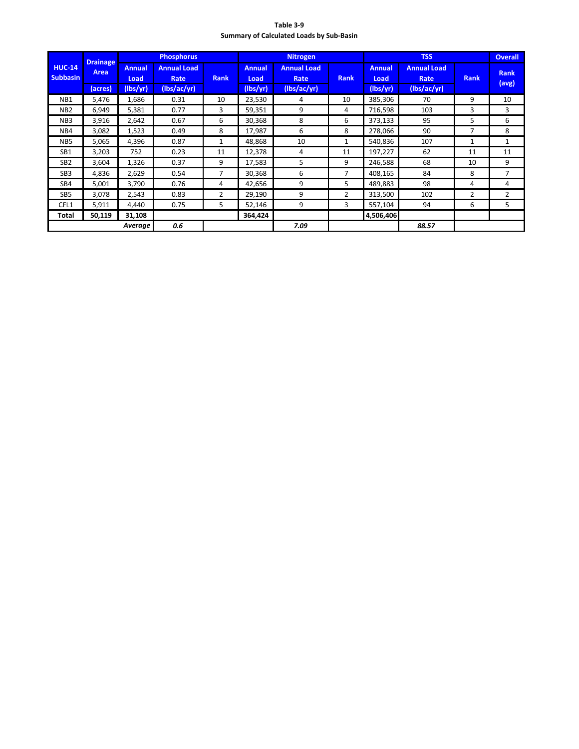**Table 3-9**
**Summary of Calculated Loads by Sub-Basin**

| HUC-14 Subbasin | Drainage Area | Phosphorus | | | Nitrogen | | | TSS | | | Overall |
|---|---|---|---|---|---|---|---|---|---|---|---|
| | | Annual Load | Annual Load Rate | Rank | Annual Load | Annual Load Rate | Rank | Annual Load | Annual Load Rate | Rank | Rank (avg) |
| | (acres) | (lbs/yr) | (lbs/ac/yr) | | (lbs/yr) | (lbs/ac/yr) | | (lbs/yr) | (lbs/ac/yr) | | |
| NB1 | 5,476 | 1,686 | 0.31 | 10 | 23,530 | 4 | 10 | 385,306 | 70 | 9 | 10 |
| NB2 | 6,949 | 5,381 | 0.77 | 3 | 59,351 | 9 | 4 | 716,598 | 103 | 3 | 3 |
| NB3 | 3,916 | 2,642 | 0.67 | 6 | 30,368 | 8 | 6 | 373,133 | 95 | 5 | 6 |
| NB4 | 3,082 | 1,523 | 0.49 | 8 | 17,987 | 6 | 8 | 278,066 | 90 | 7 | 8 |
| NB5 | 5,065 | 4,396 | 0.87 | 1 | 48,868 | 10 | 1 | 540,836 | 107 | 1 | 1 |
| SB1 | 3,203 | 752 | 0.23 | 11 | 12,378 | 4 | 11 | 197,227 | 62 | 11 | 11 |
| SB2 | 3,604 | 1,326 | 0.37 | 9 | 17,583 | 5 | 9 | 246,588 | 68 | 10 | 9 |
| SB3 | 4,836 | 2,629 | 0.54 | 7 | 30,368 | 6 | 7 | 408,165 | 84 | 8 | 7 |
| SB4 | 5,001 | 3,790 | 0.76 | 4 | 42,656 | 9 | 5 | 489,883 | 98 | 4 | 4 |
| SB5 | 3,078 | 2,543 | 0.83 | 2 | 29,190 | 9 | 2 | 313,500 | 102 | 2 | 2 |
| CFL1 | 5,911 | 4,440 | 0.75 | 5 | 52,146 | 9 | 3 | 557,104 | 94 | 6 | 5 |
| **Total** | **50,119** | **31,108** | | | **364,424** | | | **4,506,406** | | | |
| | | ***Average*** | ***0.6*** | | | ***7.09*** | | | ***88.57*** | | |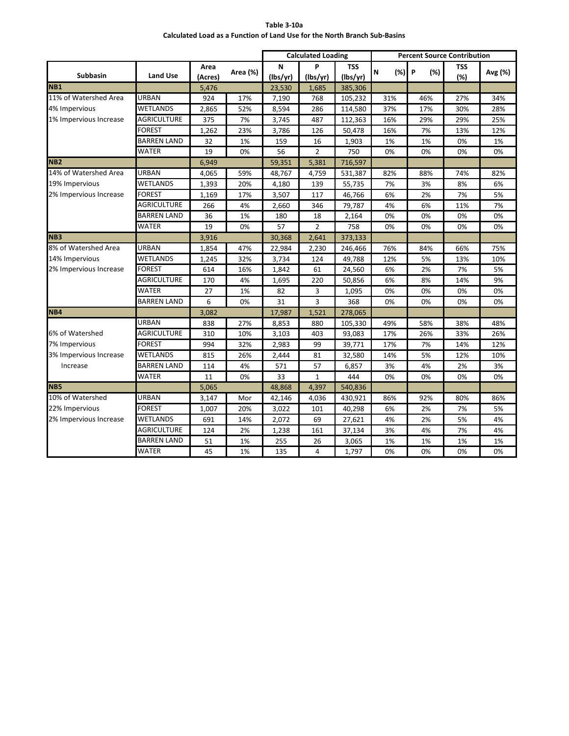**Table 3-10a**
**Calculated Load as a Function of Land Use for the North Branch Sub-Basins**

| | | | | Calculated Loading | | | Percent Source Contribution | | | |
|---|---|---|---|---|---|---|---|---|---|---|
| **Subbasin** | **Land Use** | **Area (Acres)** | **Area (%)** | **N (lbs/yr)** | **P (lbs/yr)** | **TSS (lbs/yr)** | **N (%)** | **P (%)** | **TSS (%)** | **Avg (%)** |
| **NB1** | | 5,476 | | 23,530 | 1,685 | 385,306 | | | | |
| 11% of Watershed Area | URBAN | 924 | 17% | 7,190 | 768 | 105,232 | 31% | 46% | 27% | 34% |
| 4% Impervious | WETLANDS | 2,865 | 52% | 8,594 | 286 | 114,580 | 37% | 17% | 30% | 28% |
| 1% Impervious Increase | AGRICULTURE | 375 | 7% | 3,745 | 487 | 112,363 | 16% | 29% | 29% | 25% |
| | FOREST | 1,262 | 23% | 3,786 | 126 | 50,478 | 16% | 7% | 13% | 12% |
| | BARREN LAND | 32 | 1% | 159 | 16 | 1,903 | 1% | 1% | 0% | 1% |
| | WATER | 19 | 0% | 56 | 2 | 750 | 0% | 0% | 0% | 0% |
| **NB2** | | 6,949 | | 59,351 | 5,381 | 716,597 | | | | |
| 14% of Watershed Area | URBAN | 4,065 | 59% | 48,767 | 4,759 | 531,387 | 82% | 88% | 74% | 82% |
| 19% Impervious | WETLANDS | 1,393 | 20% | 4,180 | 139 | 55,735 | 7% | 3% | 8% | 6% |
| 2% Impervious Increase | FOREST | 1,169 | 17% | 3,507 | 117 | 46,766 | 6% | 2% | 7% | 5% |
| | AGRICULTURE | 266 | 4% | 2,660 | 346 | 79,787 | 4% | 6% | 11% | 7% |
| | BARREN LAND | 36 | 1% | 180 | 18 | 2,164 | 0% | 0% | 0% | 0% |
| | WATER | 19 | 0% | 57 | 2 | 758 | 0% | 0% | 0% | 0% |
| **NB3** | | 3,916 | | 30,368 | 2,641 | 373,133 | | | | |
| 8% of Watershed Area | URBAN | 1,854 | 47% | 22,984 | 2,230 | 246,466 | 76% | 84% | 66% | 75% |
| 14% Impervious | WETLANDS | 1,245 | 32% | 3,734 | 124 | 49,788 | 12% | 5% | 13% | 10% |
| 2% Impervious Increase | FOREST | 614 | 16% | 1,842 | 61 | 24,560 | 6% | 2% | 7% | 5% |
| | AGRICULTURE | 170 | 4% | 1,695 | 220 | 50,856 | 6% | 8% | 14% | 9% |
| | WATER | 27 | 1% | 82 | 3 | 1,095 | 0% | 0% | 0% | 0% |
| | BARREN LAND | 6 | 0% | 31 | 3 | 368 | 0% | 0% | 0% | 0% |
| **NB4** | | 3,082 | | 17,987 | 1,521 | 278,065 | | | | |
| | URBAN | 838 | 27% | 8,853 | 880 | 105,330 | 49% | 58% | 38% | 48% |
| 6% of Watershed | AGRICULTURE | 310 | 10% | 3,103 | 403 | 93,083 | 17% | 26% | 33% | 26% |
| 7% Impervious | FOREST | 994 | 32% | 2,983 | 99 | 39,771 | 17% | 7% | 14% | 12% |
| 3% Impervious Increase | WETLANDS | 815 | 26% | 2,444 | 81 | 32,580 | 14% | 5% | 12% | 10% |
| Increase | BARREN LAND | 114 | 4% | 571 | 57 | 6,857 | 3% | 4% | 2% | 3% |
| | WATER | 11 | 0% | 33 | 1 | 444 | 0% | 0% | 0% | 0% |
| **NB5** | | 5,065 | | 48,868 | 4,397 | 540,836 | | | | |
| 10% of Watershed | URBAN | 3,147 | Mor | 42,146 | 4,036 | 430,921 | 86% | 92% | 80% | 86% |
| 22% Impervious | FOREST | 1,007 | 20% | 3,022 | 101 | 40,298 | 6% | 2% | 7% | 5% |
| 2% Impervious Increase | WETLANDS | 691 | 14% | 2,072 | 69 | 27,621 | 4% | 2% | 5% | 4% |
| | AGRICULTURE | 124 | 2% | 1,238 | 161 | 37,134 | 3% | 4% | 7% | 4% |
| | BARREN LAND | 51 | 1% | 255 | 26 | 3,065 | 1% | 1% | 1% | 1% |
| | WATER | 45 | 1% | 135 | 4 | 1,797 | 0% | 0% | 0% | 0% |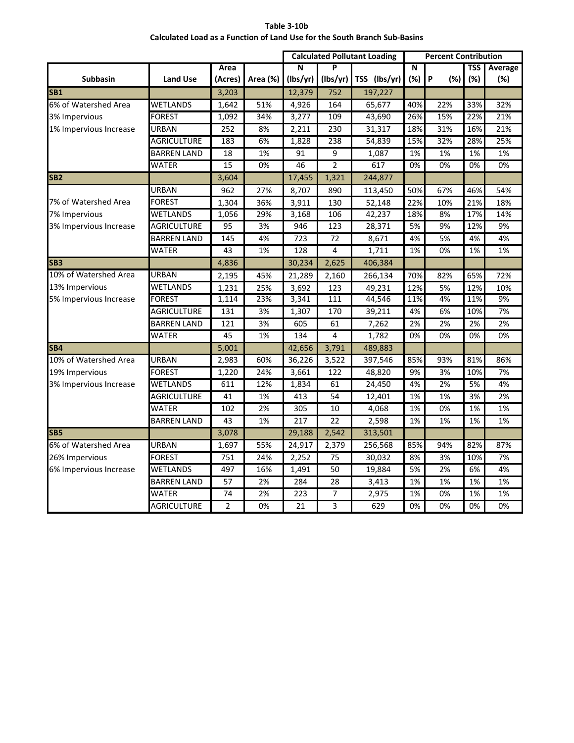**Table 3-10b**
**Calculated Load as a Function of Land Use for the South Branch Sub-Basins**

| | | | | Calculated Pollutant Loading | | | Percent Contribution | | | |
|---|---|---|---|---|---|---|---|---|---|---|
| **Subbasin** | **Land Use** | **Area (Acres)** | **Area (%)** | **N (lbs/yr)** | **P (lbs/yr)** | **TSS (lbs/yr)** | **N (%)** | **P (%)** | **TSS (%)** | **Average (%)** |
| **SB1** | | 3,203 | | 12,379 | 752 | 197,227 | | | | |
| 6% of Watershed Area | WETLANDS | 1,642 | 51% | 4,926 | 164 | 65,677 | 40% | 22% | 33% | 32% |
| 3% Impervious | FOREST | 1,092 | 34% | 3,277 | 109 | 43,690 | 26% | 15% | 22% | 21% |
| 1% Impervious Increase | URBAN | 252 | 8% | 2,211 | 230 | 31,317 | 18% | 31% | 16% | 21% |
| | AGRICULTURE | 183 | 6% | 1,828 | 238 | 54,839 | 15% | 32% | 28% | 25% |
| | BARREN LAND | 18 | 1% | 91 | 9 | 1,087 | 1% | 1% | 1% | 1% |
| | WATER | 15 | 0% | 46 | 2 | 617 | 0% | 0% | 0% | 0% |
| **SB2** | | 3,604 | | 17,455 | 1,321 | 244,877 | | | | |
| | URBAN | 962 | 27% | 8,707 | 890 | 113,450 | 50% | 67% | 46% | 54% |
| 7% of Watershed Area | FOREST | 1,304 | 36% | 3,911 | 130 | 52,148 | 22% | 10% | 21% | 18% |
| 7% Impervious | WETLANDS | 1,056 | 29% | 3,168 | 106 | 42,237 | 18% | 8% | 17% | 14% |
| 3% Impervious Increase | AGRICULTURE | 95 | 3% | 946 | 123 | 28,371 | 5% | 9% | 12% | 9% |
| | BARREN LAND | 145 | 4% | 723 | 72 | 8,671 | 4% | 5% | 4% | 4% |
| | WATER | 43 | 1% | 128 | 4 | 1,711 | 1% | 0% | 1% | 1% |
| **SB3** | | 4,836 | | 30,234 | 2,625 | 406,384 | | | | |
| 10% of Watershed Area | URBAN | 2,195 | 45% | 21,289 | 2,160 | 266,134 | 70% | 82% | 65% | 72% |
| 13% Impervious | WETLANDS | 1,231 | 25% | 3,692 | 123 | 49,231 | 12% | 5% | 12% | 10% |
| 5% Impervious Increase | FOREST | 1,114 | 23% | 3,341 | 111 | 44,546 | 11% | 4% | 11% | 9% |
| | AGRICULTURE | 131 | 3% | 1,307 | 170 | 39,211 | 4% | 6% | 10% | 7% |
| | BARREN LAND | 121 | 3% | 605 | 61 | 7,262 | 2% | 2% | 2% | 2% |
| | WATER | 45 | 1% | 134 | 4 | 1,782 | 0% | 0% | 0% | 0% |
| **SB4** | | 5,001 | | 42,656 | 3,791 | 489,883 | | | | |
| 10% of Watershed Area | URBAN | 2,983 | 60% | 36,226 | 3,522 | 397,546 | 85% | 93% | 81% | 86% |
| 19% Impervious | FOREST | 1,220 | 24% | 3,661 | 122 | 48,820 | 9% | 3% | 10% | 7% |
| 3% Impervious Increase | WETLANDS | 611 | 12% | 1,834 | 61 | 24,450 | 4% | 2% | 5% | 4% |
| | AGRICULTURE | 41 | 1% | 413 | 54 | 12,401 | 1% | 1% | 3% | 2% |
| | WATER | 102 | 2% | 305 | 10 | 4,068 | 1% | 0% | 1% | 1% |
| | BARREN LAND | 43 | 1% | 217 | 22 | 2,598 | 1% | 1% | 1% | 1% |
| **SB5** | | 3,078 | | 29,188 | 2,542 | 313,501 | | | | |
| 6% of Watershed Area | URBAN | 1,697 | 55% | 24,917 | 2,379 | 256,568 | 85% | 94% | 82% | 87% |
| 26% Impervious | FOREST | 751 | 24% | 2,252 | 75 | 30,032 | 8% | 3% | 10% | 7% |
| 6% Impervious Increase | WETLANDS | 497 | 16% | 1,491 | 50 | 19,884 | 5% | 2% | 6% | 4% |
| | BARREN LAND | 57 | 2% | 284 | 28 | 3,413 | 1% | 1% | 1% | 1% |
| | WATER | 74 | 2% | 223 | 7 | 2,975 | 1% | 0% | 1% | 1% |
| | AGRICULTURE | 2 | 0% | 21 | 3 | 629 | 0% | 0% | 0% | 0% |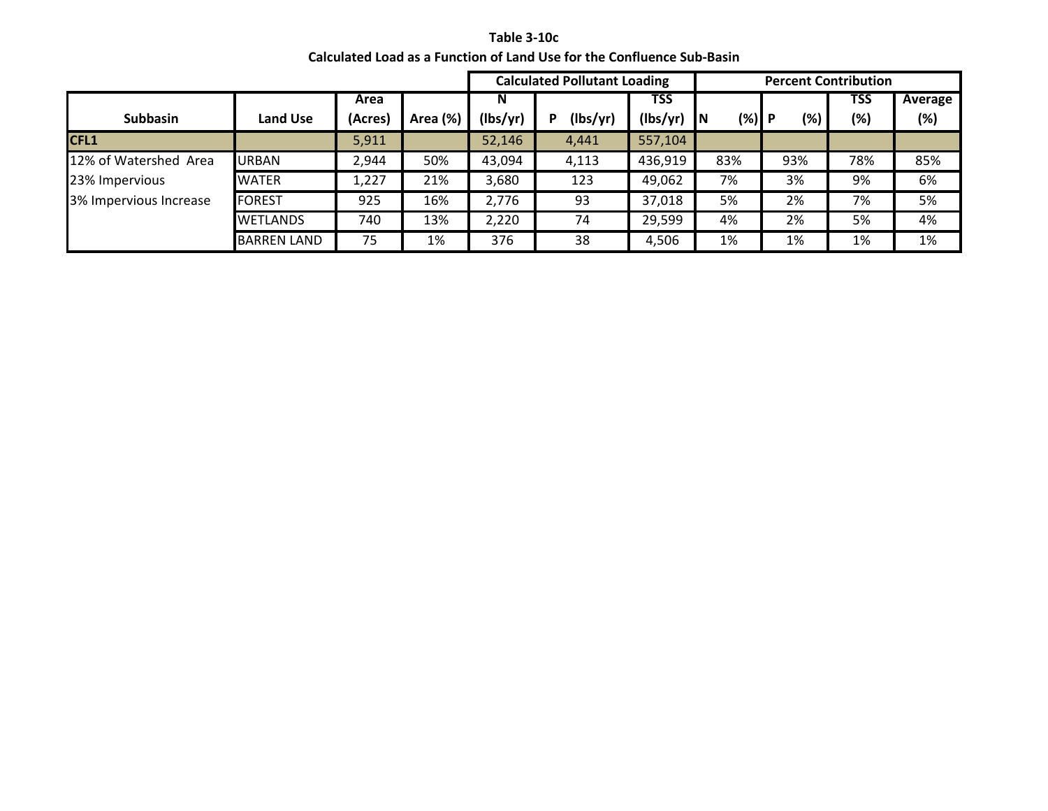**Table 3-10c**
**Calculated Load as a Function of Land Use for the Confluence Sub-Basin**

| Subbasin | Land Use | Area (Acres) | Area (%) | Calculated Pollutant Loading N (lbs/yr) | P (lbs/yr) | TSS (lbs/yr) | Percent Contribution N (%) | P (%) | TSS (%) | Average (%) |
|---|---|---|---|---|---|---|---|---|---|---|
| **CFL1** | | 5,911 | | 52,146 | 4,441 | 557,104 | | | | |
| 12% of Watershed Area | URBAN | 2,944 | 50% | 43,094 | 4,113 | 436,919 | 83% | 93% | 78% | 85% |
| 23% Impervious | WATER | 1,227 | 21% | 3,680 | 123 | 49,062 | 7% | 3% | 9% | 6% |
| 3% Impervious Increase | FOREST | 925 | 16% | 2,776 | 93 | 37,018 | 5% | 2% | 7% | 5% |
| | WETLANDS | 740 | 13% | 2,220 | 74 | 29,599 | 4% | 2% | 5% | 4% |
| | BARREN LAND | 75 | 1% | 376 | 38 | 4,506 | 1% | 1% | 1% | 1% |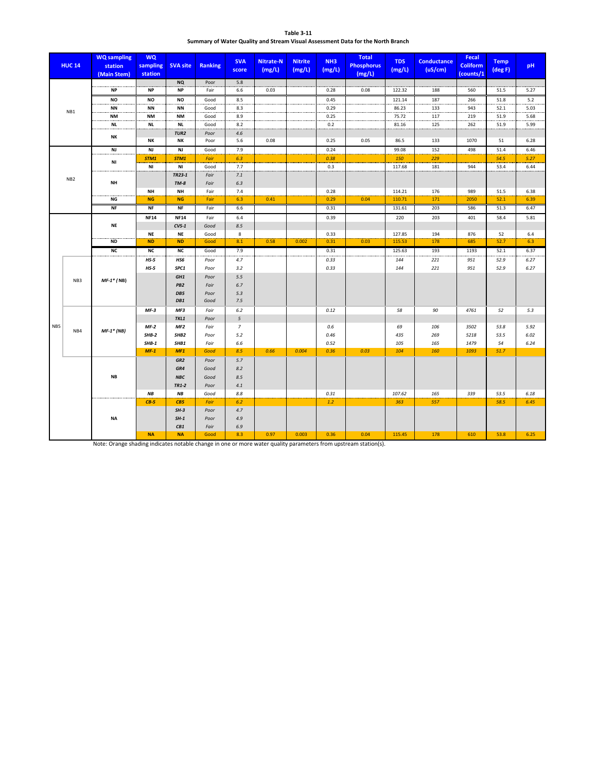**Table 3-11**
**Summary of Water Quality and Stream Visual Assessment Data for the North Branch**

| HUC 14 | | WQ sampling station (Main Stem) | WQ sampling station | SVA site | Ranking | SVA score | Nitrate-N (mg/L) | Nitrite (mg/L) | NH3 (mg/L) | Total Phosphorus (mg/L) | TDS (mg/L) | Conductance (uS/cm) | Fecal Coliform (counts/1 | Temp (deg F) | pH |
|---|---|---|---|---|---|---|---|---|---|---|---|---|---|---|---|
| NB1 | | | | NQ | Poor | 5.8 | | | | | | | | | |
| | | NP | NP | NP | Fair | 6.6 | 0.03 | | 0.28 | 0.08 | 122.32 | 188 | 560 | 51.5 | 5.27 |
| | | NO | NO | NO | Good | 8.5 | | | 0.45 | | 121.14 | 187 | 266 | 51.8 | 5.2 |
| | | NN | NN | NN | Good | 8.3 | | | 0.29 | | 86.23 | 133 | 943 | 52.1 | 5.03 |
| | | NM | NM | NM | Good | 8.9 | | | 0.25 | | 75.72 | 117 | 219 | 51.9 | 5.68 |
| | | NL | NL | NL | Good | 8.2 | | | 0.2 | | 81.16 | 125 | 262 | 51.9 | 5.99 |
| | | NK | | *TUR2* | *Poor* | *4.6* | | | | | | | | | |
| | | | NK | NK | Poor | 5.6 | 0.08 | | 0.25 | 0.05 | 86.5 | 133 | 1070 | 51 | 6.28 |
| NB2 | | NJ | NJ | NJ | Good | 7.9 | | | 0.24 | | 99.08 | 152 | 498 | 51.4 | 6.46 |
| | | NI | *STM1* | *STM1* | *Fair* | *6.3* | | | *0.38* | | *150* | *229* | | *54.5* | *5.27* |
| | | | NI | NI | Good | 7.7 | | | 0.3 | | 117.68 | 181 | 944 | 53.4 | 6.44 |
| | | NH | | *TR23-1* | *Fair* | *7.1* | | | | | | | | | |
| | | | | *TM-8* | *Fair* | *6.3* | | | | | | | | | |
| | | | NH | NH | Fair | 7.4 | | | 0.28 | | 114.21 | 176 | 989 | 51.5 | 6.38 |
| | | NG | NG | NG | Fair | 6.3 | 0.41 | | 0.29 | 0.04 | 110.71 | 171 | 2050 | 52.1 | 6.39 |
| | | NF | NF | NF | Fair | 6.6 | | | 0.31 | | 131.61 | 203 | 586 | 51.3 | 6.47 |
| NB5 | | NE | NF14 | NF14 | Fair | 6.4 | | | 0.39 | | 220 | 203 | 401 | 58.4 | 5.81 |
| | | | | *CVS-1* | *Good* | *8.5* | | | | | | | | | |
| | | | NE | NE | Good | 8 | | | 0.33 | | 127.85 | 194 | 876 | 52 | 6.4 |
| | | ND | ND | ND | Good | 8.1 | 0.58 | 0.002 | 0.31 | 0.03 | 115.53 | 178 | 685 | 52.7 | 6.3 |
| | | NC | NC | NC | Good | 7.9 | | | 0.31 | | 125.63 | 193 | 1193 | 52.1 | 6.37 |
| | NB3 | *MF-1* (NB)* | *HS-5* | *HS6* | *Poor* | *4.7* | | | *0.33* | | *144* | *221* | *951* | *52.9* | *6.27* |
| | | | *HS-5* | *SPC1* | *Poor* | *3.2* | | | *0.33* | | *144* | *221* | *951* | *52.9* | *6.27* |
| | | | | *GH1* | *Poor* | *5.5* | | | | | | | | | |
| | | | | *PB2* | *Fair* | *6.7* | | | | | | | | | |
| | | | | *DB5* | *Poor* | *5.3* | | | | | | | | | |
| | | | | *DB1* | *Good* | *7.5* | | | | | | | | | |
| | NB4 | *MF-1* (NB)* | *MF-3* | *MF3* | *Fair* | *6.2* | | | *0.12* | | *58* | *90* | *4761* | *52* | *5.3* |
| | | | | *TKL1* | *Poor* | *5* | | | | | | | | | |
| | | | *MF-2* | *MF2* | *Fair* | *7* | | | *0.6* | | *69* | *106* | *3502* | *53.8* | *5.92* |
| | | | *SHB-2* | *SHB2* | *Poor* | *5.2* | | | *0.46* | | *435* | *269* | *5218* | *53.5* | *6.02* |
| | | | *SHB-1* | *SHB1* | *Fair* | *6.6* | | | *0.52* | | *105* | *165* | *1479* | *54* | *6.24* |
| | | | *MF-1* | *MF1* | *Good* | *8.5* | *0.66* | *0.004* | *0.36* | *0.03* | *104* | *160* | *1093* | *51.7* | |
| | | NB | | *GR2* | *Poor* | *5.7* | | | | | | | | | |
| | | | | *GR4* | *Good* | *8.2* | | | | | | | | | |
| | | | | *NBC* | *Good* | *8.5* | | | | | | | | | |
| | | | | *TR1-2* | *Poor* | *4.1* | | | | | | | | | |
| | | | *NB* | *NB* | *Good* | *8.8* | | | *0.31* | | *107.62* | *165* | *339* | *53.5* | *6.18* |
| | | NA | *CB-5* | *CB5* | *Fair* | *6.2* | | | *1.2* | | *363* | *557* | | *58.5* | *6.45* |
| | | | | *SH-3* | *Poor* | *4.7* | | | | | | | | | |
| | | | | *SH-1* | *Poor* | *4.9* | | | | | | | | | |
| | | | | *CB1* | *Fair* | *6.9* | | | | | | | | | |
| | | | NA | NA | Good | 8.3 | 0.97 | 0.003 | 0.36 | 0.04 | 115.45 | 178 | 610 | 53.8 | 6.25 |

Note: Orange shading indicates notable change in one or more water quality parameters from upstream station(s).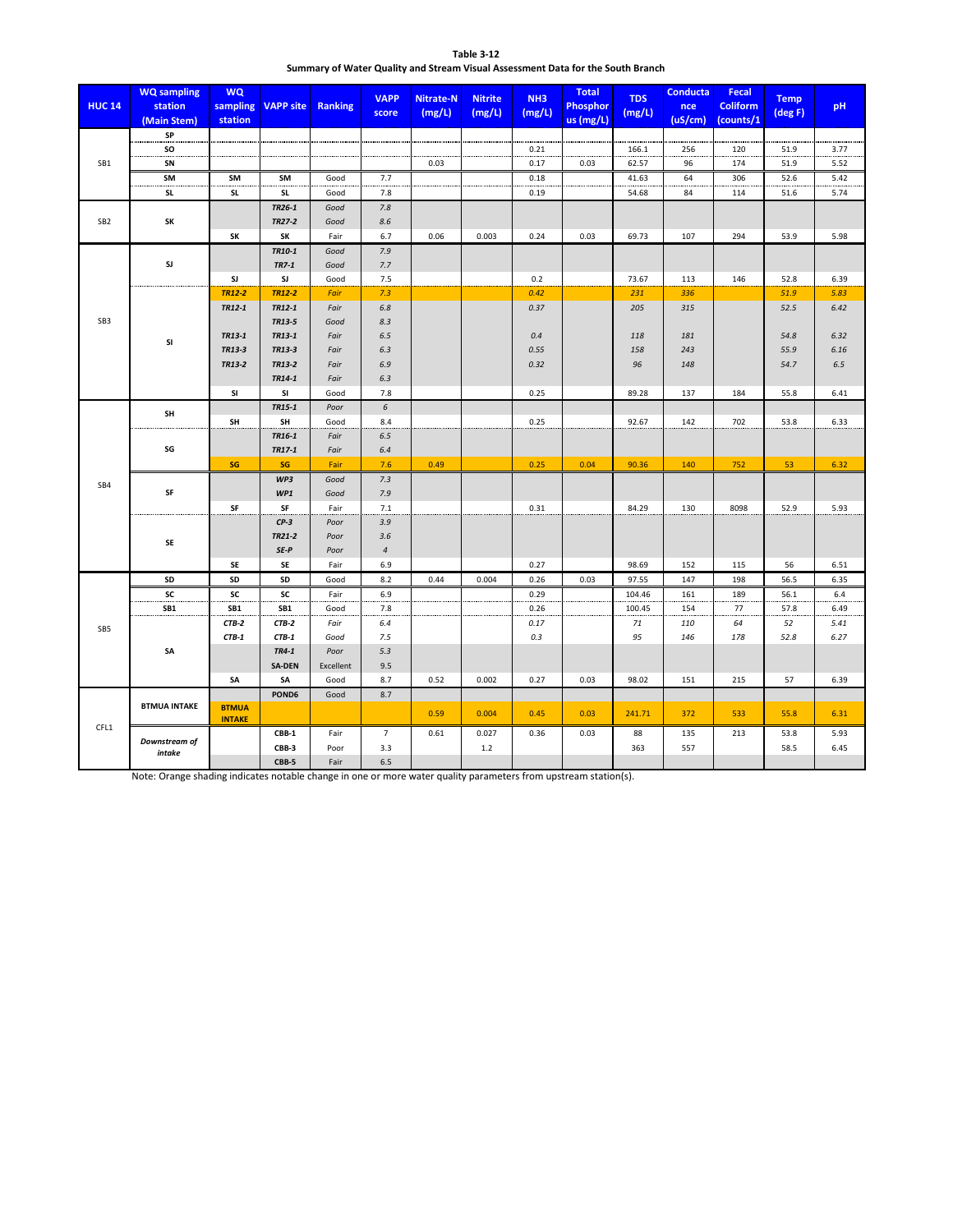**Table 3-12**
**Summary of Water Quality and Stream Visual Assessment Data for the South Branch**

| HUC 14 | WQ sampling station (Main Stem) | WQ sampling station | VAPP site | Ranking | VAPP score | Nitrate-N (mg/L) | Nitrite (mg/L) | NH3 (mg/L) | Total Phosphorus (mg/L) | TDS (mg/L) | Conductance (uS/cm) | Fecal Coliform (counts/1 | Temp (deg F) | pH |
|---|---|---|---|---|---|---|---|---|---|---|---|---|---|---|
| SB1 | SP | | | | | | | | | | | | | |
| | SO | | | | | | | 0.21 | | 166.1 | 256 | 120 | 51.9 | 3.77 |
| | SN | | | | | 0.03 | | 0.17 | 0.03 | 62.57 | 96 | 174 | 51.9 | 5.52 |
| | SM | SM | SM | Good | 7.7 | | | 0.18 | | 41.63 | 64 | 306 | 52.6 | 5.42 |
| | SL | SL | SL | Good | 7.8 | | | 0.19 | | 54.68 | 84 | 114 | 51.6 | 5.74 |
| SB2 | SK | | *TR26-1* | *Good* | *7.8* | | | | | | | | | |
| | | | *TR27-2* | *Good* | *8.6* | | | | | | | | | |
| | | SK | SK | Fair | 6.7 | 0.06 | 0.003 | 0.24 | 0.03 | 69.73 | 107 | 294 | 53.9 | 5.98 |
| SB3 | SJ | | *TR10-1* | *Good* | *7.9* | | | | | | | | | |
| | | | *TR7-1* | *Good* | *7.7* | | | | | | | | | |
| | | SJ | SJ | Good | 7.5 | | | 0.2 | | 73.67 | 113 | 146 | 52.8 | 6.39 |
| | SI | *TR12-2* | *TR12-2* | *Fair* | *7.3* | | | *0.42* | | *231* | *336* | | *51.9* | *5.83* |
| | | *TR12-1* | *TR12-1* | *Fair* | *6.8* | | | *0.37* | | *205* | *315* | | *52.5* | *6.42* |
| | | | *TR13-5* | *Good* | *8.3* | | | | | | | | | |
| | | *TR13-1* | *TR13-1* | *Fair* | *6.5* | | | *0.4* | | *118* | *181* | | *54.8* | *6.32* |
| | | *TR13-3* | *TR13-3* | *Fair* | *6.3* | | | *0.55* | | *158* | *243* | | *55.9* | *6.16* |
| | | *TR13-2* | *TR13-2* | *Fair* | *6.9* | | | *0.32* | | *96* | *148* | | *54.7* | *6.5* |
| | | | *TR14-1* | *Fair* | *6.3* | | | | | | | | | |
| | | SI | SI | Good | 7.8 | | | 0.25 | | 89.28 | 137 | 184 | 55.8 | 6.41 |
| SB4 | SH | | *TR15-1* | *Poor* | *6* | | | | | | | | | |
| | | SH | SH | Good | 8.4 | | | 0.25 | | 92.67 | 142 | 702 | 53.8 | 6.33 |
| | SG | | *TR16-1* | *Fair* | *6.5* | | | | | | | | | |
| | | | *TR17-1* | *Fair* | *6.4* | | | | | | | | | |
| | | SG | SG | Fair | 7.6 | 0.49 | | 0.25 | 0.04 | 90.36 | 140 | 752 | 53 | 6.32 |
| | SF | | *WP3* | *Good* | *7.3* | | | | | | | | | |
| | | | *WP1* | *Good* | *7.9* | | | | | | | | | |
| | | SF | SF | Fair | 7.1 | | | 0.31 | | 84.29 | 130 | 8098 | 52.9 | 5.93 |
| | SE | | *CP-3* | *Poor* | *3.9* | | | | | | | | | |
| | | | *TR21-2* | *Poor* | *3.6* | | | | | | | | | |
| | | | *SE-P* | *Poor* | *4* | | | | | | | | | |
| | | SE | SE | Fair | 6.9 | | | 0.27 | | 98.69 | 152 | 115 | 56 | 6.51 |
| SB5 | SD | SD | SD | Good | 8.2 | 0.44 | 0.004 | 0.26 | 0.03 | 97.55 | 147 | 198 | 56.5 | 6.35 |
| | SC | SC | SC | Fair | 6.9 | | | 0.29 | | 104.46 | 161 | 189 | 56.1 | 6.4 |
| | SB1 | SB1 | SB1 | Good | 7.8 | | | 0.26 | | 100.45 | 154 | 77 | 57.8 | 6.49 |
| | SA | *CTB-2* | *CTB-2* | *Fair* | *6.4* | | | *0.17* | | *71* | *110* | *64* | *52* | *5.41* |
| | | *CTB-1* | *CTB-1* | *Good* | *7.5* | | | *0.3* | | *95* | *146* | *178* | *52.8* | *6.27* |
| | | | *TR4-1* | *Poor* | *5.3* | | | | | | | | | |
| | | | SA-DEN | Excellent | 9.5 | | | | | | | | | |
| | | SA | SA | Good | 8.7 | 0.52 | 0.002 | 0.27 | 0.03 | 98.02 | 151 | 215 | 57 | 6.39 |
| CFL1 | BTMUA INTAKE | | POND6 | Good | 8.7 | | | | | | | | | |
| | | BTMUA INTAKE | | | | 0.59 | 0.004 | 0.45 | 0.03 | 241.71 | 372 | 533 | 55.8 | 6.31 |
| | *Downstream of intake* | | CBB-1 | Fair | 7 | 0.61 | 0.027 | 0.36 | 0.03 | 88 | 135 | 213 | 53.8 | 5.93 |
| | | | CBB-3 | Poor | 3.3 | | 1.2 | | | 363 | 557 | | 58.5 | 6.45 |
| | | | CBB-5 | Fair | 6.5 | | | | | | | | | |

Note: Orange shading indicates notable change in one or more water quality parameters from upstream station(s).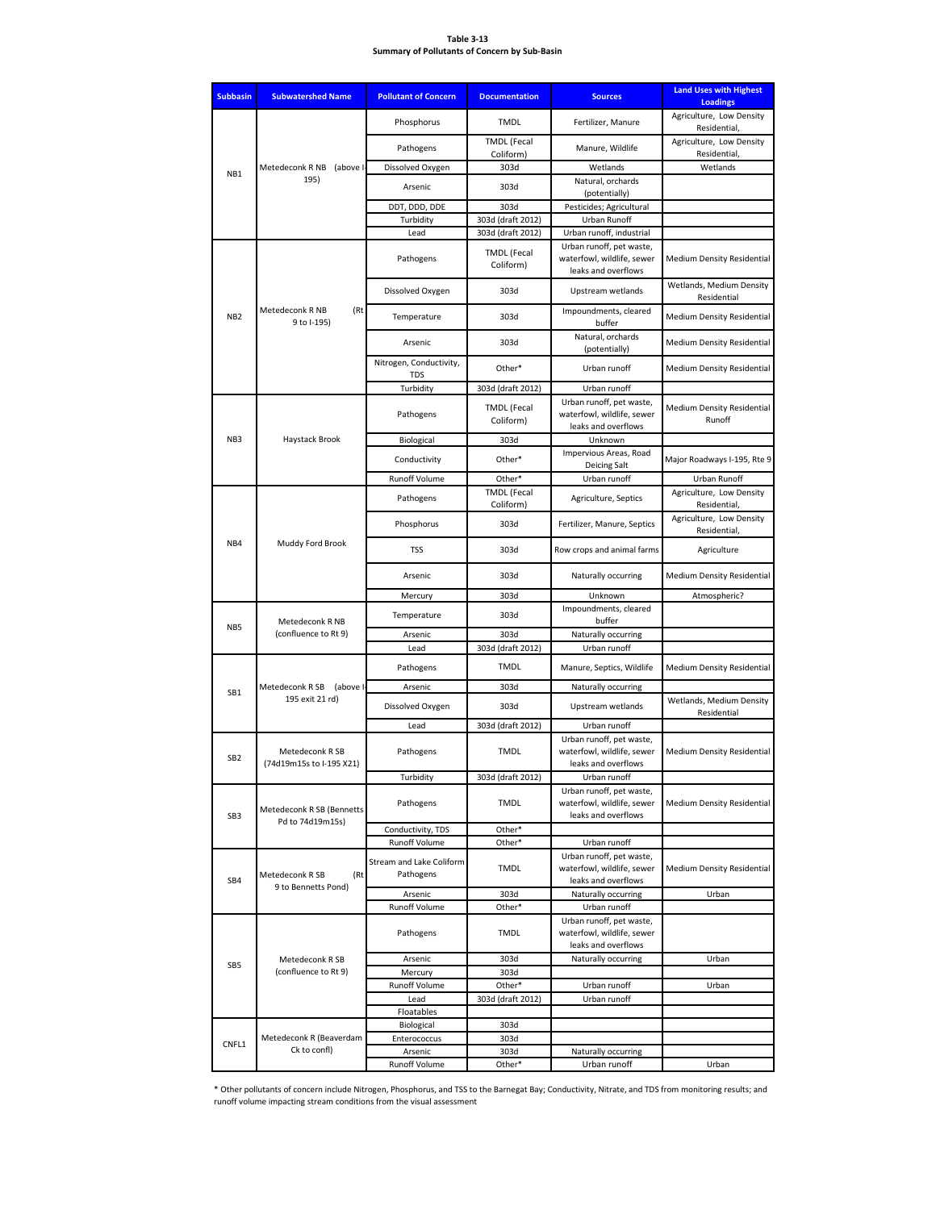**Table 3-13**
**Summary of Pollutants of Concern by Sub-Basin**

| Subbasin | Subwatershed Name | Pollutant of Concern | Documentation | Sources | Land Uses with Highest Loadings |
|---|---|---|---|---|---|
| NB1 | Metedeconk R NB (above I-195) | Phosphorus | TMDL | Fertilizer, Manure | Agriculture, Low Density Residential, |
| | | Pathogens | TMDL (Fecal Coliform) | Manure, Wildlife | Agriculture, Low Density Residential, |
| | | Dissolved Oxygen | 303d | Wetlands | Wetlands |
| | | Arsenic | 303d | Natural, orchards (potentially) | |
| | | DDT, DDD, DDE | 303d | Pesticides; Agricultural | |
| | | Turbidity | 303d (draft 2012) | Urban Runoff | |
| | | Lead | 303d (draft 2012) | Urban runoff, industrial | |
| NB2 | Metedeconk R NB (Rt 9 to I-195) | Pathogens | TMDL (Fecal Coliform) | Urban runoff, pet waste, waterfowl, wildlife, sewer leaks and overflows | Medium Density Residential |
| | | Dissolved Oxygen | 303d | Upstream wetlands | Wetlands, Medium Density Residential |
| | | Temperature | 303d | Impoundments, cleared buffer | Medium Density Residential |
| | | Arsenic | 303d | Natural, orchards (potentially) | Medium Density Residential |
| | | Nitrogen, Conductivity, TDS | Other* | Urban runoff | Medium Density Residential |
| | | Turbidity | 303d (draft 2012) | Urban runoff | |
| NB3 | Haystack Brook | Pathogens | TMDL (Fecal Coliform) | Urban runoff, pet waste, waterfowl, wildlife, sewer leaks and overflows | Medium Density Residential Runoff |
| | | Biological | 303d | Unknown | |
| | | Conductivity | Other* | Impervious Areas, Road Deicing Salt | Major Roadways I-195, Rte 9 |
| | | Runoff Volume | Other* | Urban runoff | Urban Runoff |
| NB4 | Muddy Ford Brook | Pathogens | TMDL (Fecal Coliform) | Agriculture, Septics | Agriculture, Low Density Residential, |
| | | Phosphorus | 303d | Fertilizer, Manure, Septics | Agriculture, Low Density Residential, |
| | | TSS | 303d | Row crops and animal farms | Agriculture |
| | | Arsenic | 303d | Naturally occurring | Medium Density Residential |
| | | Mercury | 303d | Unknown | Atmospheric? |
| NB5 | Metedeconk R NB (confluence to Rt 9) | Temperature | 303d | Impoundments, cleared buffer | |
| | | Arsenic | 303d | Naturally occurring | |
| | | Lead | 303d (draft 2012) | Urban runoff | |
| SB1 | Metedeconk R SB (above I-195 exit 21 rd) | Pathogens | TMDL | Manure, Septics, Wildlife | Medium Density Residential |
| | | Arsenic | 303d | Naturally occurring | |
| | | Dissolved Oxygen | 303d | Upstream wetlands | Wetlands, Medium Density Residential |
| | | Lead | 303d (draft 2012) | Urban runoff | |
| SB2 | Metedeconk R SB (74d19m15s to I-195 X21) | Pathogens | TMDL | Urban runoff, pet waste, waterfowl, wildlife, sewer leaks and overflows | Medium Density Residential |
| | | Turbidity | 303d (draft 2012) | Urban runoff | |
| SB3 | Metedeconk R SB (Bennetts Pd to 74d19m15s) | Pathogens | TMDL | Urban runoff, pet waste, waterfowl, wildlife, sewer leaks and overflows | Medium Density Residential |
| | | Conductivity, TDS | Other* | | |
| | | Runoff Volume | Other* | Urban runoff | |
| SB4 | Metedeconk R SB (Rt 9 to Bennetts Pond) | Stream and Lake Coliform Pathogens | TMDL | Urban runoff, pet waste, waterfowl, wildlife, sewer leaks and overflows | Medium Density Residential |
| | | Arsenic | 303d | Naturally occurring | Urban |
| | | Runoff Volume | Other* | Urban runoff | |
| SB5 | Metedeconk R SB (confluence to Rt 9) | Pathogens | TMDL | Urban runoff, pet waste, waterfowl, wildlife, sewer leaks and overflows | |
| | | Arsenic | 303d | Naturally occurring | Urban |
| | | Mercury | 303d | | |
| | | Runoff Volume | Other* | Urban runoff | Urban |
| | | Lead | 303d (draft 2012) | Urban runoff | |
| | | Floatables | | | |
| CNFL1 | Metedeconk R (Beaverdam Ck to confl) | Biological | 303d | | |
| | | Enterococcus | 303d | | |
| | | Arsenic | 303d | Naturally occurring | |
| | | Runoff Volume | Other* | Urban runoff | Urban |

* Other pollutants of concern include Nitrogen, Phosphorus, and TSS to the Barnegat Bay; Conductivity, Nitrate, and TDS from monitoring results; and runoff volume impacting stream conditions from the visual assessment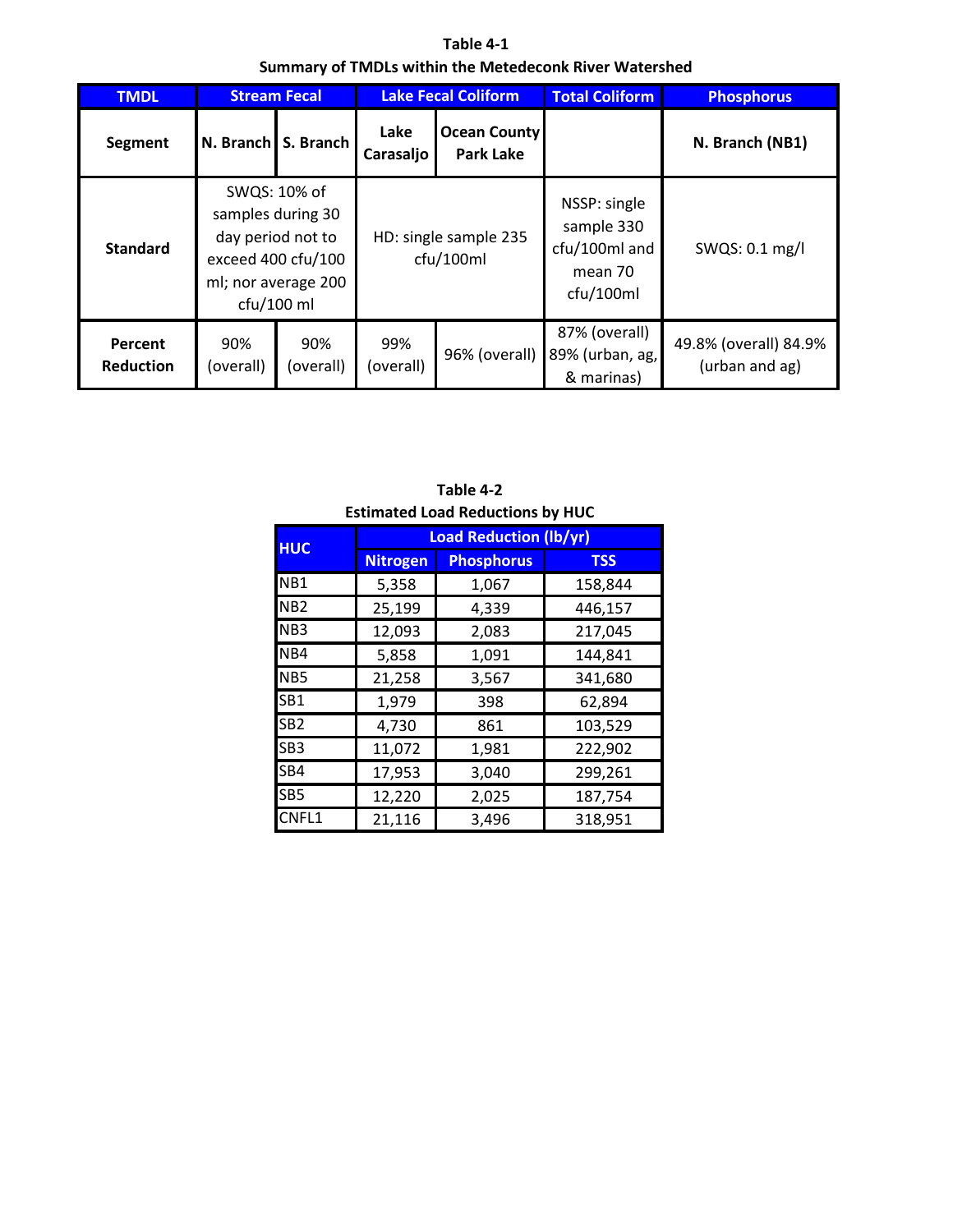**Table 4-1**
**Summary of TMDLs within the Metedeconk River Watershed**

| TMDL | Stream Fecal | | Lake Fecal Coliform | | Total Coliform | Phosphorus |
|---|---|---|---|---|---|---|
| **Segment** | N. Branch | S. Branch | Lake Carasaljo | Ocean County Park Lake | | N. Branch (NB1) |
| **Standard** | SWQS: 10% of samples during 30 day period not to exceed 400 cfu/100 ml; nor average 200 cfu/100 ml | | HD: single sample 235 cfu/100ml | | NSSP: single sample 330 cfu/100ml and mean 70 cfu/100ml | SWQS: 0.1 mg/l |
| **Percent Reduction** | 90% (overall) | 90% (overall) | 99% (overall) | 96% (overall) | 87% (overall) 89% (urban, ag, & marinas) | 49.8% (overall) 84.9% (urban and ag) |

**Table 4-2**
**Estimated Load Reductions by HUC**

| HUC | Load Reduction (lb/yr) | | |
|---|---|---|---|
| | Nitrogen | Phosphorus | TSS |
| NB1 | 5,358 | 1,067 | 158,844 |
| NB2 | 25,199 | 4,339 | 446,157 |
| NB3 | 12,093 | 2,083 | 217,045 |
| NB4 | 5,858 | 1,091 | 144,841 |
| NB5 | 21,258 | 3,567 | 341,680 |
| SB1 | 1,979 | 398 | 62,894 |
| SB2 | 4,730 | 861 | 103,529 |
| SB3 | 11,072 | 1,981 | 222,902 |
| SB4 | 17,953 | 3,040 | 299,261 |
| SB5 | 12,220 | 2,025 | 187,754 |
| CNFL1 | 21,116 | 3,496 | 318,951 |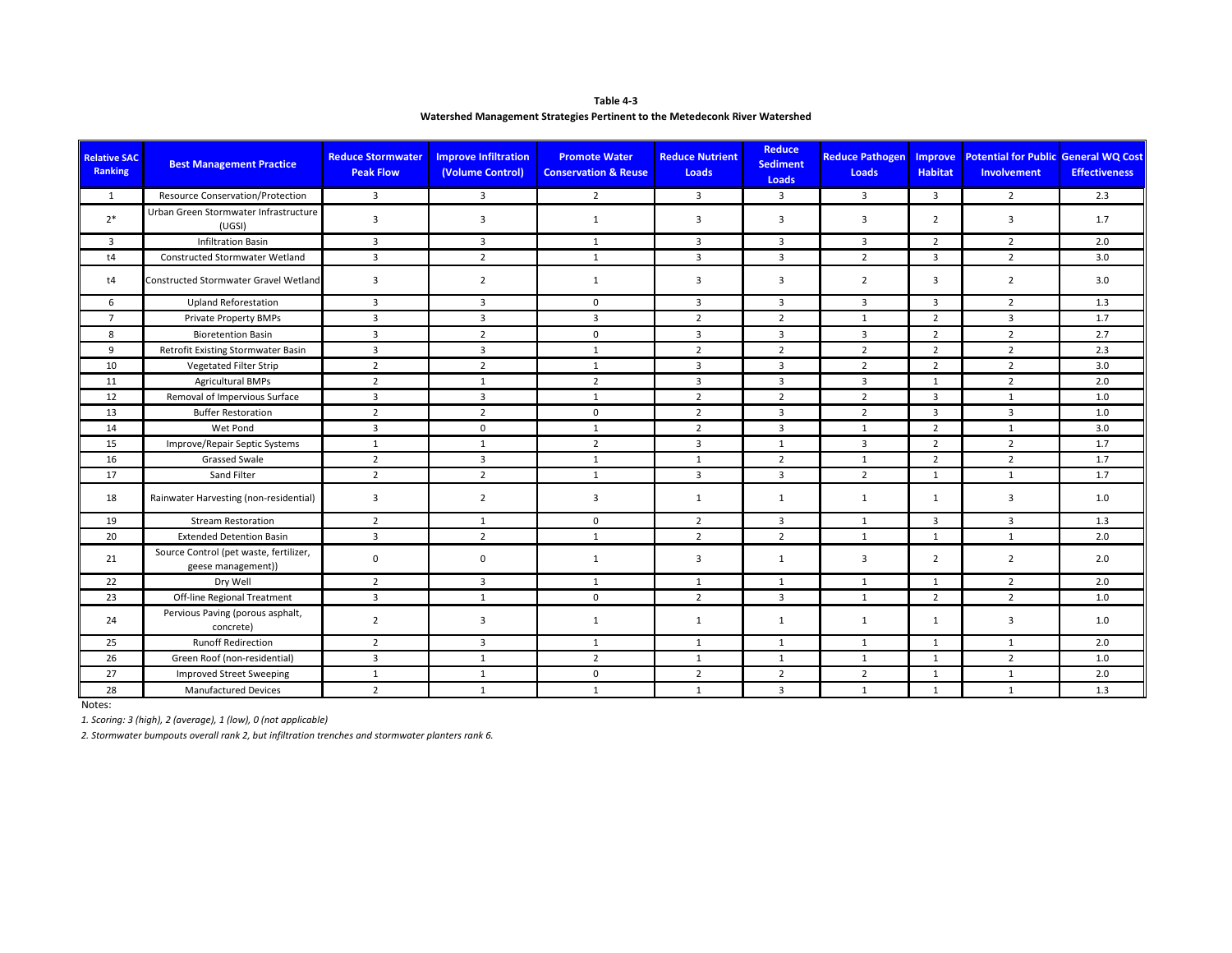**Table 4-3**
**Watershed Management Strategies Pertinent to the Metedeconk River Watershed**

| Relative SAC Ranking | Best Management Practice | Reduce Stormwater Peak Flow | Improve Infiltration (Volume Control) | Promote Water Conservation & Reuse | Reduce Nutrient Loads | Reduce Sediment Loads | Reduce Pathogen Loads | Improve Habitat | Potential for Public Involvement | General WQ Cost Effectiveness |
|---|---|---|---|---|---|---|---|---|---|---|
| 1 | Resource Conservation/Protection | 3 | 3 | 2 | 3 | 3 | 3 | 3 | 2 | 2.3 |
| 2* | Urban Green Stormwater Infrastructure (UGSI) | 3 | 3 | 1 | 3 | 3 | 3 | 2 | 3 | 1.7 |
| 3 | Infiltration Basin | 3 | 3 | 1 | 3 | 3 | 3 | 2 | 2 | 2.0 |
| t4 | Constructed Stormwater Wetland | 3 | 2 | 1 | 3 | 3 | 2 | 3 | 2 | 3.0 |
| t4 | Constructed Stormwater Gravel Wetland | 3 | 2 | 1 | 3 | 3 | 2 | 3 | 2 | 3.0 |
| 6 | Upland Reforestation | 3 | 3 | 0 | 3 | 3 | 3 | 3 | 2 | 1.3 |
| 7 | Private Property BMPs | 3 | 3 | 3 | 2 | 2 | 1 | 2 | 3 | 1.7 |
| 8 | Bioretention Basin | 3 | 2 | 0 | 3 | 3 | 3 | 2 | 2 | 2.7 |
| 9 | Retrofit Existing Stormwater Basin | 3 | 3 | 1 | 2 | 2 | 2 | 2 | 2 | 2.3 |
| 10 | Vegetated Filter Strip | 2 | 2 | 1 | 3 | 3 | 2 | 2 | 2 | 3.0 |
| 11 | Agricultural BMPs | 2 | 1 | 2 | 3 | 3 | 3 | 1 | 2 | 2.0 |
| 12 | Removal of Impervious Surface | 3 | 3 | 1 | 2 | 2 | 2 | 3 | 1 | 1.0 |
| 13 | Buffer Restoration | 2 | 2 | 0 | 2 | 3 | 2 | 3 | 3 | 1.0 |
| 14 | Wet Pond | 3 | 0 | 1 | 2 | 3 | 1 | 2 | 1 | 3.0 |
| 15 | Improve/Repair Septic Systems | 1 | 1 | 2 | 3 | 1 | 3 | 2 | 2 | 1.7 |
| 16 | Grassed Swale | 2 | 3 | 1 | 1 | 2 | 1 | 2 | 2 | 1.7 |
| 17 | Sand Filter | 2 | 2 | 1 | 3 | 3 | 2 | 1 | 1 | 1.7 |
| 18 | Rainwater Harvesting (non-residential) | 3 | 2 | 3 | 1 | 1 | 1 | 1 | 3 | 1.0 |
| 19 | Stream Restoration | 2 | 1 | 0 | 2 | 3 | 1 | 3 | 3 | 1.3 |
| 20 | Extended Detention Basin | 3 | 2 | 1 | 2 | 2 | 1 | 1 | 1 | 2.0 |
| 21 | Source Control (pet waste, fertilizer, geese management)) | 0 | 0 | 1 | 3 | 1 | 3 | 2 | 2 | 2.0 |
| 22 | Dry Well | 2 | 3 | 1 | 1 | 1 | 1 | 1 | 2 | 2.0 |
| 23 | Off-line Regional Treatment | 3 | 1 | 0 | 2 | 3 | 1 | 2 | 2 | 1.0 |
| 24 | Pervious Paving (porous asphalt, concrete) | 2 | 3 | 1 | 1 | 1 | 1 | 1 | 3 | 1.0 |
| 25 | Runoff Redirection | 2 | 3 | 1 | 1 | 1 | 1 | 1 | 1 | 2.0 |
| 26 | Green Roof (non-residential) | 3 | 1 | 2 | 1 | 1 | 1 | 1 | 2 | 1.0 |
| 27 | Improved Street Sweeping | 1 | 1 | 0 | 2 | 2 | 2 | 1 | 1 | 2.0 |
| 28 | Manufactured Devices | 2 | 1 | 1 | 1 | 3 | 1 | 1 | 1 | 1.3 |

Notes:

*1. Scoring: 3 (high), 2 (average), 1 (low), 0 (not applicable)*

*2. Stormwater bumpouts overall rank 2, but infiltration trenches and stormwater planters rank 6.*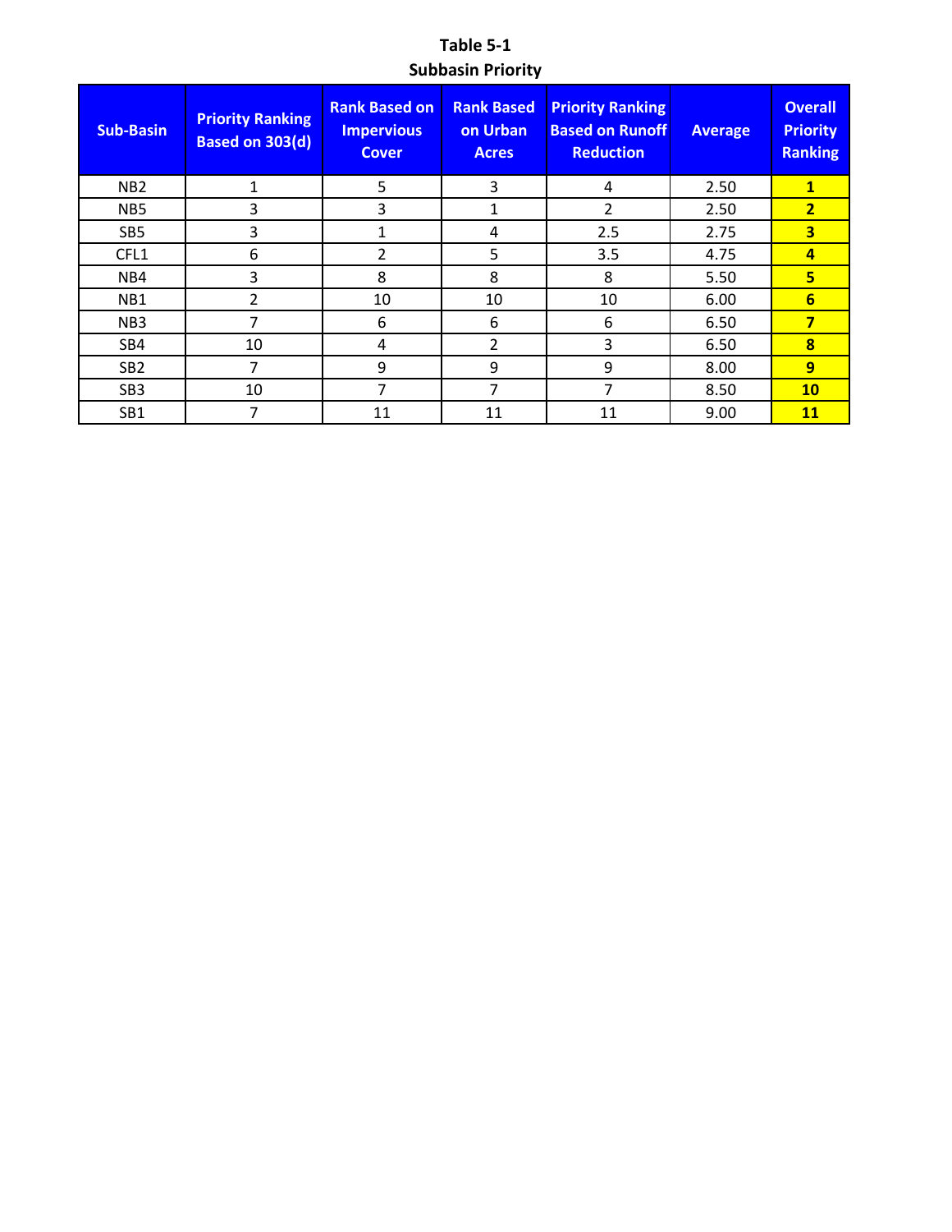**Table 5-1**
**Subbasin Priority**

| Sub-Basin | Priority Ranking Based on 303(d) | Rank Based on Impervious Cover | Rank Based on Urban Acres | Priority Ranking Based on Runoff Reduction | Average | Overall Priority Ranking |
|---|---|---|---|---|---|---|
| NB2 | 1 | 5 | 3 | 4 | 2.50 | **1** |
| NB5 | 3 | 3 | 1 | 2 | 2.50 | **2** |
| SB5 | 3 | 1 | 4 | 2.5 | 2.75 | **3** |
| CFL1 | 6 | 2 | 5 | 3.5 | 4.75 | **4** |
| NB4 | 3 | 8 | 8 | 8 | 5.50 | **5** |
| NB1 | 2 | 10 | 10 | 10 | 6.00 | **6** |
| NB3 | 7 | 6 | 6 | 6 | 6.50 | **7** |
| SB4 | 10 | 4 | 2 | 3 | 6.50 | **8** |
| SB2 | 7 | 9 | 9 | 9 | 8.00 | **9** |
| SB3 | 10 | 7 | 7 | 7 | 8.50 | **10** |
| SB1 | 7 | 11 | 11 | 11 | 9.00 | **11** |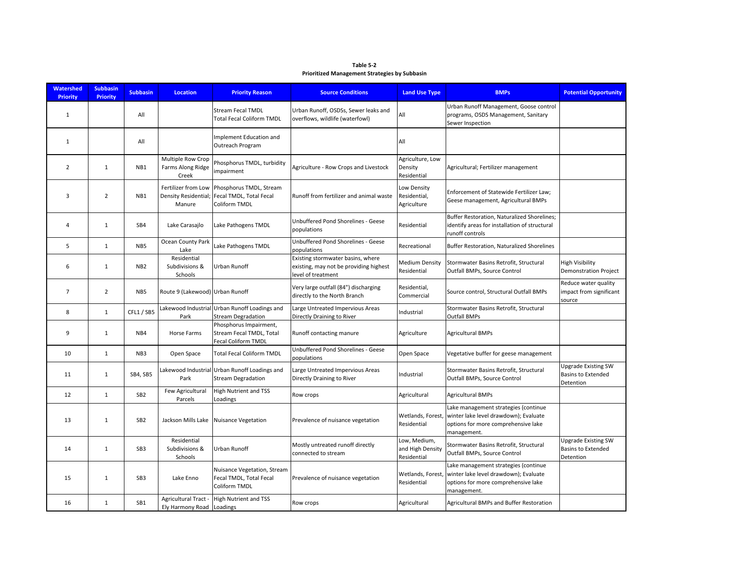**Table 5-2**
**Prioritized Management Strategies by Subbasin**

| Watershed Priority | Subbasin Priority | Subbasin | Location | Priority Reason | Source Conditions | Land Use Type | BMPs | Potential Opportunity |
|---|---|---|---|---|---|---|---|---|
| 1 | | All | | Stream Fecal TMDL Total Fecal Coliform TMDL | Urban Runoff, OSDSs, Sewer leaks and overflows, wildlife (waterfowl) | All | Urban Runoff Management, Goose control programs, OSDS Management, Sanitary Sewer Inspection | |
| 1 | | All | | Implement Education and Outreach Program | | All | | |
| 2 | 1 | NB1 | Multiple Row Crop Farms Along Ridge Creek | Phosphorus TMDL, turbidity impairment | Agriculture - Row Crops and Livestock | Agriculture, Low Density Residential | Agricultural; Fertilizer management | |
| 3 | 2 | NB1 | Fertilizer from Low Density Residential; Manure | Phosphorus TMDL, Stream Fecal TMDL, Total Fecal Coliform TMDL | Runoff from fertilizer and animal waste | Low Density Residential, Agriculture | Enforcement of Statewide Fertilizer Law; Geese management, Agricultural BMPs | |
| 4 | 1 | SB4 | Lake Carasajlo | Lake Pathogens TMDL | Unbuffered Pond Shorelines - Geese populations | Residential | Buffer Restoration, Naturalized Shorelines; identify areas for installation of structural runoff controls | |
| 5 | 1 | NB5 | Ocean County Park Lake | Lake Pathogens TMDL | Unbuffered Pond Shorelines - Geese populations | Recreational | Buffer Restoration, Naturalized Shorelines | |
| 6 | 1 | NB2 | Residential Subdivisions & Schools | Urban Runoff | Existing stormwater basins, where existing, may not be providing highest level of treatment | Medium Density Residential | Stormwater Basins Retrofit, Structural Outfall BMPs, Source Control | High Visibility Demonstration Project |
| 7 | 2 | NB5 | Route 9 (Lakewood) | Urban Runoff | Very large outfall (84") discharging directly to the North Branch | Residential, Commercial | Source control, Structural Outfall BMPs | Reduce water quality impact from significant source |
| 8 | 1 | CFL1 / SB5 | Lakewood Industrial Park | Urban Runoff Loadings and Stream Degradation | Large Untreated Impervious Areas Directly Draining to River | Industrial | Stormwater Basins Retrofit, Structural Outfall BMPs | |
| 9 | 1 | NB4 | Horse Farms | Phosphorus Impairment, Stream Fecal TMDL, Total Fecal Coliform TMDL | Runoff contacting manure | Agriculture | Agricultural BMPs | |
| 10 | 1 | NB3 | Open Space | Total Fecal Coliform TMDL | Unbuffered Pond Shorelines - Geese populations | Open Space | Vegetative buffer for geese management | |
| 11 | 1 | SB4, SB5 | Lakewood Industrial Park | Urban Runoff Loadings and Stream Degradation | Large Untreated Impervious Areas Directly Draining to River | Industrial | Stormwater Basins Retrofit, Structural Outfall BMPs, Source Control | Upgrade Existing SW Basins to Extended Detention |
| 12 | 1 | SB2 | Few Agricultural Parcels | High Nutrient and TSS Loadings | Row crops | Agricultural | Agricultural BMPs | |
| 13 | 1 | SB2 | Jackson Mills Lake | Nuisance Vegetation | Prevalence of nuisance vegetation | Wetlands, Forest, Residential | Lake management strategies (continue winter lake level drawdown); Evaluate options for more comprehensive lake management. | |
| 14 | 1 | SB3 | Residential Subdivisions & Schools | Urban Runoff | Mostly untreated runoff directly connected to stream | Low, Medium, and High Density Residential | Stormwater Basins Retrofit, Structural Outfall BMPs, Source Control | Upgrade Existing SW Basins to Extended Detention |
| 15 | 1 | SB3 | Lake Enno | Nuisance Vegetation, Stream Fecal TMDL, Total Fecal Coliform TMDL | Prevalence of nuisance vegetation | Wetlands, Forest, Residential | Lake management strategies (continue winter lake level drawdown); Evaluate options for more comprehensive lake management. | |
| 16 | 1 | SB1 | Agricultural Tract - Ely Harmony Road | High Nutrient and TSS Loadings | Row crops | Agricultural | Agricultural BMPs and Buffer Restoration | |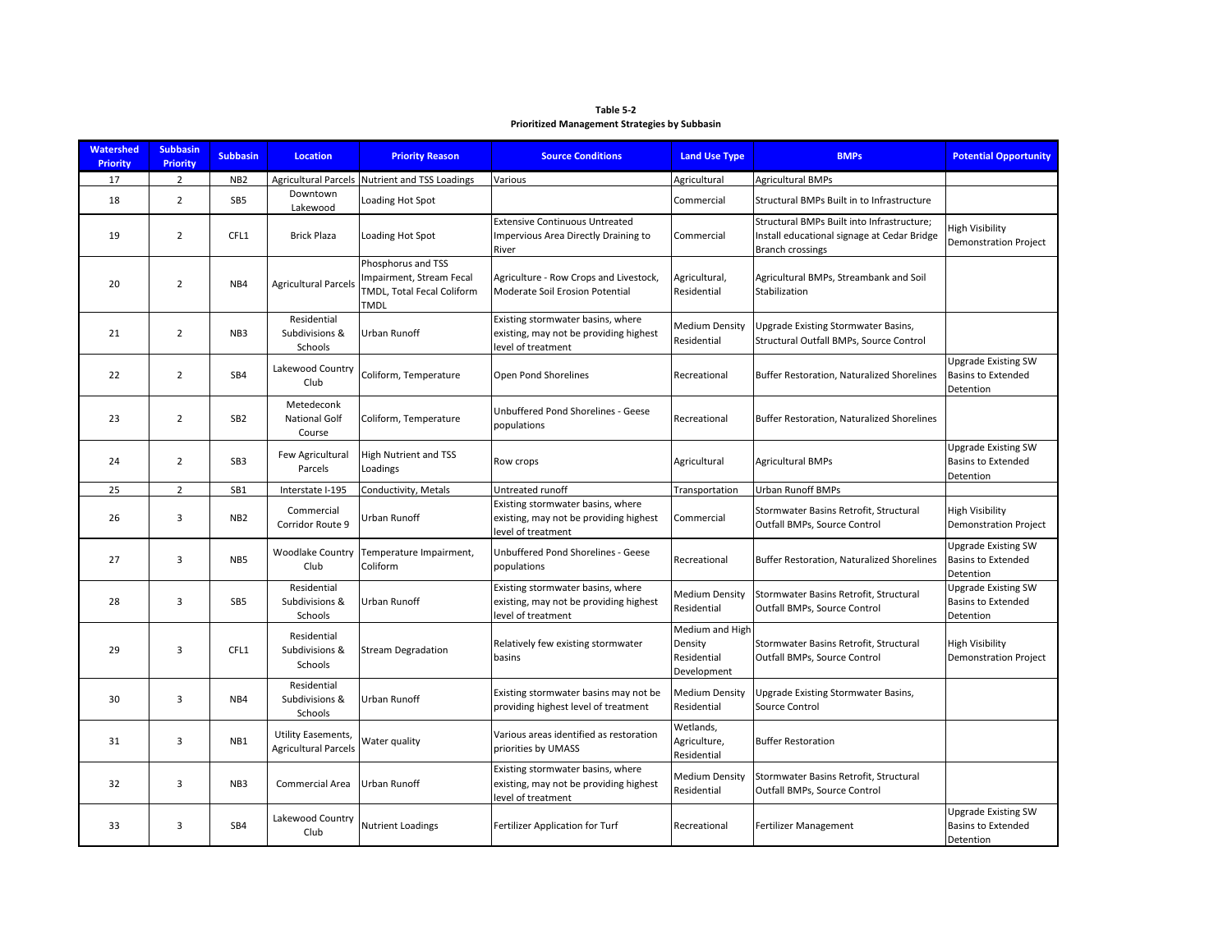**Table 5-2**
**Prioritized Management Strategies by Subbasin**

| Watershed Priority | Subbasin Priority | Subbasin | Location | Priority Reason | Source Conditions | Land Use Type | BMPs | Potential Opportunity |
|---|---|---|---|---|---|---|---|---|
| 17 | 2 | NB2 | Agricultural Parcels | Nutrient and TSS Loadings | Various | Agricultural | Agricultural BMPs | |
| 18 | 2 | SB5 | Downtown Lakewood | Loading Hot Spot | | Commercial | Structural BMPs Built in to Infrastructure | |
| 19 | 2 | CFL1 | Brick Plaza | Loading Hot Spot | Extensive Continuous Untreated Impervious Area Directly Draining to River | Commercial | Structural BMPs Built into Infrastructure; Install educational signage at Cedar Bridge Branch crossings | High Visibility Demonstration Project |
| 20 | 2 | NB4 | Agricultural Parcels | Phosphorus and TSS Impairment, Stream Fecal TMDL, Total Fecal Coliform TMDL | Agriculture - Row Crops and Livestock, Moderate Soil Erosion Potential | Agricultural, Residential | Agricultural BMPs, Streambank and Soil Stabilization | |
| 21 | 2 | NB3 | Residential Subdivisions & Schools | Urban Runoff | Existing stormwater basins, where existing, may not be providing highest level of treatment | Medium Density Residential | Upgrade Existing Stormwater Basins, Structural Outfall BMPs, Source Control | |
| 22 | 2 | SB4 | Lakewood Country Club | Coliform, Temperature | Open Pond Shorelines | Recreational | Buffer Restoration, Naturalized Shorelines | Upgrade Existing SW Basins to Extended Detention |
| 23 | 2 | SB2 | Metedeconk National Golf Course | Coliform, Temperature | Unbuffered Pond Shorelines - Geese populations | Recreational | Buffer Restoration, Naturalized Shorelines | |
| 24 | 2 | SB3 | Few Agricultural Parcels | High Nutrient and TSS Loadings | Row crops | Agricultural | Agricultural BMPs | Upgrade Existing SW Basins to Extended Detention |
| 25 | 2 | SB1 | Interstate I-195 | Conductivity, Metals | Untreated runoff | Transportation | Urban Runoff BMPs | |
| 26 | 3 | NB2 | Commercial Corridor Route 9 | Urban Runoff | Existing stormwater basins, where existing, may not be providing highest level of treatment | Commercial | Stormwater Basins Retrofit, Structural Outfall BMPs, Source Control | High Visibility Demonstration Project |
| 27 | 3 | NB5 | Woodlake Country Club | Temperature Impairment, Coliform | Unbuffered Pond Shorelines - Geese populations | Recreational | Buffer Restoration, Naturalized Shorelines | Upgrade Existing SW Basins to Extended Detention |
| 28 | 3 | SB5 | Residential Subdivisions & Schools | Urban Runoff | Existing stormwater basins, where existing, may not be providing highest level of treatment | Medium Density Residential | Stormwater Basins Retrofit, Structural Outfall BMPs, Source Control | Upgrade Existing SW Basins to Extended Detention |
| 29 | 3 | CFL1 | Residential Subdivisions & Schools | Stream Degradation | Relatively few existing stormwater basins | Medium and High Density Residential Development | Stormwater Basins Retrofit, Structural Outfall BMPs, Source Control | High Visibility Demonstration Project |
| 30 | 3 | NB4 | Residential Subdivisions & Schools | Urban Runoff | Existing stormwater basins may not be providing highest level of treatment | Medium Density Residential | Upgrade Existing Stormwater Basins, Source Control | |
| 31 | 3 | NB1 | Utility Easements, Agricultural Parcels | Water quality | Various areas identified as restoration priorities by UMASS | Wetlands, Agriculture, Residential | Buffer Restoration | |
| 32 | 3 | NB3 | Commercial Area | Urban Runoff | Existing stormwater basins, where existing, may not be providing highest level of treatment | Medium Density Residential | Stormwater Basins Retrofit, Structural Outfall BMPs, Source Control | |
| 33 | 3 | SB4 | Lakewood Country Club | Nutrient Loadings | Fertilizer Application for Turf | Recreational | Fertilizer Management | Upgrade Existing SW Basins to Extended Detention |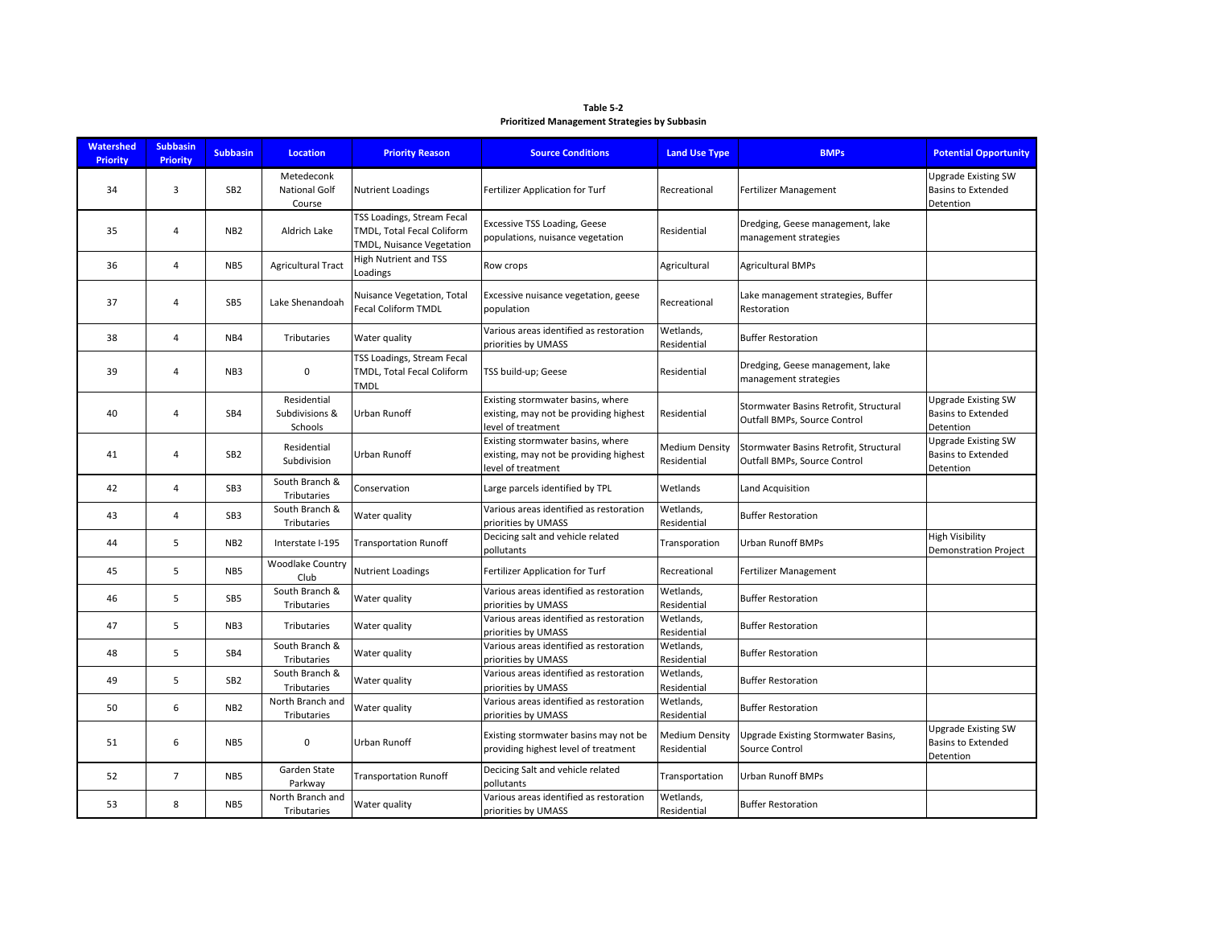**Table 5-2**
**Prioritized Management Strategies by Subbasin**

| Watershed Priority | Subbasin Priority | Subbasin | Location | Priority Reason | Source Conditions | Land Use Type | BMPs | Potential Opportunity |
|---|---|---|---|---|---|---|---|---|
| 34 | 3 | SB2 | Metedeconk National Golf Course | Nutrient Loadings | Fertilizer Application for Turf | Recreational | Fertilizer Management | Upgrade Existing SW Basins to Extended Detention |
| 35 | 4 | NB2 | Aldrich Lake | TSS Loadings, Stream Fecal TMDL, Total Fecal Coliform TMDL, Nuisance Vegetation | Excessive TSS Loading, Geese populations, nuisance vegetation | Residential | Dredging, Geese management, lake management strategies | |
| 36 | 4 | NB5 | Agricultural Tract | High Nutrient and TSS Loadings | Row crops | Agricultural | Agricultural BMPs | |
| 37 | 4 | SB5 | Lake Shenandoah | Nuisance Vegetation, Total Fecal Coliform TMDL | Excessive nuisance vegetation, geese population | Recreational | Lake management strategies, Buffer Restoration | |
| 38 | 4 | NB4 | Tributaries | Water quality | Various areas identified as restoration priorities by UMASS | Wetlands, Residential | Buffer Restoration | |
| 39 | 4 | NB3 | 0 | TSS Loadings, Stream Fecal TMDL, Total Fecal Coliform TMDL | TSS build-up; Geese | Residential | Dredging, Geese management, lake management strategies | |
| 40 | 4 | SB4 | Residential Subdivisions & Schools | Urban Runoff | Existing stormwater basins, where existing, may not be providing highest level of treatment | Residential | Stormwater Basins Retrofit, Structural Outfall BMPs, Source Control | Upgrade Existing SW Basins to Extended Detention |
| 41 | 4 | SB2 | Residential Subdivision | Urban Runoff | Existing stormwater basins, where existing, may not be providing highest level of treatment | Medium Density Residential | Stormwater Basins Retrofit, Structural Outfall BMPs, Source Control | Upgrade Existing SW Basins to Extended Detention |
| 42 | 4 | SB3 | South Branch & Tributaries | Conservation | Large parcels identified by TPL | Wetlands | Land Acquisition | |
| 43 | 4 | SB3 | South Branch & Tributaries | Water quality | Various areas identified as restoration priorities by UMASS | Wetlands, Residential | Buffer Restoration | |
| 44 | 5 | NB2 | Interstate I-195 | Transportation Runoff | Decicing salt and vehicle related pollutants | Transporation | Urban Runoff BMPs | High Visibility Demonstration Project |
| 45 | 5 | NB5 | Woodlake Country Club | Nutrient Loadings | Fertilizer Application for Turf | Recreational | Fertilizer Management | |
| 46 | 5 | SB5 | South Branch & Tributaries | Water quality | Various areas identified as restoration priorities by UMASS | Wetlands, Residential | Buffer Restoration | |
| 47 | 5 | NB3 | Tributaries | Water quality | Various areas identified as restoration priorities by UMASS | Wetlands, Residential | Buffer Restoration | |
| 48 | 5 | SB4 | South Branch & Tributaries | Water quality | Various areas identified as restoration priorities by UMASS | Wetlands, Residential | Buffer Restoration | |
| 49 | 5 | SB2 | South Branch & Tributaries | Water quality | Various areas identified as restoration priorities by UMASS | Wetlands, Residential | Buffer Restoration | |
| 50 | 6 | NB2 | North Branch and Tributaries | Water quality | Various areas identified as restoration priorities by UMASS | Wetlands, Residential | Buffer Restoration | |
| 51 | 6 | NB5 | 0 | Urban Runoff | Existing stormwater basins may not be providing highest level of treatment | Medium Density Residential | Upgrade Existing Stormwater Basins, Source Control | Upgrade Existing SW Basins to Extended Detention |
| 52 | 7 | NB5 | Garden State Parkway | Transportation Runoff | Decicing Salt and vehicle related pollutants | Transportation | Urban Runoff BMPs | |
| 53 | 8 | NB5 | North Branch and Tributaries | Water quality | Various areas identified as restoration priorities by UMASS | Wetlands, Residential | Buffer Restoration | |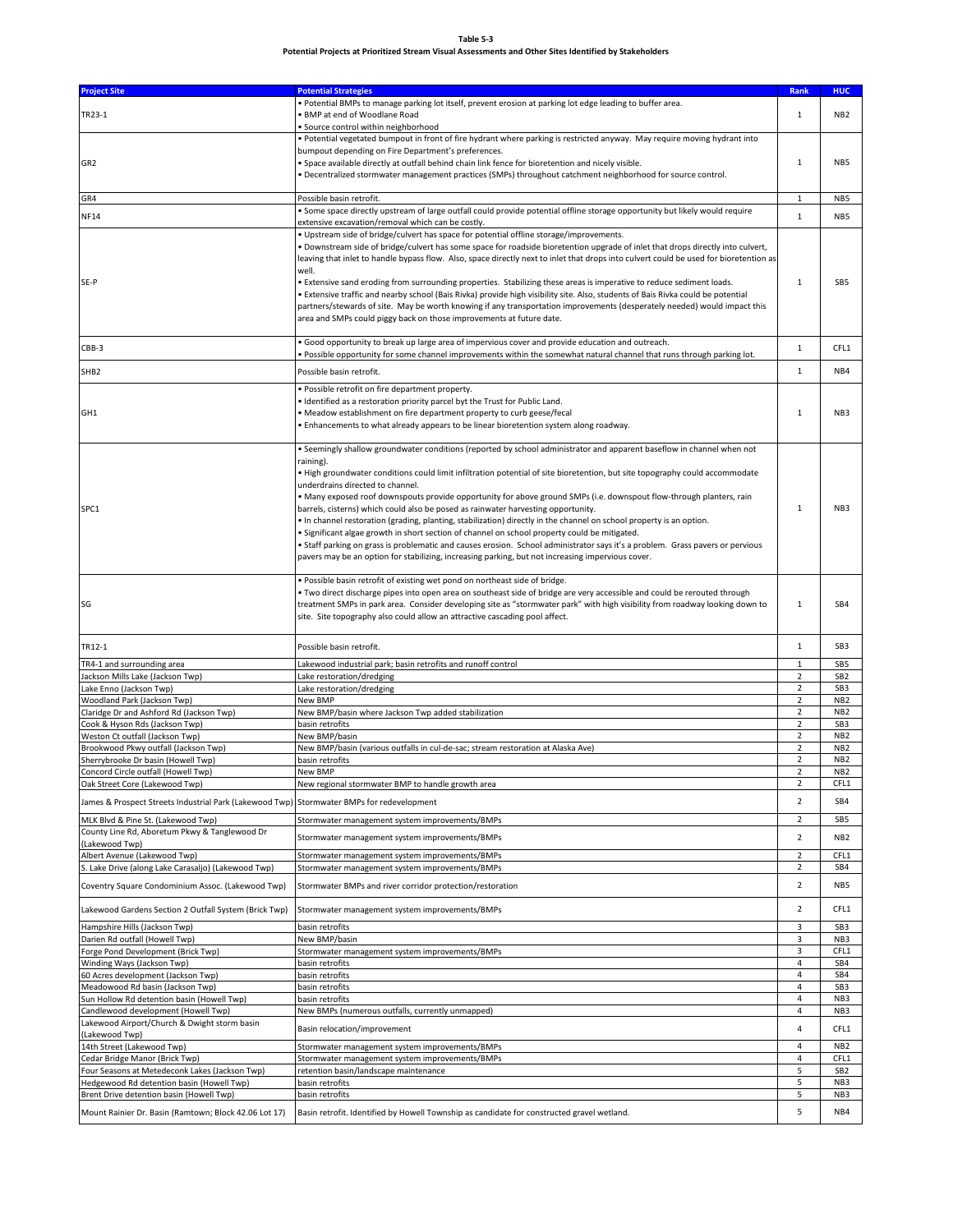**Table 5-3**

**Potential Projects at Prioritized Stream Visual Assessments and Other Sites Identified by Stakeholders**

| Project Site | Potential Strategies | Rank | HUC |
|---|---|---|---|
| TR23-1 | • Potential BMPs to manage parking lot itself, prevent erosion at parking lot edge leading to buffer area.<br>• BMP at end of Woodlane Road<br>• Source control within neighborhood | 1 | NB2 |
| GR2 | • Potential vegetated bumpout in front of fire hydrant where parking is restricted anyway. May require moving hydrant into bumpout depending on Fire Department's preferences.<br>• Space available directly at outfall behind chain link fence for bioretention and nicely visible.<br>• Decentralized stormwater management practices (SMPs) throughout catchment neighborhood for source control. | 1 | NB5 |
| GR4 | Possible basin retrofit. | 1 | NB5 |
| NF14 | • Some space directly upstream of large outfall could provide potential offline storage opportunity but likely would require extensive excavation/removal which can be costly. | 1 | NB5 |
| SE-P | • Upstream side of bridge/culvert has space for potential offline storage/improvements.<br>• Downstream side of bridge/culvert has some space for roadside bioretention upgrade of inlet that drops directly into culvert, leaving that inlet to handle bypass flow. Also, space directly next to inlet that drops into culvert could be used for bioretention as well.<br>• Extensive sand eroding from surrounding properties. Stabilizing these areas is imperative to reduce sediment loads.<br>• Extensive traffic and nearby school (Bais Rivka) provide high visibility site. Also, students of Bais Rivka could be potential partners/stewards of site. May be worth knowing if any transportation improvements (desperately needed) would impact this area and SMPs could piggy back on those improvements at future date. | 1 | SB5 |
| CBB-3 | • Good opportunity to break up large area of impervious cover and provide education and outreach.<br>• Possible opportunity for some channel improvements within the somewhat natural channel that runs through parking lot. | 1 | CFL1 |
| SHB2 | Possible basin retrofit. | 1 | NB4 |
| GH1 | • Possible retrofit on fire department property.<br>• Identified as a restoration priority parcel byt the Trust for Public Land.<br>• Meadow establishment on fire department property to curb geese/fecal<br>• Enhancements to what already appears to be linear bioretention system along roadway. | 1 | NB3 |
| SPC1 | • Seemingly shallow groundwater conditions (reported by school administrator and apparent baseflow in channel when not raining).<br>• High groundwater conditions could limit infiltration potential of site bioretention, but site topography could accommodate underdrains directed to channel.<br>• Many exposed roof downspouts provide opportunity for above ground SMPs (i.e. downspout flow-through planters, rain barrels, cisterns) which could also be posed as rainwater harvesting opportunity.<br>• In channel restoration (grading, planting, stabilization) directly in the channel on school property is an option.<br>• Significant algae growth in short section of channel on school property could be mitigated.<br>• Staff parking on grass is problematic and causes erosion. School administrator says it's a problem. Grass pavers or pervious pavers may be an option for stabilizing, increasing parking, but not increasing impervious cover. | 1 | NB3 |
| SG | • Possible basin retrofit of existing wet pond on northeast side of bridge.<br>• Two direct discharge pipes into open area on southeast side of bridge are very accessible and could be rerouted through treatment SMPs in park area. Consider developing site as "stormwater park" with high visibility from roadway looking down to site. Site topography also could allow an attractive cascading pool affect. | 1 | SB4 |
| TR12-1 | Possible basin retrofit. | 1 | SB3 |
| TR4-1 and surrounding area | Lakewood industrial park; basin retrofits and runoff control | 1 | SB5 |
| Jackson Mills Lake (Jackson Twp) | Lake restoration/dredging | 2 | SB2 |
| Lake Enno (Jackson Twp) | Lake restoration/dredging | 2 | SB3 |
| Woodland Park (Jackson Twp) | New BMP | 2 | NB2 |
| Claridge Dr and Ashford Rd (Jackson Twp) | New BMP/basin where Jackson Twp added stabilization | 2 | NB2 |
| Cook & Hyson Rds (Jackson Twp) | basin retrofits | 2 | SB3 |
| Weston Ct outfall (Jackson Twp) | New BMP/basin | 2 | NB2 |
| Brookwood Pkwy outfall (Jackson Twp) | New BMP/basin (various outfalls in cul-de-sac; stream restoration at Alaska Ave) | 2 | NB2 |
| Sherrybrooke Dr basin (Howell Twp) | basin retrofits | 2 | NB2 |
| Concord Circle outfall (Howell Twp) | New BMP | 2 | NB2 |
| Oak Street Core (Lakewood Twp) | New regional stormwater BMP to handle growth area | 2 | CFL1 |
| James & Prospect Streets Industrial Park (Lakewood Twp) | Stormwater BMPs for redevelopment | 2 | SB4 |
| MLK Blvd & Pine St. (Lakewood Twp) | Stormwater management system improvements/BMPs | 2 | SB5 |
| County Line Rd, Aboretum Pkwy & Tanglewood Dr (Lakewood Twp) | Stormwater management system improvements/BMPs | 2 | NB2 |
| Albert Avenue (Lakewood Twp) | Stormwater management system improvements/BMPs | 2 | CFL1 |
| S. Lake Drive (along Lake Carasaljo) (Lakewood Twp) | Stormwater management system improvements/BMPs | 2 | SB4 |
| Coventry Square Condominium Assoc. (Lakewood Twp) | Stormwater BMPs and river corridor protection/restoration | 2 | NB5 |
| Lakewood Gardens Section 2 Outfall System (Brick Twp) | Stormwater management system improvements/BMPs | 2 | CFL1 |
| Hampshire Hills (Jackson Twp) | basin retrofits | 3 | SB3 |
| Darien Rd outfall (Howell Twp) | New BMP/basin | 3 | NB3 |
| Forge Pond Development (Brick Twp) | Stormwater management system improvements/BMPs | 3 | CFL1 |
| Winding Ways (Jackson Twp) | basin retrofits | 4 | SB4 |
| 60 Acres development (Jackson Twp) | basin retrofits | 4 | SB4 |
| Meadowood Rd basin (Jackson Twp) | basin retrofits | 4 | SB3 |
| Sun Hollow Rd detention basin (Howell Twp) | basin retrofits | 4 | NB3 |
| Candlewood development (Howell Twp) | New BMPs (numerous outfalls, currently unmapped) | 4 | NB3 |
| Lakewood Airport/Church & Dwight storm basin (Lakewood Twp) | Basin relocation/improvement | 4 | CFL1 |
| 14th Street (Lakewood Twp) | Stormwater management system improvements/BMPs | 4 | NB2 |
| Cedar Bridge Manor (Brick Twp) | Stormwater management system improvements/BMPs | 4 | CFL1 |
| Four Seasons at Metedeconk Lakes (Jackson Twp) | retention basin/landscape maintenance | 5 | SB2 |
| Hedgewood Rd detention basin (Howell Twp) | basin retrofits | 5 | NB3 |
| Brent Drive detention basin (Howell Twp) | basin retrofits | 5 | NB3 |
| Mount Rainier Dr. Basin (Ramtown; Block 42.06 Lot 17) | Basin retrofit. Identified by Howell Township as candidate for constructed gravel wetland. | 5 | NB4 |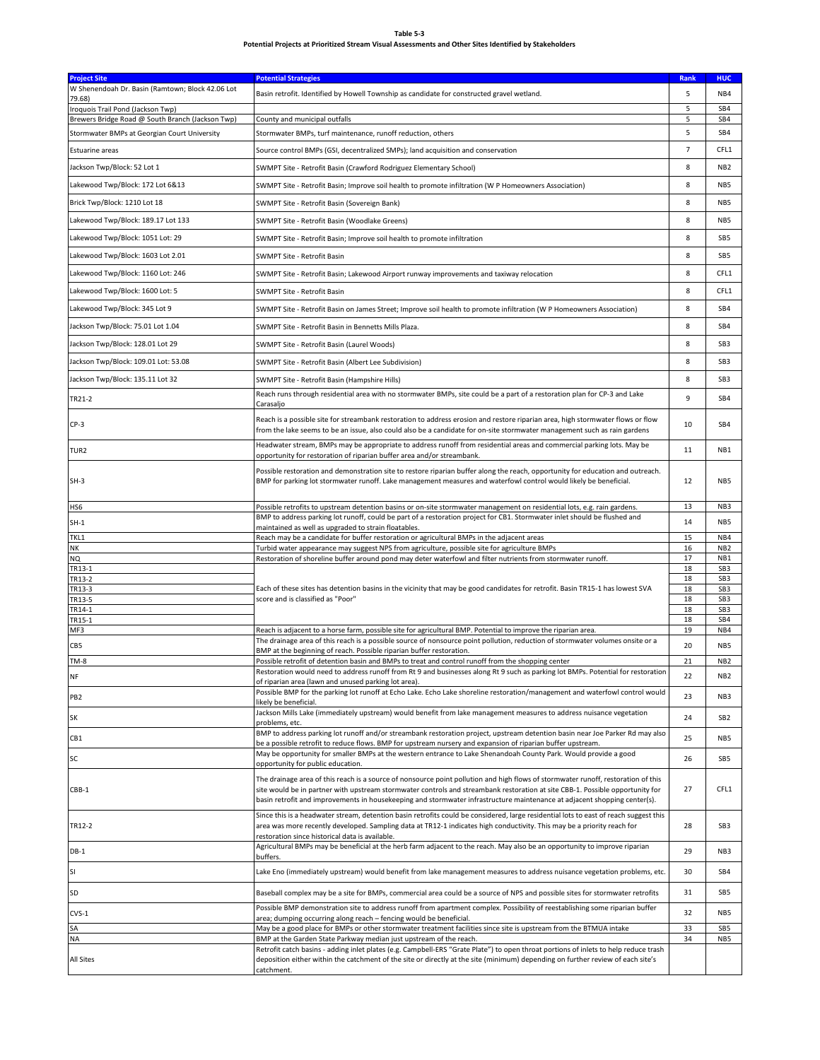**Table 5-3**
**Potential Projects at Prioritized Stream Visual Assessments and Other Sites Identified by Stakeholders**

| Project Site | Potential Strategies | Rank | HUC |
|---|---|---|---|
| W Shenendoah Dr. Basin (Ramtown; Block 42.06 Lot 79.68) | Basin retrofit. Identified by Howell Township as candidate for constructed gravel wetland. | 5 | NB4 |
| Iroquois Trail Pond (Jackson Twp) | | 5 | SB4 |
| Brewers Bridge Road @ South Branch (Jackson Twp) | County and municipal outfalls | 5 | SB4 |
| Stormwater BMPs at Georgian Court University | Stormwater BMPs, turf maintenance, runoff reduction, others | 5 | SB4 |
| Estuarine areas | Source control BMPs (GSI, decentralized SMPs); land acquisition and conservation | 7 | CFL1 |
| Jackson Twp/Block: 52 Lot 1 | SWMPT Site - Retrofit Basin (Crawford Rodriguez Elementary School) | 8 | NB2 |
| Lakewood Twp/Block: 172 Lot 6&13 | SWMPT Site - Retrofit Basin; Improve soil health to promote infiltration (W P Homeowners Association) | 8 | NB5 |
| Brick Twp/Block: 1210 Lot 18 | SWMPT Site - Retrofit Basin (Sovereign Bank) | 8 | NB5 |
| Lakewood Twp/Block: 189.17 Lot 133 | SWMPT Site - Retrofit Basin (Woodlake Greens) | 8 | NB5 |
| Lakewood Twp/Block: 1051 Lot: 29 | SWMPT Site - Retrofit Basin; Improve soil health to promote infiltration | 8 | SB5 |
| Lakewood Twp/Block: 1603 Lot 2.01 | SWMPT Site - Retrofit Basin | 8 | SB5 |
| Lakewood Twp/Block: 1160 Lot: 246 | SWMPT Site - Retrofit Basin; Lakewood Airport runway improvements and taxiway relocation | 8 | CFL1 |
| Lakewood Twp/Block: 1600 Lot: 5 | SWMPT Site - Retrofit Basin | 8 | CFL1 |
| Lakewood Twp/Block: 345 Lot 9 | SWMPT Site - Retrofit Basin on James Street; Improve soil health to promote infiltration (W P Homeowners Association) | 8 | SB4 |
| Jackson Twp/Block: 75.01 Lot 1.04 | SWMPT Site - Retrofit Basin in Bennetts Mills Plaza. | 8 | SB4 |
| Jackson Twp/Block: 128.01 Lot 29 | SWMPT Site - Retrofit Basin (Laurel Woods) | 8 | SB3 |
| Jackson Twp/Block: 109.01 Lot: 53.08 | SWMPT Site - Retrofit Basin (Albert Lee Subdivision) | 8 | SB3 |
| Jackson Twp/Block: 135.11 Lot 32 | SWMPT Site - Retrofit Basin (Hampshire Hills) | 8 | SB3 |
| TR21-2 | Reach runs through residential area with no stormwater BMPs, site could be a part of a restoration plan for CP-3 and Lake Carasaljo | 9 | SB4 |
| CP-3 | Reach is a possible site for streambank restoration to address erosion and restore riparian area, high stormwater flows or flow from the lake seems to be an issue, also could also be a candidate for on-site stormwater management such as rain gardens | 10 | SB4 |
| TUR2 | Headwater stream, BMPs may be appropriate to address runoff from residential areas and commercial parking lots. May be opportunity for restoration of riparian buffer area and/or streambank. | 11 | NB1 |
| SH-3 | Possible restoration and demonstration site to restore riparian buffer along the reach, opportunity for education and outreach. BMP for parking lot stormwater runoff. Lake management measures and waterfowl control would likely be beneficial. | 12 | NB5 |
| HS6 | Possible retrofits to upstream detention basins or on-site stormwater management on residential lots, e.g. rain gardens. | 13 | NB3 |
| SH-1 | BMP to address parking lot runoff, could be part of a restoration project for CB1. Stormwater inlet should be flushed and maintained as well as upgraded to strain floatables. | 14 | NB5 |
| TKL1 | Reach may be a candidate for buffer restoration or agricultural BMPs in the adjacent areas | 15 | NB4 |
| NK | Turbid water appearance may suggest NPS from agriculture, possible site for agriculture BMPs | 16 | NB2 |
| NQ | Restoration of shoreline buffer around pond may deter waterfowl and filter nutrients from stormwater runoff. | 17 | NB1 |
| TR13-1 | Each of these sites has detention basins in the vicinity that may be good candidates for retrofit. Basin TR15-1 has lowest SVA score and is classified as "Poor" | 18 | SB3 |
| TR13-2 | | 18 | SB3 |
| TR13-3 | | 18 | SB3 |
| TR13-5 | | 18 | SB3 |
| TR14-1 | | 18 | SB3 |
| TR15-1 | | 18 | SB4 |
| MF3 | Reach is adjacent to a horse farm, possible site for agricultural BMP. Potential to improve the riparian area. | 19 | NB4 |
| CB5 | The drainage area of this reach is a possible source of nonsource point pollution, reduction of stormwater volumes onsite or a BMP at the beginning of reach. Possible riparian buffer restoration. | 20 | NB5 |
| TM-8 | Possible retrofit of detention basin and BMPs to treat and control runoff from the shopping center | 21 | NB2 |
| NF | Restoration would need to address runoff from Rt 9 and businesses along Rt 9 such as parking lot BMPs. Potential for restoration of riparian area (lawn and unused parking lot area). | 22 | NB2 |
| PB2 | Possible BMP for the parking lot runoff at Echo Lake. Echo Lake shoreline restoration/management and waterfowl control would likely be beneficial. | 23 | NB3 |
| SK | Jackson Mills Lake (immediately upstream) would benefit from lake management measures to address nuisance vegetation problems, etc. | 24 | SB2 |
| CB1 | BMP to address parking lot runoff and/or streambank restoration project, upstream detention basin near Joe Parker Rd may also be a possible retrofit to reduce flows. BMP for upstream nursery and expansion of riparian buffer upstream. | 25 | NB5 |
| SC | May be opportunity for smaller BMPs at the western entrance to Lake Shenandoah County Park. Would provide a good opportunity for public education. | 26 | SB5 |
| CBB-1 | The drainage area of this reach is a source of nonsource point pollution and high flows of stormwater runoff, restoration of this site would be in partner with upstream stormwater controls and streambank restoration at site CBB-1. Possible opportunity for basin retrofit and improvements in housekeeping and stormwater infrastructure maintenance at adjacent shopping center(s). | 27 | CFL1 |
| TR12-2 | Since this is a headwater stream, detention basin retrofits could be considered, large residential lots to east of reach suggest this area was more recently developed. Sampling data at TR12-1 indicates high conductivity. This may be a priority reach for restoration since historical data is available. | 28 | SB3 |
| DB-1 | Agricultural BMPs may be beneficial at the herb farm adjacent to the reach. May also be an opportunity to improve riparian buffers. | 29 | NB3 |
| SI | Lake Eno (immediately upstream) would benefit from lake management measures to address nuisance vegetation problems, etc. | 30 | SB4 |
| SD | Baseball complex may be a site for BMPs, commercial area could be a source of NPS and possible sites for stormwater retrofits | 31 | SB5 |
| CVS-1 | Possible BMP demonstration site to address runoff from apartment complex. Possibility of reestablishing some riparian buffer area; dumping occurring along reach – fencing would be beneficial. | 32 | NB5 |
| SA | May be a good place for BMPs or other stormwater treatment facilities since site is upstream from the BTMUA intake | 33 | SB5 |
| NA | BMP at the Garden State Parkway median just upstream of the reach. | 34 | NB5 |
| All Sites | Retrofit catch basins - adding inlet plates (e.g. Campbell-ERS "Grate Plate") to open throat portions of inlets to help reduce trash deposition either within the catchment of the site or directly at the site (minimum) depending on further review of each site's catchment. | | |